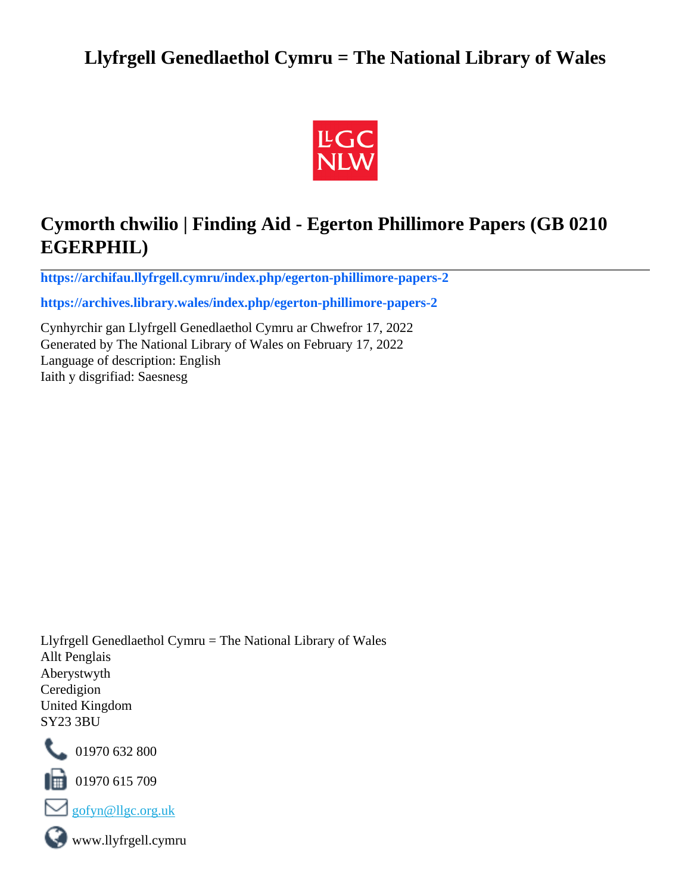# Llyfrgell Genedlaethol Cymru = The National Library of Wales

## Cymorth chwilio | Finding Aid - Egerton Phillimore Papers (GB 0210 EGERPHIL)

**https://archifau.llyfrgell.cymru/index.php/egerton-phillimore-papers-2**

**https://archives.library.wales/index.php/egerton-phillimore-papers-2**

Cynhyrchir gan Llyfrgell Genedlaethol Cymru ar Chwefror 17, 2022
Generated by The National Library of Wales on February 17, 2022
Language of description: English
Iaith y disgrifiad: Saesnesg

Llyfrgell Genedlaethol Cymru = The National Library of Wales
Allt Penglais
Aberystwyth
Ceredigion
United Kingdom
SY23 3BU

01970 632 800

01970 615 709

gofyn@llgc.org.uk

www.llyfrgell.cymru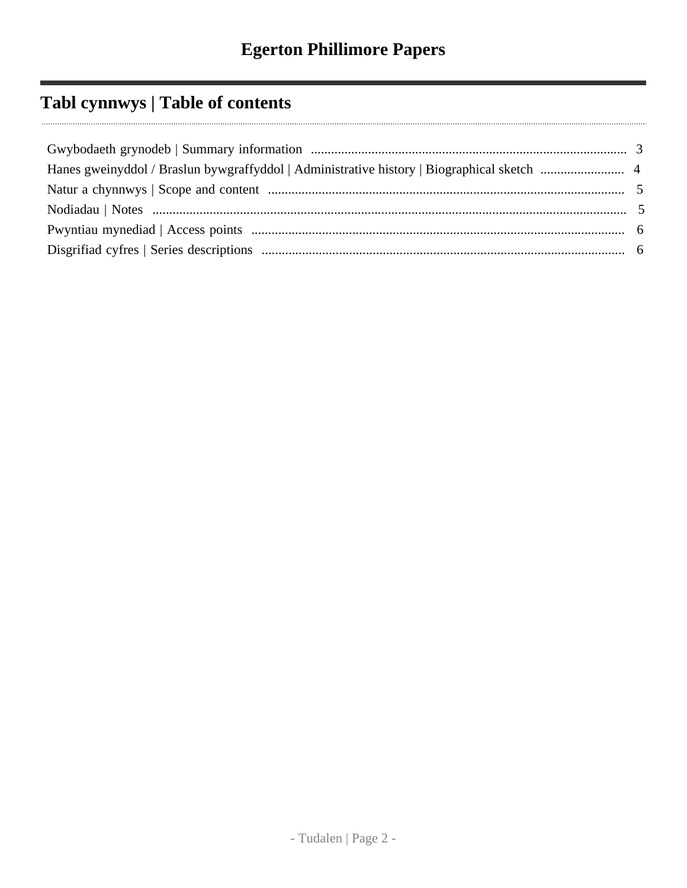# Egerton Phillimore Papers

## Tabl cynnwys | Table of contents

Gwybodaeth grynodeb | Summary information .......... 3

Hanes gweinyddol / Braslun bywgraffyddol | Administrative history | Biographical sketch .......... 4

Natur a chynnwys | Scope and content .......... 5

Nodiadau | Notes .......... 5

Pwyntiau mynediad | Access points .......... 6

Disgrifiad cyfres | Series descriptions .......... 6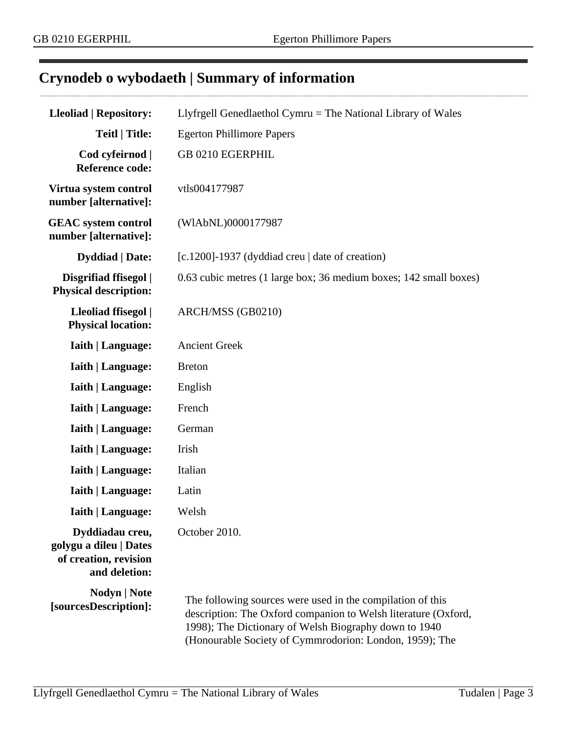## Crynodeb o wybodaeth | Summary of information

| | |
|---|---|
| **Lleoliad \| Repository:** | Llyfrgell Genedlaethol Cymru = The National Library of Wales |
| **Teitl \| Title:** | Egerton Phillimore Papers |
| **Cod cyfeirnod \| Reference code:** | GB 0210 EGERPHIL |
| **Virtua system control number [alternative]:** | vtls004177987 |
| **GEAC system control number [alternative]:** | (WlAbNL)0000177987 |
| **Dyddiad \| Date:** | [c.1200]-1937 (dyddiad creu \| date of creation) |
| **Disgrifiad ffisegol \| Physical description:** | 0.63 cubic metres (1 large box; 36 medium boxes; 142 small boxes) |
| **Lleoliad ffisegol \| Physical location:** | ARCH/MSS (GB0210) |
| **Iaith \| Language:** | Ancient Greek |
| **Iaith \| Language:** | Breton |
| **Iaith \| Language:** | English |
| **Iaith \| Language:** | French |
| **Iaith \| Language:** | German |
| **Iaith \| Language:** | Irish |
| **Iaith \| Language:** | Italian |
| **Iaith \| Language:** | Latin |
| **Iaith \| Language:** | Welsh |
| **Dyddiadau creu, golygu a dileu \| Dates of creation, revision and deletion:** | October 2010. |
| **Nodyn \| Note [sourcesDescription]:** | The following sources were used in the compilation of this description: The Oxford companion to Welsh literature (Oxford, 1998); The Dictionary of Welsh Biography down to 1940 (Honourable Society of Cymmrodorion: London, 1959); The |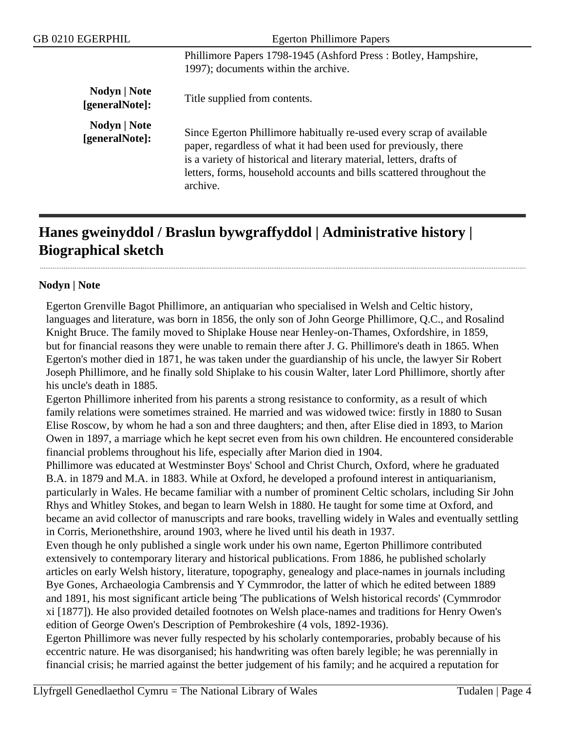Phillimore Papers 1798-1945 (Ashford Press : Botley, Hampshire, 1997); documents within the archive.

**Nodyn | Note [generalNote]:** Title supplied from contents.

**Nodyn | Note [generalNote]:** Since Egerton Phillimore habitually re-used every scrap of available paper, regardless of what it had been used for previously, there is a variety of historical and literary material, letters, drafts of letters, forms, household accounts and bills scattered throughout the archive.

## Hanes gweinyddol / Braslun bywgraffyddol | Administrative history | Biographical sketch

### Nodyn | Note

Egerton Grenville Bagot Phillimore, an antiquarian who specialised in Welsh and Celtic history, languages and literature, was born in 1856, the only son of John George Phillimore, Q.C., and Rosalind Knight Bruce. The family moved to Shiplake House near Henley-on-Thames, Oxfordshire, in 1859, but for financial reasons they were unable to remain there after J. G. Phillimore's death in 1865. When Egerton's mother died in 1871, he was taken under the guardianship of his uncle, the lawyer Sir Robert Joseph Phillimore, and he finally sold Shiplake to his cousin Walter, later Lord Phillimore, shortly after his uncle's death in 1885.

Egerton Phillimore inherited from his parents a strong resistance to conformity, as a result of which family relations were sometimes strained. He married and was widowed twice: firstly in 1880 to Susan Elise Roscow, by whom he had a son and three daughters; and then, after Elise died in 1893, to Marion Owen in 1897, a marriage which he kept secret even from his own children. He encountered considerable financial problems throughout his life, especially after Marion died in 1904.

Phillimore was educated at Westminster Boys' School and Christ Church, Oxford, where he graduated B.A. in 1879 and M.A. in 1883. While at Oxford, he developed a profound interest in antiquarianism, particularly in Wales. He became familiar with a number of prominent Celtic scholars, including Sir John Rhys and Whitley Stokes, and began to learn Welsh in 1880. He taught for some time at Oxford, and became an avid collector of manuscripts and rare books, travelling widely in Wales and eventually settling in Corris, Merionethshire, around 1903, where he lived until his death in 1937.

Even though he only published a single work under his own name, Egerton Phillimore contributed extensively to contemporary literary and historical publications. From 1886, he published scholarly articles on early Welsh history, literature, topography, genealogy and place-names in journals including Bye Gones, Archaeologia Cambrensis and Y Cymmrodor, the latter of which he edited between 1889 and 1891, his most significant article being 'The publications of Welsh historical records' (Cymmrodor xi [1877]). He also provided detailed footnotes on Welsh place-names and traditions for Henry Owen's edition of George Owen's Description of Pembrokeshire (4 vols, 1892-1936).

Egerton Phillimore was never fully respected by his scholarly contemporaries, probably because of his eccentric nature. He was disorganised; his handwriting was often barely legible; he was perennially in financial crisis; he married against the better judgement of his family; and he acquired a reputation for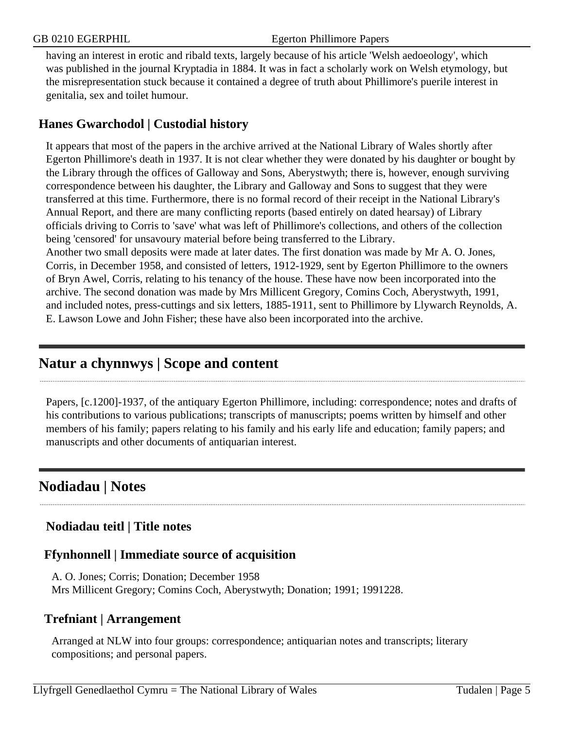having an interest in erotic and ribald texts, largely because of his article 'Welsh aedoeology', which was published in the journal Kryptadia in 1884. It was in fact a scholarly work on Welsh etymology, but the misrepresentation stuck because it contained a degree of truth about Phillimore's puerile interest in genitalia, sex and toilet humour.

### Hanes Gwarchodol | Custodial history

It appears that most of the papers in the archive arrived at the National Library of Wales shortly after Egerton Phillimore's death in 1937. It is not clear whether they were donated by his daughter or bought by the Library through the offices of Galloway and Sons, Aberystwyth; there is, however, enough surviving correspondence between his daughter, the Library and Galloway and Sons to suggest that they were transferred at this time. Furthermore, there is no formal record of their receipt in the National Library's Annual Report, and there are many conflicting reports (based entirely on dated hearsay) of Library officials driving to Corris to 'save' what was left of Phillimore's collections, and others of the collection being 'censored' for unsavoury material before being transferred to the Library.
Another two small deposits were made at later dates. The first donation was made by Mr A. O. Jones, Corris, in December 1958, and consisted of letters, 1912-1929, sent by Egerton Phillimore to the owners of Bryn Awel, Corris, relating to his tenancy of the house. These have now been incorporated into the archive. The second donation was made by Mrs Millicent Gregory, Comins Coch, Aberystwyth, 1991, and included notes, press-cuttings and six letters, 1885-1911, sent to Phillimore by Llywarch Reynolds, A. E. Lawson Lowe and John Fisher; these have also been incorporated into the archive.

## Natur a chynnwys | Scope and content

Papers, [c.1200]-1937, of the antiquary Egerton Phillimore, including: correspondence; notes and drafts of his contributions to various publications; transcripts of manuscripts; poems written by himself and other members of his family; papers relating to his family and his early life and education; family papers; and manuscripts and other documents of antiquarian interest.

## Nodiadau | Notes

### Nodiadau teitl | Title notes

### Ffynhonnell | Immediate source of acquisition

A. O. Jones; Corris; Donation; December 1958
Mrs Millicent Gregory; Comins Coch, Aberystwyth; Donation; 1991; 1991228.

### Trefniant | Arrangement

Arranged at NLW into four groups: correspondence; antiquarian notes and transcripts; literary compositions; and personal papers.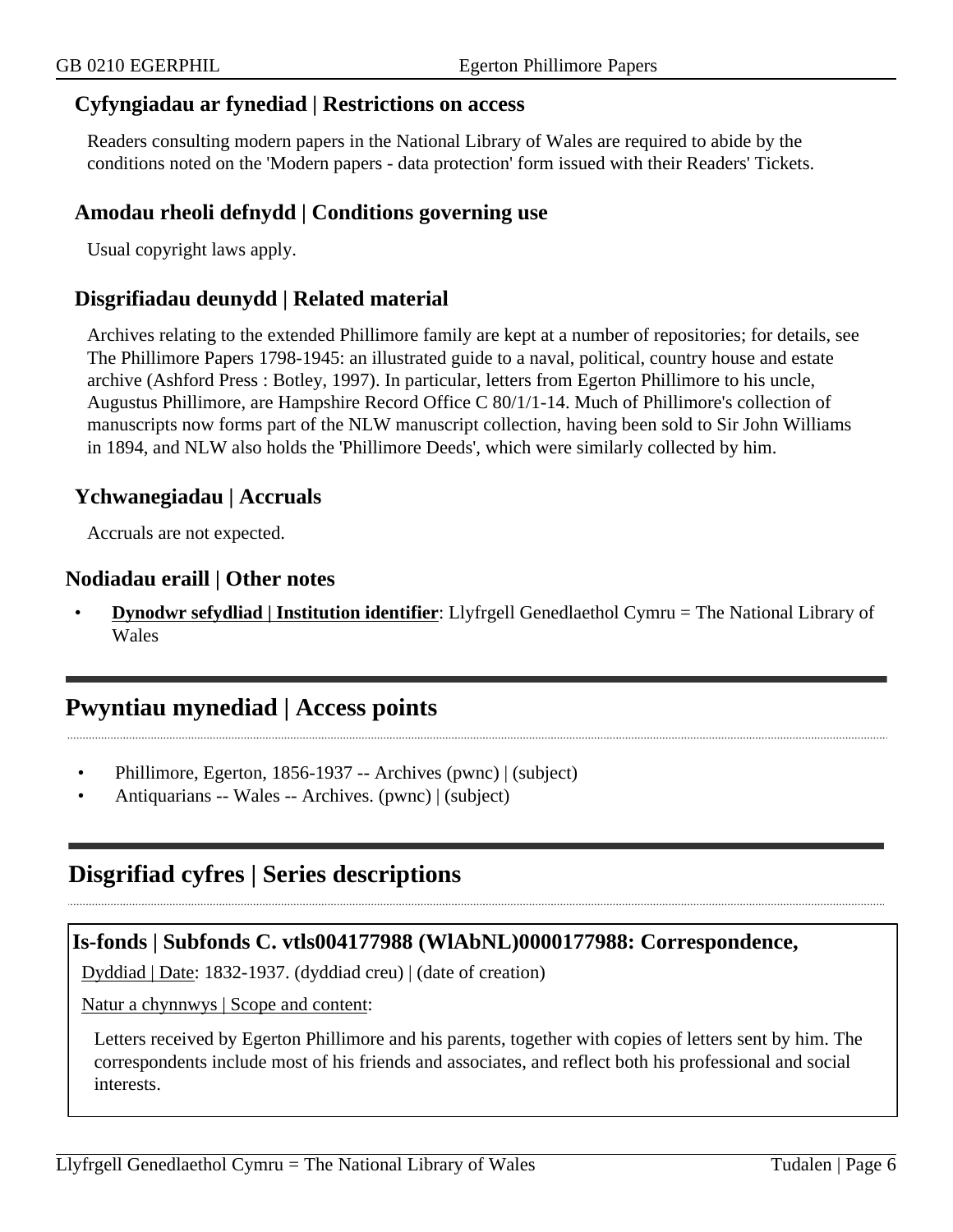### Cyfyngiadau ar fynediad | Restrictions on access

Readers consulting modern papers in the National Library of Wales are required to abide by the conditions noted on the 'Modern papers - data protection' form issued with their Readers' Tickets.

### Amodau rheoli defnydd | Conditions governing use

Usual copyright laws apply.

### Disgrifiadau deunydd | Related material

Archives relating to the extended Phillimore family are kept at a number of repositories; for details, see The Phillimore Papers 1798-1945: an illustrated guide to a naval, political, country house and estate archive (Ashford Press : Botley, 1997). In particular, letters from Egerton Phillimore to his uncle, Augustus Phillimore, are Hampshire Record Office C 80/1/1-14. Much of Phillimore's collection of manuscripts now forms part of the NLW manuscript collection, having been sold to Sir John Williams in 1894, and NLW also holds the 'Phillimore Deeds', which were similarly collected by him.

### Ychwanegiadau | Accruals

Accruals are not expected.

### Nodiadau eraill | Other notes

- **Dynodwr sefydliad | Institution identifier**: Llyfrgell Genedlaethol Cymru = The National Library of Wales

## Pwyntiau mynediad | Access points

- Phillimore, Egerton, 1856-1937 -- Archives (pwnc) | (subject)
- Antiquarians -- Wales -- Archives. (pwnc) | (subject)

## Disgrifiad cyfres | Series descriptions

### Is-fonds | Subfonds C. vtls004177988 (WlAbNL)0000177988: Correspondence,

Dyddiad | Date: 1832-1937. (dyddiad creu) | (date of creation)

Natur a chynnwys | Scope and content:

Letters received by Egerton Phillimore and his parents, together with copies of letters sent by him. The correspondents include most of his friends and associates, and reflect both his professional and social interests.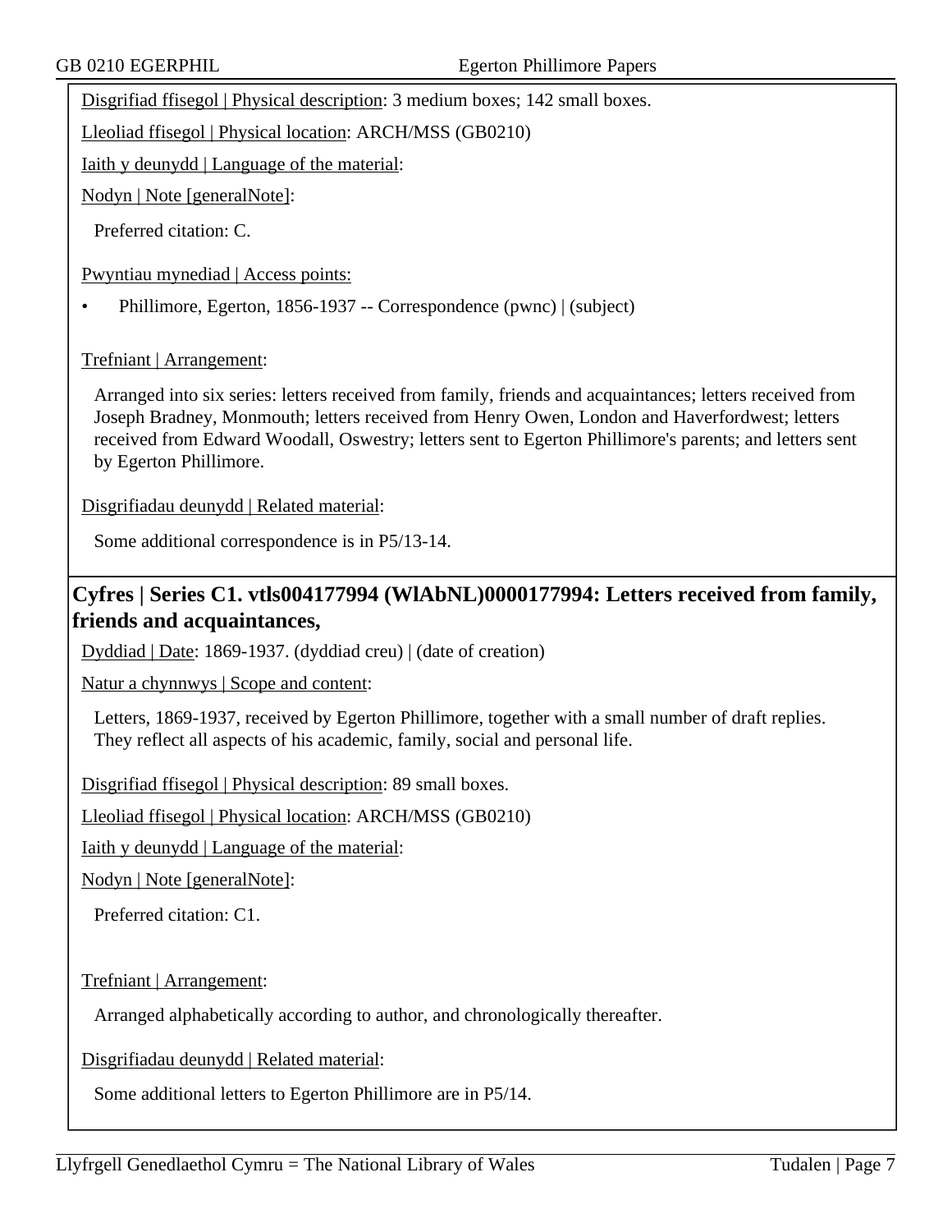Disgrifiad ffisegol | Physical description: 3 medium boxes; 142 small boxes.

Lleoliad ffisegol | Physical location: ARCH/MSS (GB0210)

Iaith y deunydd | Language of the material:

Nodyn | Note [generalNote]:

Preferred citation: C.

Pwyntiau mynediad | Access points:

- Phillimore, Egerton, 1856-1937 -- Correspondence (pwnc) | (subject)

Trefniant | Arrangement:

Arranged into six series: letters received from family, friends and acquaintances; letters received from Joseph Bradney, Monmouth; letters received from Henry Owen, London and Haverfordwest; letters received from Edward Woodall, Oswestry; letters sent to Egerton Phillimore's parents; and letters sent by Egerton Phillimore.

Disgrifiadau deunydd | Related material:

Some additional correspondence is in P5/13-14.

## Cyfres | Series C1. vtls004177994 (WlAbNL)0000177994: Letters received from family, friends and acquaintances,

Dyddiad | Date: 1869-1937. (dyddiad creu) | (date of creation)

Natur a chynnwys | Scope and content:

Letters, 1869-1937, received by Egerton Phillimore, together with a small number of draft replies. They reflect all aspects of his academic, family, social and personal life.

Disgrifiad ffisegol | Physical description: 89 small boxes.

Lleoliad ffisegol | Physical location: ARCH/MSS (GB0210)

Iaith y deunydd | Language of the material:

Nodyn | Note [generalNote]:

Preferred citation: C1.

Trefniant | Arrangement:

Arranged alphabetically according to author, and chronologically thereafter.

Disgrifiadau deunydd | Related material:

Some additional letters to Egerton Phillimore are in P5/14.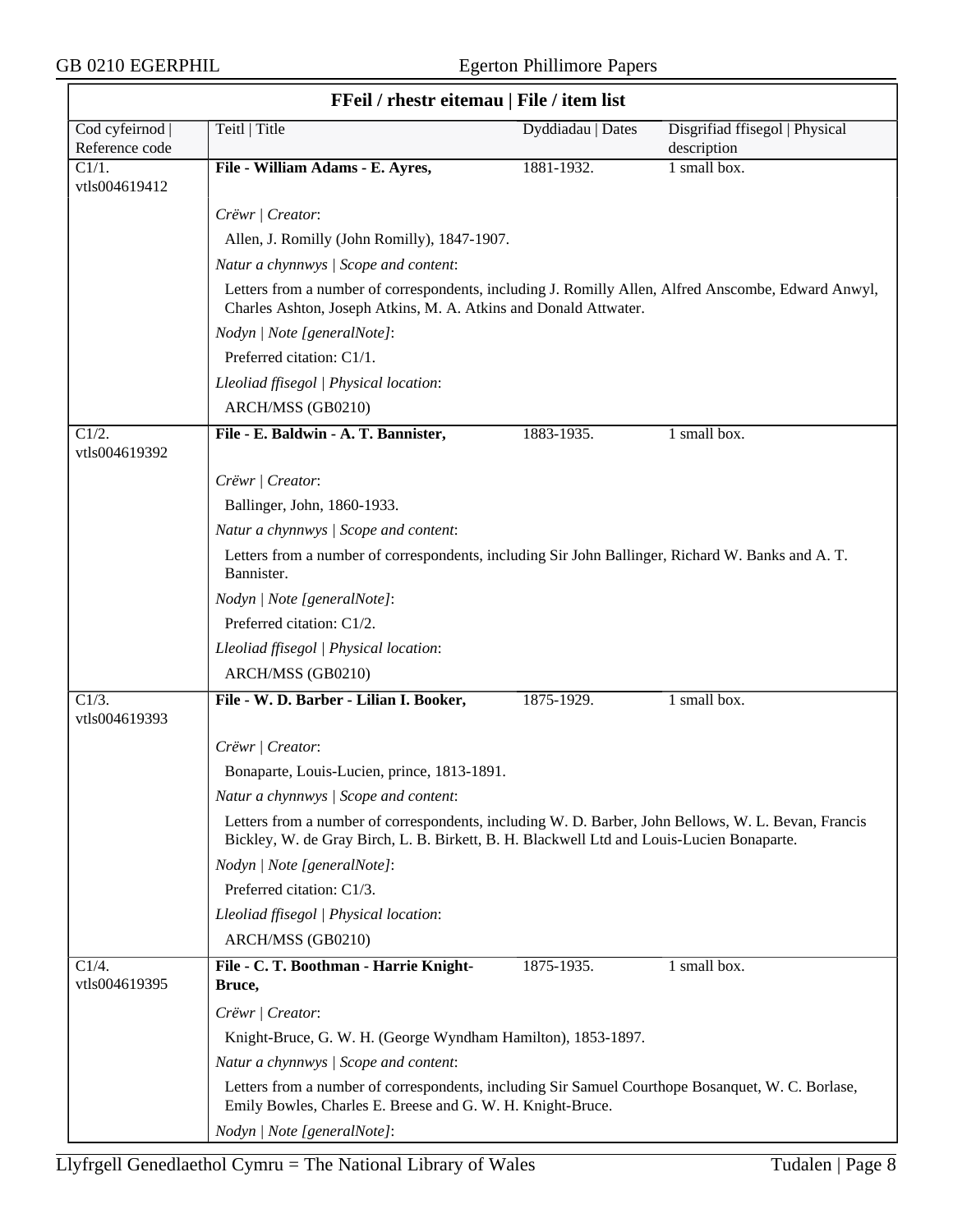## FFeil / rhestr eitemau | File / item list

| Cod cyfeirnod \| Reference code | Teitl \| Title | Dyddiadau \| Dates | Disgrifiad ffisegol \| Physical description |
|---|---|---|---|
| C1/1. vtls004619412 | **File - William Adams - E. Ayres,** | 1881-1932. | 1 small box. |

*Crëwr | Creator*:

Allen, J. Romilly (John Romilly), 1847-1907.

*Natur a chynnwys | Scope and content*:

Letters from a number of correspondents, including J. Romilly Allen, Alfred Anscombe, Edward Anwyl, Charles Ashton, Joseph Atkins, M. A. Atkins and Donald Attwater.

*Nodyn | Note [generalNote]*:

Preferred citation: C1/1.

*Lleoliad ffisegol | Physical location*:

ARCH/MSS (GB0210)

| Cod cyfeirnod \| Reference code | Teitl \| Title | Dyddiadau \| Dates | Disgrifiad ffisegol \| Physical description |
|---|---|---|---|
| C1/2. vtls004619392 | **File - E. Baldwin - A. T. Bannister,** | 1883-1935. | 1 small box. |

*Crëwr | Creator*:

Ballinger, John, 1860-1933.

*Natur a chynnwys | Scope and content*:

Letters from a number of correspondents, including Sir John Ballinger, Richard W. Banks and A. T. Bannister.

*Nodyn | Note [generalNote]*:

Preferred citation: C1/2.

*Lleoliad ffisegol | Physical location*:

ARCH/MSS (GB0210)

| Cod cyfeirnod \| Reference code | Teitl \| Title | Dyddiadau \| Dates | Disgrifiad ffisegol \| Physical description |
|---|---|---|---|
| C1/3. vtls004619393 | **File - W. D. Barber - Lilian I. Booker,** | 1875-1929. | 1 small box. |

*Crëwr | Creator*:

Bonaparte, Louis-Lucien, prince, 1813-1891.

*Natur a chynnwys | Scope and content*:

Letters from a number of correspondents, including W. D. Barber, John Bellows, W. L. Bevan, Francis Bickley, W. de Gray Birch, L. B. Birkett, B. H. Blackwell Ltd and Louis-Lucien Bonaparte.

*Nodyn | Note [generalNote]*:

Preferred citation: C1/3.

*Lleoliad ffisegol | Physical location*:

ARCH/MSS (GB0210)

| Cod cyfeirnod \| Reference code | Teitl \| Title | Dyddiadau \| Dates | Disgrifiad ffisegol \| Physical description |
|---|---|---|---|
| C1/4. vtls004619395 | **File - C. T. Boothman - Harrie Knight-Bruce,** | 1875-1935. | 1 small box. |

*Crëwr | Creator*:

Knight-Bruce, G. W. H. (George Wyndham Hamilton), 1853-1897.

*Natur a chynnwys | Scope and content*:

Letters from a number of correspondents, including Sir Samuel Courthope Bosanquet, W. C. Borlase, Emily Bowles, Charles E. Breese and G. W. H. Knight-Bruce.

*Nodyn | Note [generalNote]*: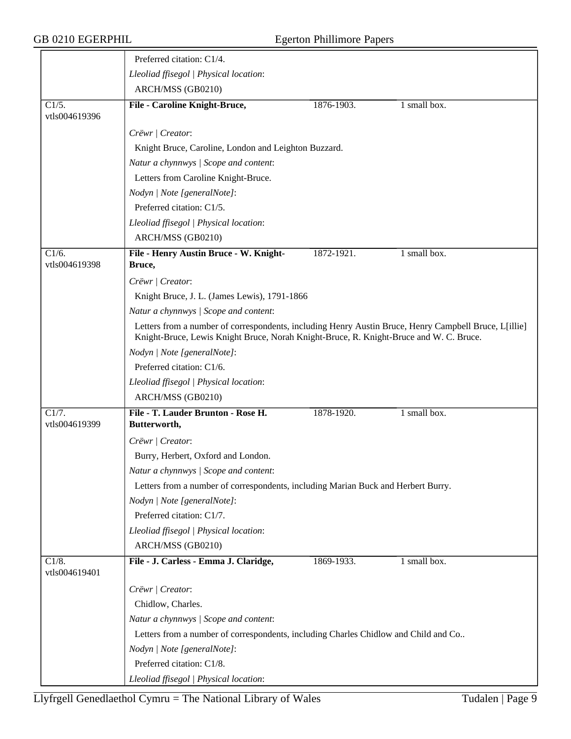Preferred citation: C1/4.

*Lleoliad ffisegol | Physical location*:

ARCH/MSS (GB0210)

| C1/5. vtls004619396 | **File - Caroline Knight-Bruce,** | 1876-1903. | 1 small box. |
|---|---|---|---|

*Crëwr | Creator*:

Knight Bruce, Caroline, London and Leighton Buzzard.

*Natur a chynnwys | Scope and content*:

Letters from Caroline Knight-Bruce.

*Nodyn | Note [generalNote]*:

Preferred citation: C1/5.

*Lleoliad ffisegol | Physical location*:

ARCH/MSS (GB0210)

| C1/6. vtls004619398 | **File - Henry Austin Bruce - W. Knight-Bruce,** | 1872-1921. | 1 small box. |
|---|---|---|---|

*Crëwr | Creator*:

Knight Bruce, J. L. (James Lewis), 1791-1866

*Natur a chynnwys | Scope and content*:

Letters from a number of correspondents, including Henry Austin Bruce, Henry Campbell Bruce, L[illie] Knight-Bruce, Lewis Knight Bruce, Norah Knight-Bruce, R. Knight-Bruce and W. C. Bruce.

*Nodyn | Note [generalNote]*:

Preferred citation: C1/6.

*Lleoliad ffisegol | Physical location*:

ARCH/MSS (GB0210)

| C1/7. vtls004619399 | **File - T. Lauder Brunton - Rose H. Butterworth,** | 1878-1920. | 1 small box. |
|---|---|---|---|

*Crëwr | Creator*:

Burry, Herbert, Oxford and London.

*Natur a chynnwys | Scope and content*:

Letters from a number of correspondents, including Marian Buck and Herbert Burry.

*Nodyn | Note [generalNote]*:

Preferred citation: C1/7.

*Lleoliad ffisegol | Physical location*:

ARCH/MSS (GB0210)

| C1/8. vtls004619401 | **File - J. Carless - Emma J. Claridge,** | 1869-1933. | 1 small box. |
|---|---|---|---|

*Crëwr | Creator*:

Chidlow, Charles.

*Natur a chynnwys | Scope and content*:

Letters from a number of correspondents, including Charles Chidlow and Child and Co..

*Nodyn | Note [generalNote]*:

Preferred citation: C1/8.

*Lleoliad ffisegol | Physical location*: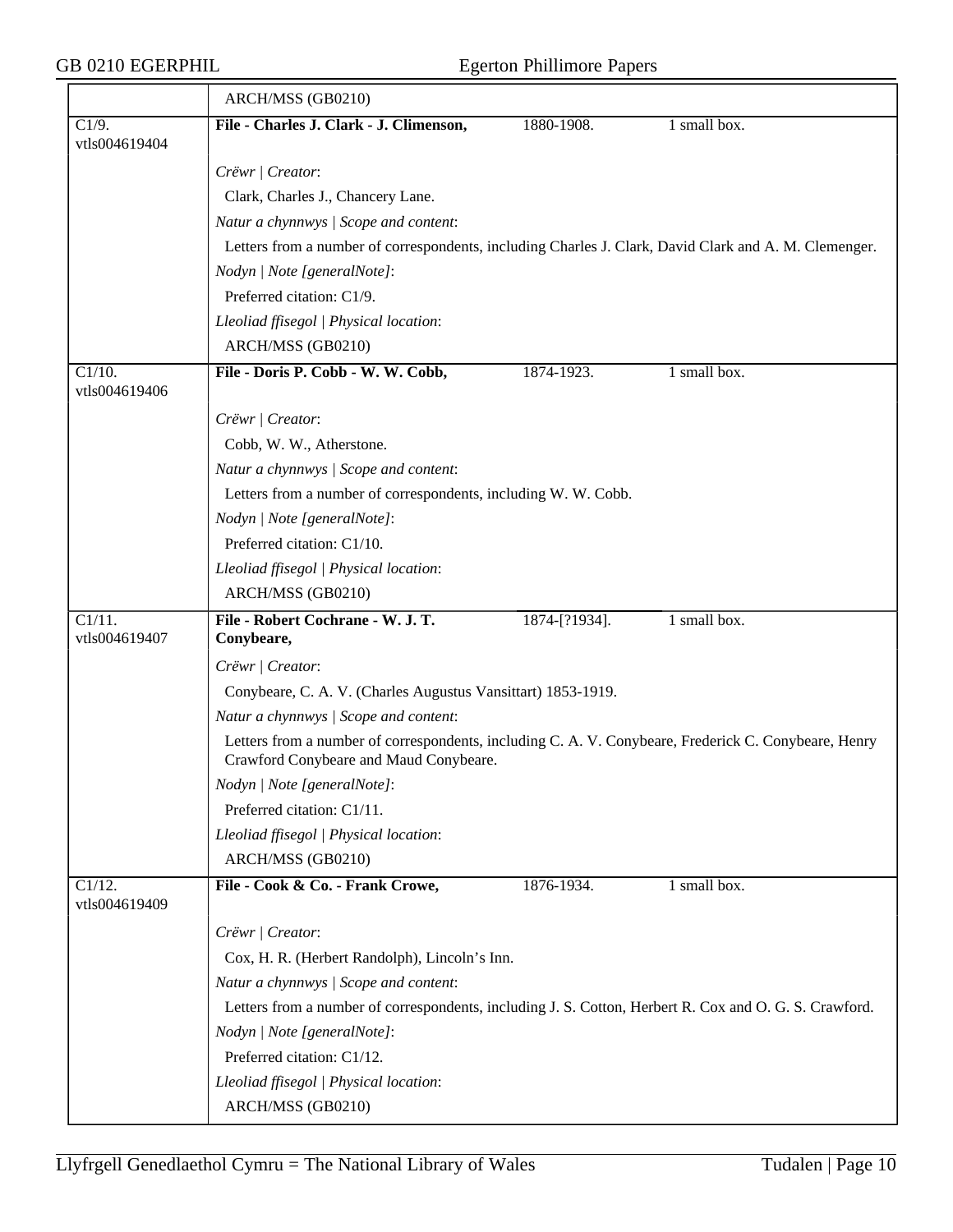ARCH/MSS (GB0210)

| | | | |
|---|---|---|---|
| C1/9. vtls004619404 | **File - Charles J. Clark - J. Climenson,** | 1880-1908. | 1 small box. |

*Crëwr | Creator*:

Clark, Charles J., Chancery Lane.

*Natur a chynnwys | Scope and content*:

Letters from a number of correspondents, including Charles J. Clark, David Clark and A. M. Clemenger.

*Nodyn | Note [generalNote]*:

Preferred citation: C1/9.

*Lleoliad ffisegol | Physical location*:

ARCH/MSS (GB0210)

| | | | |
|---|---|---|---|
| C1/10. vtls004619406 | **File - Doris P. Cobb - W. W. Cobb,** | 1874-1923. | 1 small box. |

*Crëwr | Creator*:

Cobb, W. W., Atherstone.

*Natur a chynnwys | Scope and content*:

Letters from a number of correspondents, including W. W. Cobb.

*Nodyn | Note [generalNote]*:

Preferred citation: C1/10.

*Lleoliad ffisegol | Physical location*:

ARCH/MSS (GB0210)

| | | | |
|---|---|---|---|
| C1/11. vtls004619407 | **File - Robert Cochrane - W. J. T. Conybeare,** | 1874-[?1934]. | 1 small box. |

*Crëwr | Creator*:

Conybeare, C. A. V. (Charles Augustus Vansittart) 1853-1919.

*Natur a chynnwys | Scope and content*:

Letters from a number of correspondents, including C. A. V. Conybeare, Frederick C. Conybeare, Henry Crawford Conybeare and Maud Conybeare.

*Nodyn | Note [generalNote]*:

Preferred citation: C1/11.

*Lleoliad ffisegol | Physical location*:

ARCH/MSS (GB0210)

| | | | |
|---|---|---|---|
| C1/12. vtls004619409 | **File - Cook & Co. - Frank Crowe,** | 1876-1934. | 1 small box. |

*Crëwr | Creator*:

Cox, H. R. (Herbert Randolph), Lincoln's Inn.

*Natur a chynnwys | Scope and content*:

Letters from a number of correspondents, including J. S. Cotton, Herbert R. Cox and O. G. S. Crawford.

*Nodyn | Note [generalNote]*:

Preferred citation: C1/12.

*Lleoliad ffisegol | Physical location*:

ARCH/MSS (GB0210)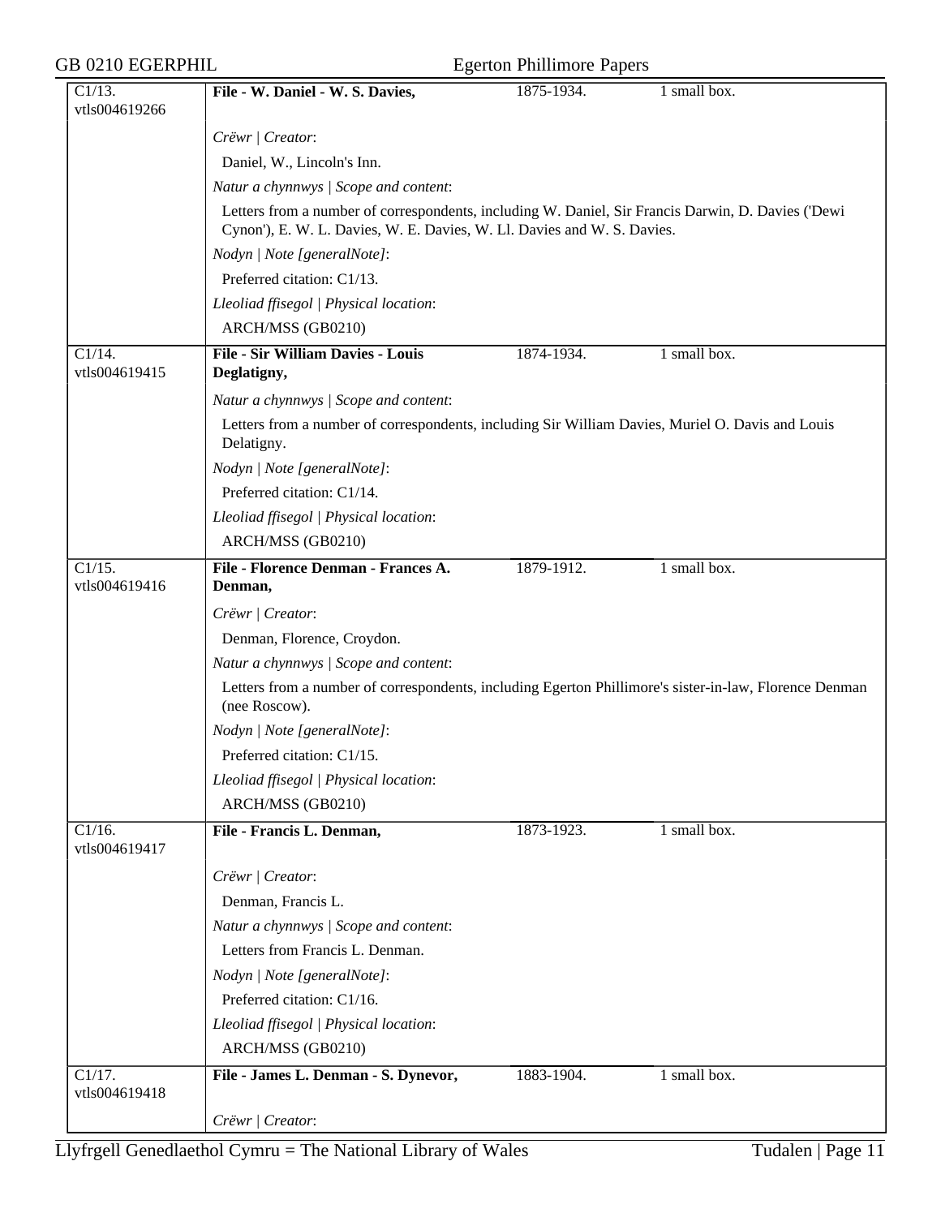| C1/13. vtls004619266 | **File - W. Daniel - W. S. Davies,** | 1875-1934. | 1 small box. |
|---|---|---|---|

*Crëwr | Creator*:

Daniel, W., Lincoln's Inn.

*Natur a chynnwys | Scope and content*:

Letters from a number of correspondents, including W. Daniel, Sir Francis Darwin, D. Davies ('Dewi Cynon'), E. W. L. Davies, W. E. Davies, W. Ll. Davies and W. S. Davies.

*Nodyn | Note [generalNote]*:

Preferred citation: C1/13.

*Lleoliad ffisegol | Physical location*:

ARCH/MSS (GB0210)

| C1/14. vtls004619415 | **File - Sir William Davies - Louis Deglatigny,** | 1874-1934. | 1 small box. |
|---|---|---|---|

*Natur a chynnwys | Scope and content*:

Letters from a number of correspondents, including Sir William Davies, Muriel O. Davis and Louis Delatigny.

*Nodyn | Note [generalNote]*:

Preferred citation: C1/14.

*Lleoliad ffisegol | Physical location*:

ARCH/MSS (GB0210)

| C1/15. vtls004619416 | **File - Florence Denman - Frances A. Denman,** | 1879-1912. | 1 small box. |
|---|---|---|---|

*Crëwr | Creator*:

Denman, Florence, Croydon.

*Natur a chynnwys | Scope and content*:

Letters from a number of correspondents, including Egerton Phillimore's sister-in-law, Florence Denman (nee Roscow).

*Nodyn | Note [generalNote]*:

Preferred citation: C1/15.

*Lleoliad ffisegol | Physical location*:

ARCH/MSS (GB0210)

| C1/16. vtls004619417 | **File - Francis L. Denman,** | 1873-1923. | 1 small box. |
|---|---|---|---|

*Crëwr | Creator*:

Denman, Francis L.

*Natur a chynnwys | Scope and content*:

Letters from Francis L. Denman.

*Nodyn | Note [generalNote]*:

Preferred citation: C1/16.

*Lleoliad ffisegol | Physical location*:

ARCH/MSS (GB0210)

| C1/17. vtls004619418 | **File - James L. Denman - S. Dynevor,** | 1883-1904. | 1 small box. |
|---|---|---|---|

*Crëwr | Creator*: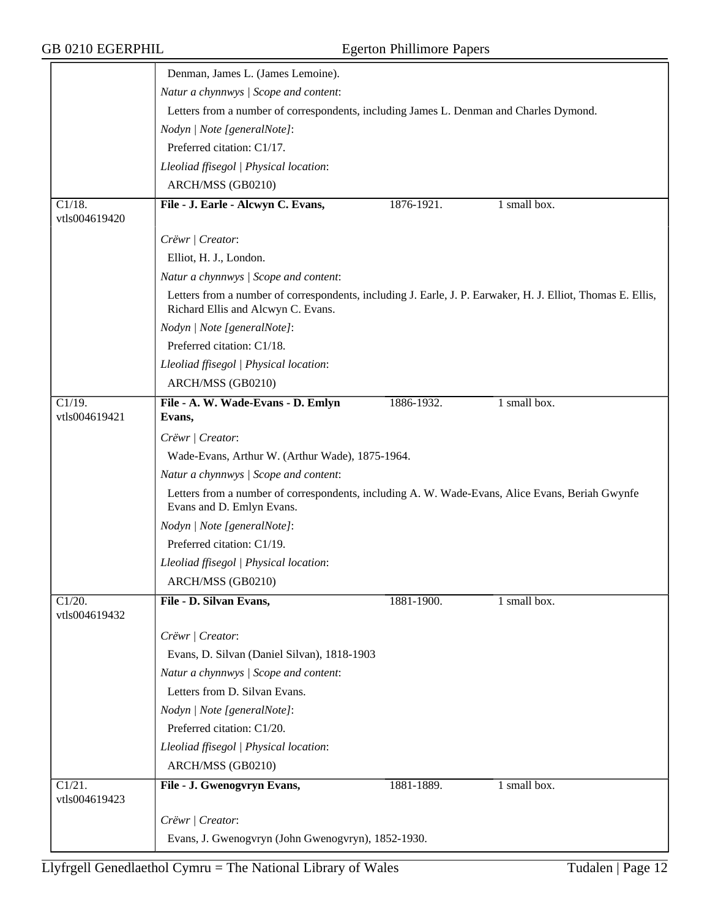| | |
|---|---|
| | Denman, James L. (James Lemoine).<br>*Natur a chynnwys \| Scope and content*:<br>Letters from a number of correspondents, including James L. Denman and Charles Dymond.<br>*Nodyn \| Note [generalNote]*:<br>Preferred citation: C1/17.<br>*Lleoliad ffisegol \| Physical location*:<br>ARCH/MSS (GB0210) |
| C1/18.<br>vtls004619420 | **File - J. Earle - Alcwyn C. Evans,** 1876-1921. 1 small box.<br>*Crëwr \| Creator*:<br>Elliot, H. J., London.<br>*Natur a chynnwys \| Scope and content*:<br>Letters from a number of correspondents, including J. Earle, J. P. Earwaker, H. J. Elliot, Thomas E. Ellis, Richard Ellis and Alcwyn C. Evans.<br>*Nodyn \| Note [generalNote]*:<br>Preferred citation: C1/18.<br>*Lleoliad ffisegol \| Physical location*:<br>ARCH/MSS (GB0210) |
| C1/19.<br>vtls004619421 | **File - A. W. Wade-Evans - D. Emlyn Evans,** 1886-1932. 1 small box.<br>*Crëwr \| Creator*:<br>Wade-Evans, Arthur W. (Arthur Wade), 1875-1964.<br>*Natur a chynnwys \| Scope and content*:<br>Letters from a number of correspondents, including A. W. Wade-Evans, Alice Evans, Beriah Gwynfe Evans and D. Emlyn Evans.<br>*Nodyn \| Note [generalNote]*:<br>Preferred citation: C1/19.<br>*Lleoliad ffisegol \| Physical location*:<br>ARCH/MSS (GB0210) |
| C1/20.<br>vtls004619432 | **File - D. Silvan Evans,** 1881-1900. 1 small box.<br>*Crëwr \| Creator*:<br>Evans, D. Silvan (Daniel Silvan), 1818-1903<br>*Natur a chynnwys \| Scope and content*:<br>Letters from D. Silvan Evans.<br>*Nodyn \| Note [generalNote]*:<br>Preferred citation: C1/20.<br>*Lleoliad ffisegol \| Physical location*:<br>ARCH/MSS (GB0210) |
| C1/21.<br>vtls004619423 | **File - J. Gwenogvryn Evans,** 1881-1889. 1 small box.<br>*Crëwr \| Creator*:<br>Evans, J. Gwenogvryn (John Gwenogvryn), 1852-1930. |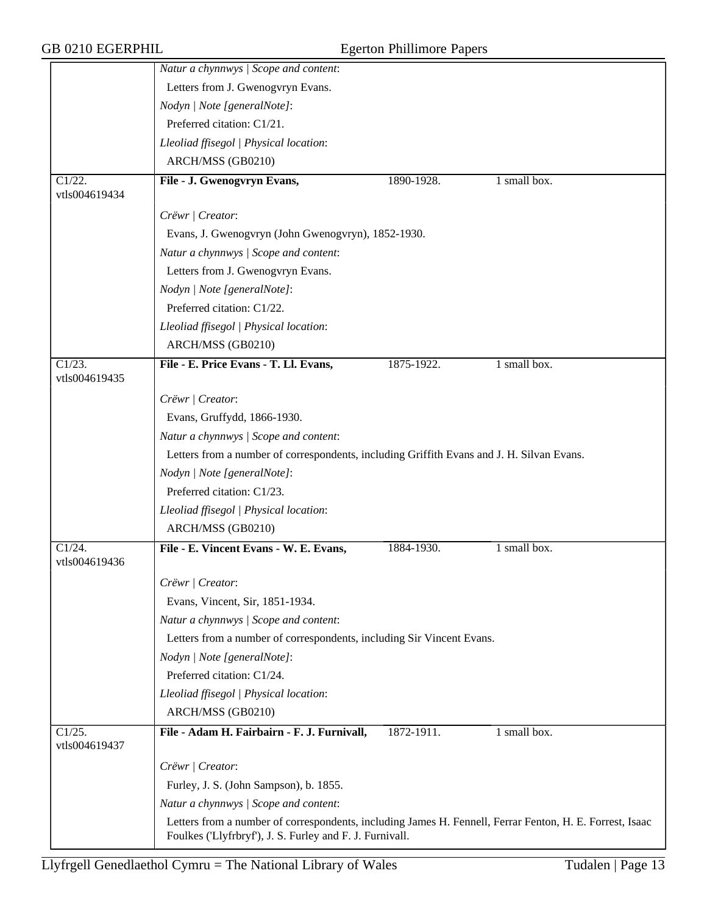*Natur a chynnwys | Scope and content*:

Letters from J. Gwenogvryn Evans.

*Nodyn | Note [generalNote]*:

Preferred citation: C1/21.

*Lleoliad ffisegol | Physical location*:

ARCH/MSS (GB0210)

---

C1/22. vtls004619434 — **File - J. Gwenogvryn Evans,** 1890-1928. 1 small box.

*Crëwr | Creator*:

Evans, J. Gwenogvryn (John Gwenogvryn), 1852-1930.

*Natur a chynnwys | Scope and content*:

Letters from J. Gwenogvryn Evans.

*Nodyn | Note [generalNote]*:

Preferred citation: C1/22.

*Lleoliad ffisegol | Physical location*:

ARCH/MSS (GB0210)

---

C1/23. vtls004619435 — **File - E. Price Evans - T. Ll. Evans,** 1875-1922. 1 small box.

*Crëwr | Creator*:

Evans, Gruffydd, 1866-1930.

*Natur a chynnwys | Scope and content*:

Letters from a number of correspondents, including Griffith Evans and J. H. Silvan Evans.

*Nodyn | Note [generalNote]*:

Preferred citation: C1/23.

*Lleoliad ffisegol | Physical location*:

ARCH/MSS (GB0210)

---

C1/24. vtls004619436 — **File - E. Vincent Evans - W. E. Evans,** 1884-1930. 1 small box.

*Crëwr | Creator*:

Evans, Vincent, Sir, 1851-1934.

*Natur a chynnwys | Scope and content*:

Letters from a number of correspondents, including Sir Vincent Evans.

*Nodyn | Note [generalNote]*:

Preferred citation: C1/24.

*Lleoliad ffisegol | Physical location*:

ARCH/MSS (GB0210)

---

C1/25. vtls004619437 — **File - Adam H. Fairbairn - F. J. Furnivall,** 1872-1911. 1 small box.

*Crëwr | Creator*:

Furley, J. S. (John Sampson), b. 1855.

*Natur a chynnwys | Scope and content*:

Letters from a number of correspondents, including James H. Fennell, Ferrar Fenton, H. E. Forrest, Isaac Foulkes ('Llyfrbryf'), J. S. Furley and F. J. Furnivall.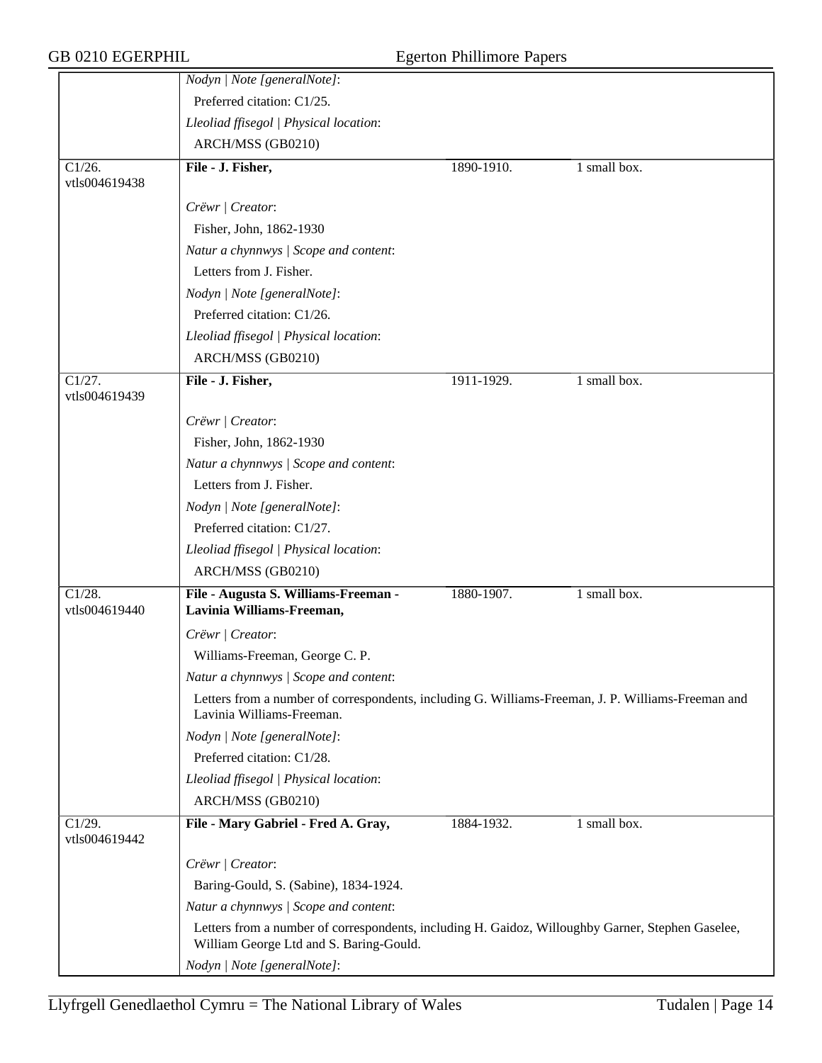| | | | |
|---|---|---|---|
| | *Nodyn \| Note [generalNote]*:<br>Preferred citation: C1/25.<br>*Lleoliad ffisegol \| Physical location*:<br>ARCH/MSS (GB0210) | | |
| C1/26.<br>vtls004619438 | **File - J. Fisher,**<br><br>*Crëwr \| Creator*:<br>Fisher, John, 1862-1930<br>*Natur a chynnwys \| Scope and content*:<br>Letters from J. Fisher.<br>*Nodyn \| Note [generalNote]*:<br>Preferred citation: C1/26.<br>*Lleoliad ffisegol \| Physical location*:<br>ARCH/MSS (GB0210) | 1890-1910. | 1 small box. |
| C1/27.<br>vtls004619439 | **File - J. Fisher,**<br><br>*Crëwr \| Creator*:<br>Fisher, John, 1862-1930<br>*Natur a chynnwys \| Scope and content*:<br>Letters from J. Fisher.<br>*Nodyn \| Note [generalNote]*:<br>Preferred citation: C1/27.<br>*Lleoliad ffisegol \| Physical location*:<br>ARCH/MSS (GB0210) | 1911-1929. | 1 small box. |
| C1/28.<br>vtls004619440 | **File - Augusta S. Williams-Freeman - Lavinia Williams-Freeman,**<br><br>*Crëwr \| Creator*:<br>Williams-Freeman, George C. P.<br>*Natur a chynnwys \| Scope and content*:<br>Letters from a number of correspondents, including G. Williams-Freeman, J. P. Williams-Freeman and Lavinia Williams-Freeman.<br>*Nodyn \| Note [generalNote]*:<br>Preferred citation: C1/28.<br>*Lleoliad ffisegol \| Physical location*:<br>ARCH/MSS (GB0210) | 1880-1907. | 1 small box. |
| C1/29.<br>vtls004619442 | **File - Mary Gabriel - Fred A. Gray,**<br><br>*Crëwr \| Creator*:<br>Baring-Gould, S. (Sabine), 1834-1924.<br>*Natur a chynnwys \| Scope and content*:<br>Letters from a number of correspondents, including H. Gaidoz, Willoughby Garner, Stephen Gaselee, William George Ltd and S. Baring-Gould.<br>*Nodyn \| Note [generalNote]*: | 1884-1932. | 1 small box. |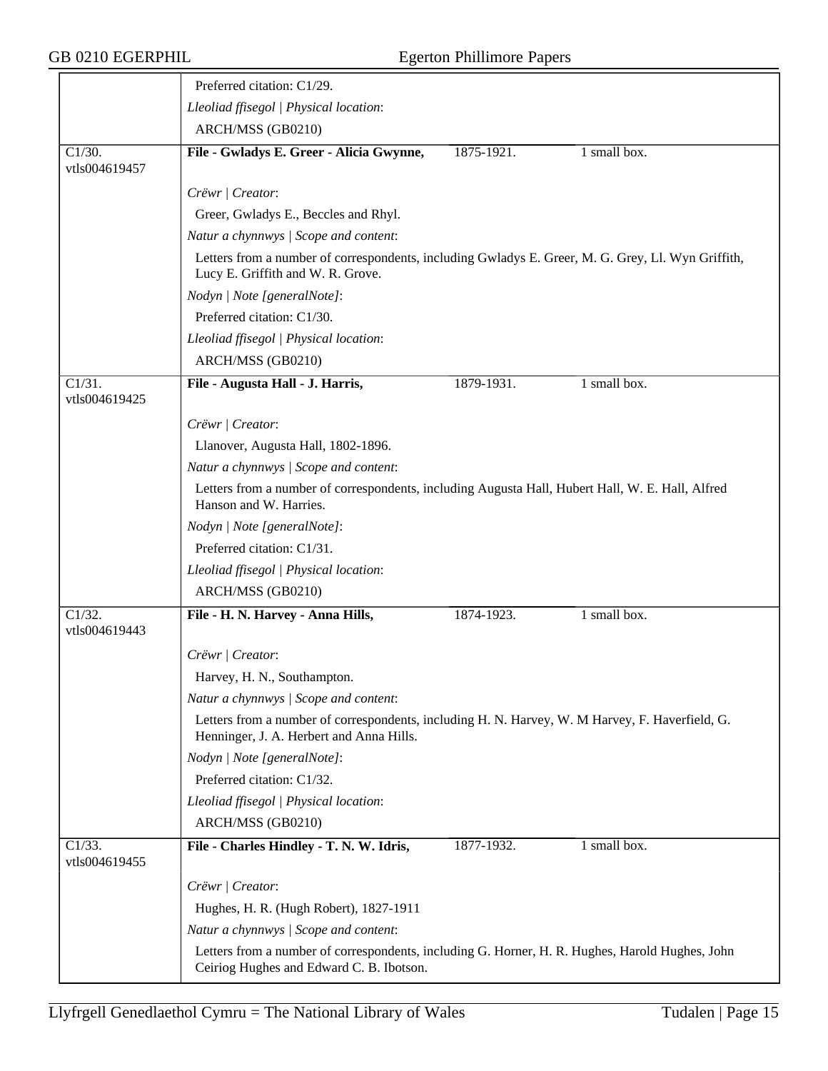Preferred citation: C1/29.

*Lleoliad ffisegol | Physical location*:

ARCH/MSS (GB0210)

| | | | |
|---|---|---|---|
| C1/30. vtls004619457 | **File - Gwladys E. Greer - Alicia Gwynne,** | 1875-1921. | 1 small box. |

*Crëwr | Creator*:

Greer, Gwladys E., Beccles and Rhyl.

*Natur a chynnwys | Scope and content*:

Letters from a number of correspondents, including Gwladys E. Greer, M. G. Grey, Ll. Wyn Griffith, Lucy E. Griffith and W. R. Grove.

*Nodyn | Note [generalNote]*:

Preferred citation: C1/30.

*Lleoliad ffisegol | Physical location*:

ARCH/MSS (GB0210)

| | | | |
|---|---|---|---|
| C1/31. vtls004619425 | **File - Augusta Hall - J. Harris,** | 1879-1931. | 1 small box. |

*Crëwr | Creator*:

Llanover, Augusta Hall, 1802-1896.

*Natur a chynnwys | Scope and content*:

Letters from a number of correspondents, including Augusta Hall, Hubert Hall, W. E. Hall, Alfred Hanson and W. Harries.

*Nodyn | Note [generalNote]*:

Preferred citation: C1/31.

*Lleoliad ffisegol | Physical location*:

ARCH/MSS (GB0210)

| | | | |
|---|---|---|---|
| C1/32. vtls004619443 | **File - H. N. Harvey - Anna Hills,** | 1874-1923. | 1 small box. |

*Crëwr | Creator*:

Harvey, H. N., Southampton.

*Natur a chynnwys | Scope and content*:

Letters from a number of correspondents, including H. N. Harvey, W. M Harvey, F. Haverfield, G. Henninger, J. A. Herbert and Anna Hills.

*Nodyn | Note [generalNote]*:

Preferred citation: C1/32.

*Lleoliad ffisegol | Physical location*:

ARCH/MSS (GB0210)

| | | | |
|---|---|---|---|
| C1/33. vtls004619455 | **File - Charles Hindley - T. N. W. Idris,** | 1877-1932. | 1 small box. |

*Crëwr | Creator*:

Hughes, H. R. (Hugh Robert), 1827-1911

*Natur a chynnwys | Scope and content*:

Letters from a number of correspondents, including G. Horner, H. R. Hughes, Harold Hughes, John Ceiriog Hughes and Edward C. B. Ibotson.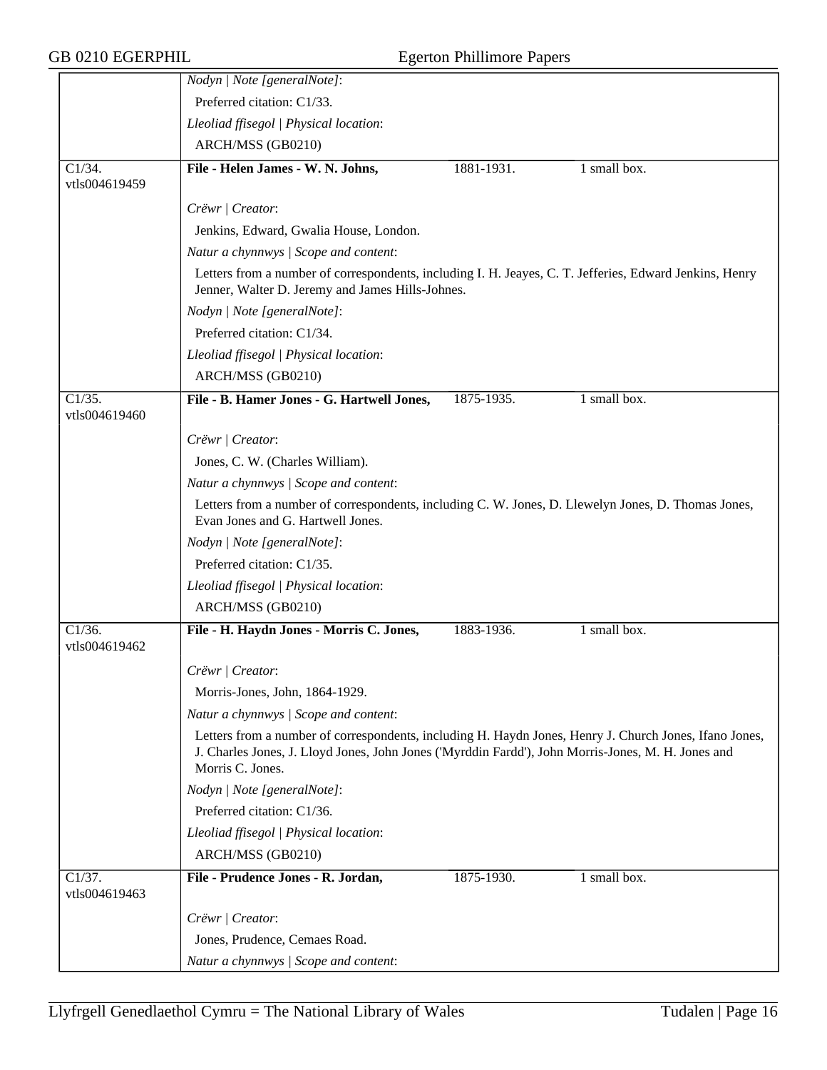*Nodyn | Note [generalNote]*:

Preferred citation: C1/33.

*Lleoliad ffisegol | Physical location*:

ARCH/MSS (GB0210)

---

C1/34. vtls004619459

**File - Helen James - W. N. Johns,** 1881-1931. 1 small box.

*Crëwr | Creator*:

Jenkins, Edward, Gwalia House, London.

*Natur a chynnwys | Scope and content*:

Letters from a number of correspondents, including I. H. Jeayes, C. T. Jefferies, Edward Jenkins, Henry Jenner, Walter D. Jeremy and James Hills-Johnes.

*Nodyn | Note [generalNote]*:

Preferred citation: C1/34.

*Lleoliad ffisegol | Physical location*:

ARCH/MSS (GB0210)

---

C1/35. vtls004619460

**File - B. Hamer Jones - G. Hartwell Jones,** 1875-1935. 1 small box.

*Crëwr | Creator*:

Jones, C. W. (Charles William).

*Natur a chynnwys | Scope and content*:

Letters from a number of correspondents, including C. W. Jones, D. Llewelyn Jones, D. Thomas Jones, Evan Jones and G. Hartwell Jones.

*Nodyn | Note [generalNote]*:

Preferred citation: C1/35.

*Lleoliad ffisegol | Physical location*:

ARCH/MSS (GB0210)

---

C1/36. vtls004619462

**File - H. Haydn Jones - Morris C. Jones,** 1883-1936. 1 small box.

*Crëwr | Creator*:

Morris-Jones, John, 1864-1929.

*Natur a chynnwys | Scope and content*:

Letters from a number of correspondents, including H. Haydn Jones, Henry J. Church Jones, Ifano Jones, J. Charles Jones, J. Lloyd Jones, John Jones ('Myrddin Fardd'), John Morris-Jones, M. H. Jones and Morris C. Jones.

*Nodyn | Note [generalNote]*:

Preferred citation: C1/36.

*Lleoliad ffisegol | Physical location*:

ARCH/MSS (GB0210)

---

C1/37. vtls004619463

**File - Prudence Jones - R. Jordan,** 1875-1930. 1 small box.

*Crëwr | Creator*:

Jones, Prudence, Cemaes Road.

*Natur a chynnwys | Scope and content*: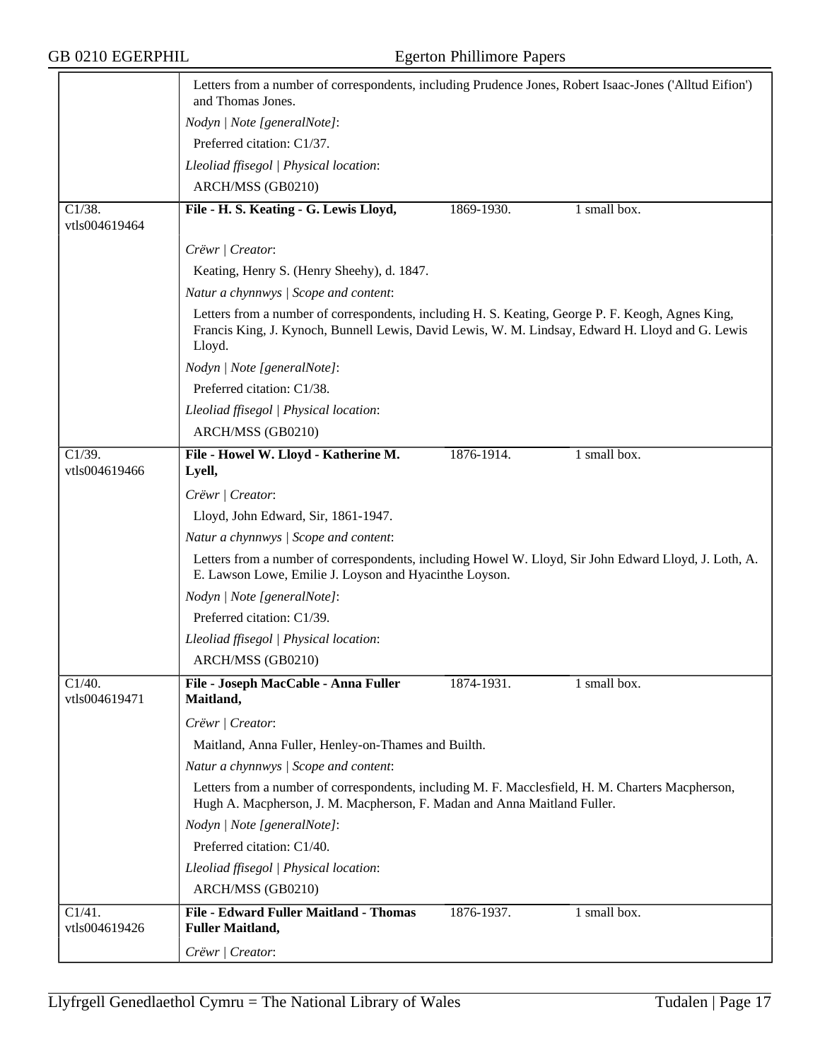Letters from a number of correspondents, including Prudence Jones, Robert Isaac-Jones ('Alltud Eifion') and Thomas Jones.

*Nodyn | Note [generalNote]*:

Preferred citation: C1/37.

*Lleoliad ffisegol | Physical location*:

ARCH/MSS (GB0210)

| C1/38. vtls004619464 | **File - H. S. Keating - G. Lewis Lloyd,** | 1869-1930. | 1 small box. |
|---|---|---|---|

*Crëwr | Creator*:

Keating, Henry S. (Henry Sheehy), d. 1847.

*Natur a chynnwys | Scope and content*:

Letters from a number of correspondents, including H. S. Keating, George P. F. Keogh, Agnes King, Francis King, J. Kynoch, Bunnell Lewis, David Lewis, W. M. Lindsay, Edward H. Lloyd and G. Lewis Lloyd.

*Nodyn | Note [generalNote]*:

Preferred citation: C1/38.

*Lleoliad ffisegol | Physical location*:

ARCH/MSS (GB0210)

| C1/39. vtls004619466 | **File - Howel W. Lloyd - Katherine M. Lyell,** | 1876-1914. | 1 small box. |
|---|---|---|---|

*Crëwr | Creator*:

Lloyd, John Edward, Sir, 1861-1947.

*Natur a chynnwys | Scope and content*:

Letters from a number of correspondents, including Howel W. Lloyd, Sir John Edward Lloyd, J. Loth, A. E. Lawson Lowe, Emilie J. Loyson and Hyacinthe Loyson.

*Nodyn | Note [generalNote]*:

Preferred citation: C1/39.

*Lleoliad ffisegol | Physical location*:

ARCH/MSS (GB0210)

| C1/40. vtls004619471 | **File - Joseph MacCable - Anna Fuller Maitland,** | 1874-1931. | 1 small box. |
|---|---|---|---|

*Crëwr | Creator*:

Maitland, Anna Fuller, Henley-on-Thames and Builth.

*Natur a chynnwys | Scope and content*:

Letters from a number of correspondents, including M. F. Macclesfield, H. M. Charters Macpherson, Hugh A. Macpherson, J. M. Macpherson, F. Madan and Anna Maitland Fuller.

*Nodyn | Note [generalNote]*:

Preferred citation: C1/40.

*Lleoliad ffisegol | Physical location*:

ARCH/MSS (GB0210)

| C1/41. vtls004619426 | **File - Edward Fuller Maitland - Thomas Fuller Maitland,** | 1876-1937. | 1 small box. |
|---|---|---|---|

*Crëwr | Creator*: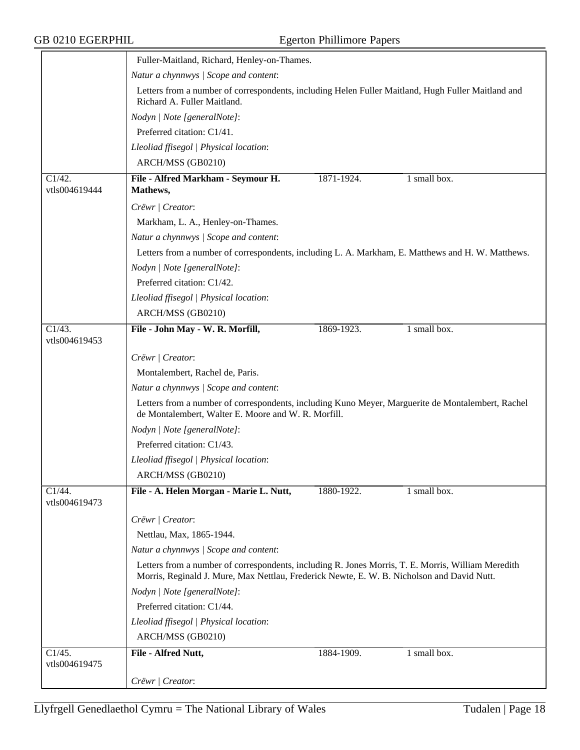| | |
|---|---|
| | Fuller-Maitland, Richard, Henley-on-Thames. |
| | *Natur a chynnwys \| Scope and content*: |
| | Letters from a number of correspondents, including Helen Fuller Maitland, Hugh Fuller Maitland and Richard A. Fuller Maitland. |
| | *Nodyn \| Note [generalNote]*: |
| | Preferred citation: C1/41. |
| | *Lleoliad ffisegol \| Physical location*: |
| | ARCH/MSS (GB0210) |
| C1/42. vtls004619444 | **File - Alfred Markham - Seymour H. Mathews,** 1871-1924. 1 small box. |
| | *Crëwr \| Creator*: |
| | Markham, L. A., Henley-on-Thames. |
| | *Natur a chynnwys \| Scope and content*: |
| | Letters from a number of correspondents, including L. A. Markham, E. Matthews and H. W. Matthews. |
| | *Nodyn \| Note [generalNote]*: |
| | Preferred citation: C1/42. |
| | *Lleoliad ffisegol \| Physical location*: |
| | ARCH/MSS (GB0210) |
| C1/43. vtls004619453 | **File - John May - W. R. Morfill,** 1869-1923. 1 small box. |
| | *Crëwr \| Creator*: |
| | Montalembert, Rachel de, Paris. |
| | *Natur a chynnwys \| Scope and content*: |
| | Letters from a number of correspondents, including Kuno Meyer, Marguerite de Montalembert, Rachel de Montalembert, Walter E. Moore and W. R. Morfill. |
| | *Nodyn \| Note [generalNote]*: |
| | Preferred citation: C1/43. |
| | *Lleoliad ffisegol \| Physical location*: |
| | ARCH/MSS (GB0210) |
| C1/44. vtls004619473 | **File - A. Helen Morgan - Marie L. Nutt,** 1880-1922. 1 small box. |
| | *Crëwr \| Creator*: |
| | Nettlau, Max, 1865-1944. |
| | *Natur a chynnwys \| Scope and content*: |
| | Letters from a number of correspondents, including R. Jones Morris, T. E. Morris, William Meredith Morris, Reginald J. Mure, Max Nettlau, Frederick Newte, E. W. B. Nicholson and David Nutt. |
| | *Nodyn \| Note [generalNote]*: |
| | Preferred citation: C1/44. |
| | *Lleoliad ffisegol \| Physical location*: |
| | ARCH/MSS (GB0210) |
| C1/45. vtls004619475 | **File - Alfred Nutt,** 1884-1909. 1 small box. |
| | *Crëwr \| Creator*: |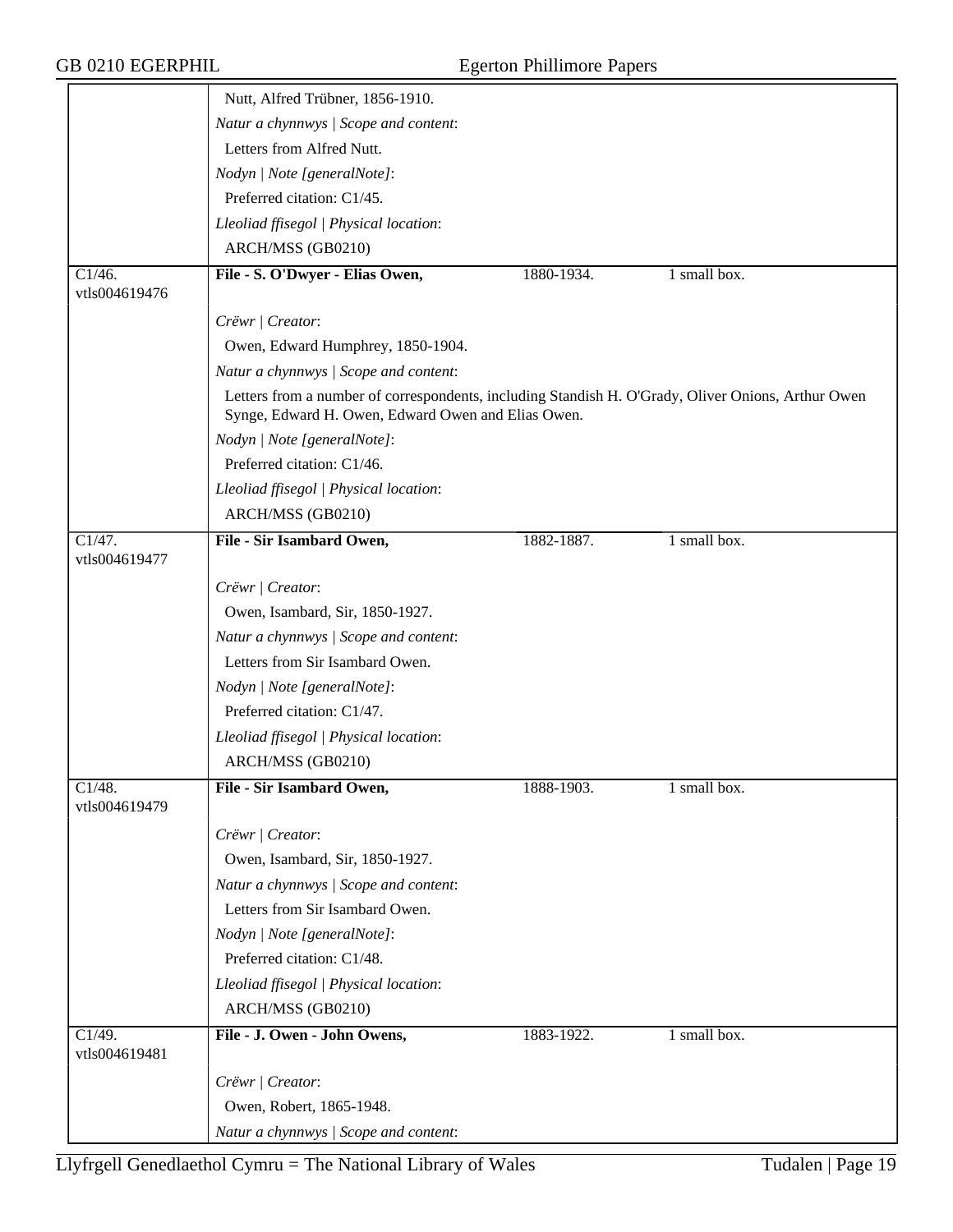| | | | |
|---|---|---|---|
| | Nutt, Alfred Trübner, 1856-1910. | | |
| | *Natur a chynnwys \| Scope and content*: | | |
| | Letters from Alfred Nutt. | | |
| | *Nodyn \| Note [generalNote]*: | | |
| | Preferred citation: C1/45. | | |
| | *Lleoliad ffisegol \| Physical location*: | | |
| | ARCH/MSS (GB0210) | | |
| C1/46. vtls004619476 | **File - S. O'Dwyer - Elias Owen,** | 1880-1934. | 1 small box. |
| | *Crëwr \| Creator*: | | |
| | Owen, Edward Humphrey, 1850-1904. | | |
| | *Natur a chynnwys \| Scope and content*: | | |
| | Letters from a number of correspondents, including Standish H. O'Grady, Oliver Onions, Arthur Owen Synge, Edward H. Owen, Edward Owen and Elias Owen. | | |
| | *Nodyn \| Note [generalNote]*: | | |
| | Preferred citation: C1/46. | | |
| | *Lleoliad ffisegol \| Physical location*: | | |
| | ARCH/MSS (GB0210) | | |
| C1/47. vtls004619477 | **File - Sir Isambard Owen,** | 1882-1887. | 1 small box. |
| | *Crëwr \| Creator*: | | |
| | Owen, Isambard, Sir, 1850-1927. | | |
| | *Natur a chynnwys \| Scope and content*: | | |
| | Letters from Sir Isambard Owen. | | |
| | *Nodyn \| Note [generalNote]*: | | |
| | Preferred citation: C1/47. | | |
| | *Lleoliad ffisegol \| Physical location*: | | |
| | ARCH/MSS (GB0210) | | |
| C1/48. vtls004619479 | **File - Sir Isambard Owen,** | 1888-1903. | 1 small box. |
| | *Crëwr \| Creator*: | | |
| | Owen, Isambard, Sir, 1850-1927. | | |
| | *Natur a chynnwys \| Scope and content*: | | |
| | Letters from Sir Isambard Owen. | | |
| | *Nodyn \| Note [generalNote]*: | | |
| | Preferred citation: C1/48. | | |
| | *Lleoliad ffisegol \| Physical location*: | | |
| | ARCH/MSS (GB0210) | | |
| C1/49. vtls004619481 | **File - J. Owen - John Owens,** | 1883-1922. | 1 small box. |
| | *Crëwr \| Creator*: | | |
| | Owen, Robert, 1865-1948. | | |
| | *Natur a chynnwys \| Scope and content*: | | |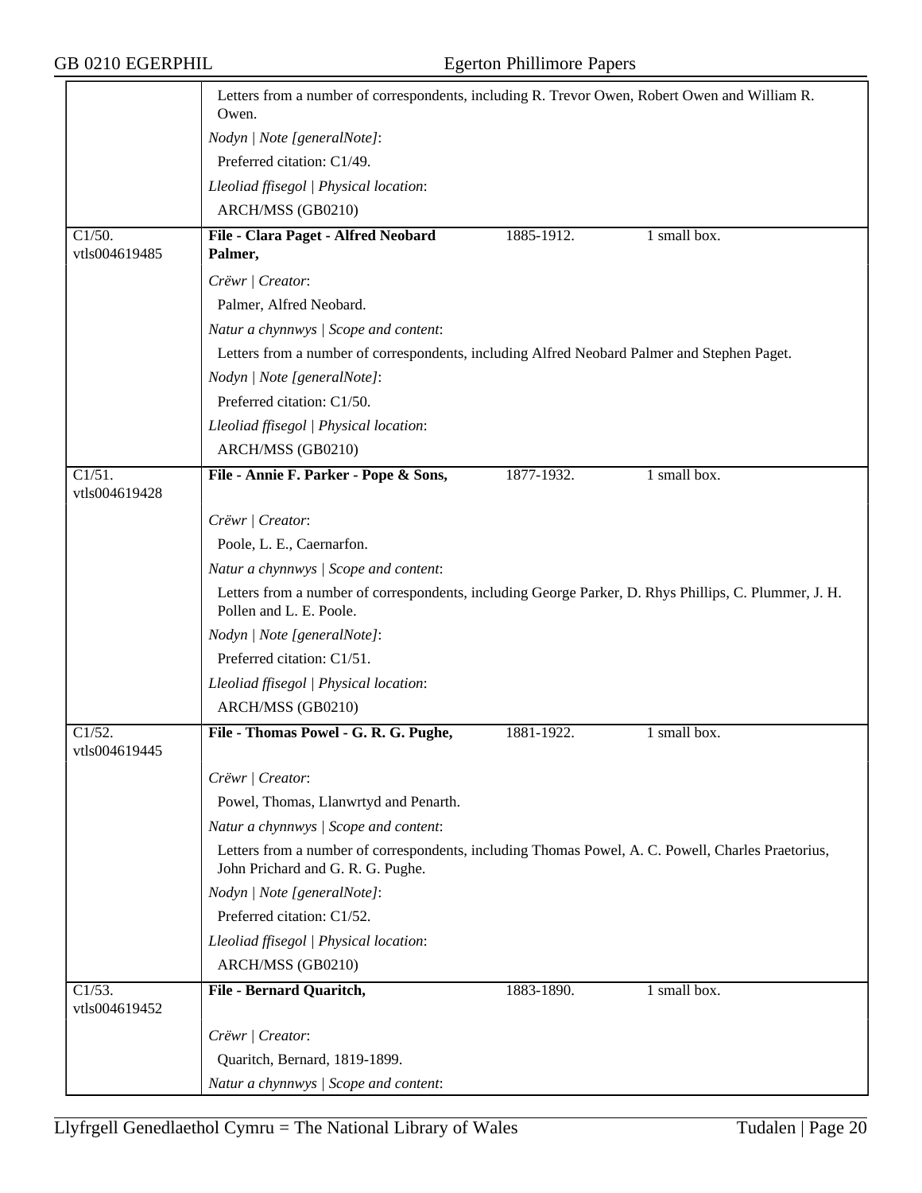Letters from a number of correspondents, including R. Trevor Owen, Robert Owen and William R. Owen.

*Nodyn | Note [generalNote]*:

Preferred citation: C1/49.

*Lleoliad ffisegol | Physical location*:

ARCH/MSS (GB0210)

| C1/50. vtls004619485 | **File - Clara Paget - Alfred Neobard Palmer,** | 1885-1912. | 1 small box. |
|---|---|---|---|

*Crëwr | Creator*:

Palmer, Alfred Neobard.

*Natur a chynnwys | Scope and content*:

Letters from a number of correspondents, including Alfred Neobard Palmer and Stephen Paget.

*Nodyn | Note [generalNote]*:

Preferred citation: C1/50.

*Lleoliad ffisegol | Physical location*:

ARCH/MSS (GB0210)

| C1/51. vtls004619428 | **File - Annie F. Parker - Pope & Sons,** | 1877-1932. | 1 small box. |
|---|---|---|---|

*Crëwr | Creator*:

Poole, L. E., Caernarfon.

*Natur a chynnwys | Scope and content*:

Letters from a number of correspondents, including George Parker, D. Rhys Phillips, C. Plummer, J. H. Pollen and L. E. Poole.

*Nodyn | Note [generalNote]*:

Preferred citation: C1/51.

*Lleoliad ffisegol | Physical location*:

ARCH/MSS (GB0210)

| C1/52. vtls004619445 | **File - Thomas Powel - G. R. G. Pughe,** | 1881-1922. | 1 small box. |
|---|---|---|---|

*Crëwr | Creator*:

Powel, Thomas, Llanwrtyd and Penarth.

*Natur a chynnwys | Scope and content*:

Letters from a number of correspondents, including Thomas Powel, A. C. Powell, Charles Praetorius, John Prichard and G. R. G. Pughe.

*Nodyn | Note [generalNote]*:

Preferred citation: C1/52.

*Lleoliad ffisegol | Physical location*:

ARCH/MSS (GB0210)

| C1/53. vtls004619452 | **File - Bernard Quaritch,** | 1883-1890. | 1 small box. |
|---|---|---|---|

*Crëwr | Creator*:

Quaritch, Bernard, 1819-1899.

*Natur a chynnwys | Scope and content*: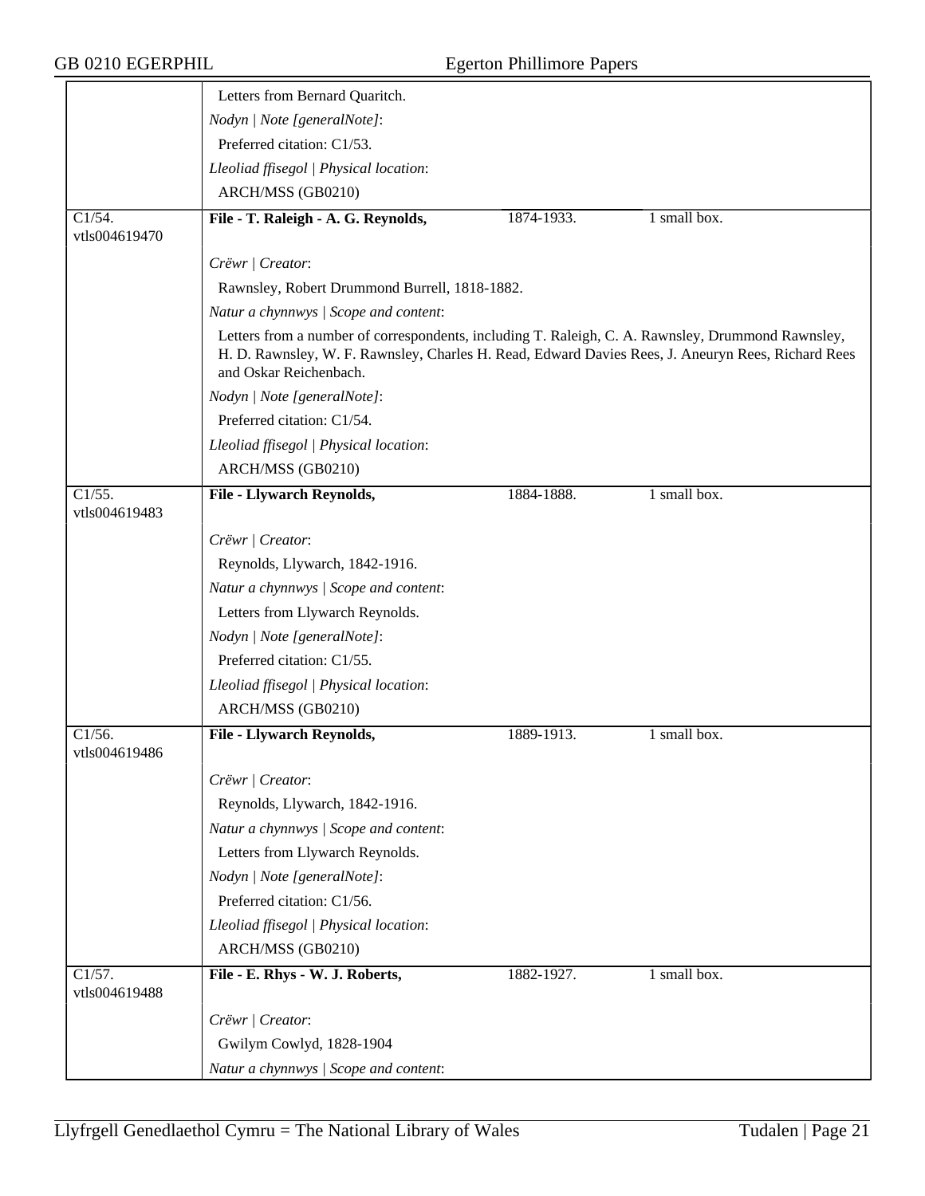| | | | |
|---|---|---|---|
| | Letters from Bernard Quaritch.<br>*Nodyn \| Note [generalNote]*:<br>Preferred citation: C1/53.<br>*Lleoliad ffisegol \| Physical location*:<br>ARCH/MSS (GB0210) | | |
| C1/54.<br>vtls004619470 | **File - T. Raleigh - A. G. Reynolds,** | 1874-1933. | 1 small box. |
| | *Crëwr \| Creator*:<br>Rawnsley, Robert Drummond Burrell, 1818-1882.<br>*Natur a chynnwys \| Scope and content*:<br>Letters from a number of correspondents, including T. Raleigh, C. A. Rawnsley, Drummond Rawnsley, H. D. Rawnsley, W. F. Rawnsley, Charles H. Read, Edward Davies Rees, J. Aneuryn Rees, Richard Rees and Oskar Reichenbach.<br>*Nodyn \| Note [generalNote]*:<br>Preferred citation: C1/54.<br>*Lleoliad ffisegol \| Physical location*:<br>ARCH/MSS (GB0210) | | |
| C1/55.<br>vtls004619483 | **File - Llywarch Reynolds,** | 1884-1888. | 1 small box. |
| | *Crëwr \| Creator*:<br>Reynolds, Llywarch, 1842-1916.<br>*Natur a chynnwys \| Scope and content*:<br>Letters from Llywarch Reynolds.<br>*Nodyn \| Note [generalNote]*:<br>Preferred citation: C1/55.<br>*Lleoliad ffisegol \| Physical location*:<br>ARCH/MSS (GB0210) | | |
| C1/56.<br>vtls004619486 | **File - Llywarch Reynolds,** | 1889-1913. | 1 small box. |
| | *Crëwr \| Creator*:<br>Reynolds, Llywarch, 1842-1916.<br>*Natur a chynnwys \| Scope and content*:<br>Letters from Llywarch Reynolds.<br>*Nodyn \| Note [generalNote]*:<br>Preferred citation: C1/56.<br>*Lleoliad ffisegol \| Physical location*:<br>ARCH/MSS (GB0210) | | |
| C1/57.<br>vtls004619488 | **File - E. Rhys - W. J. Roberts,** | 1882-1927. | 1 small box. |
| | *Crëwr \| Creator*:<br>Gwilym Cowlyd, 1828-1904<br>*Natur a chynnwys \| Scope and content*: | | |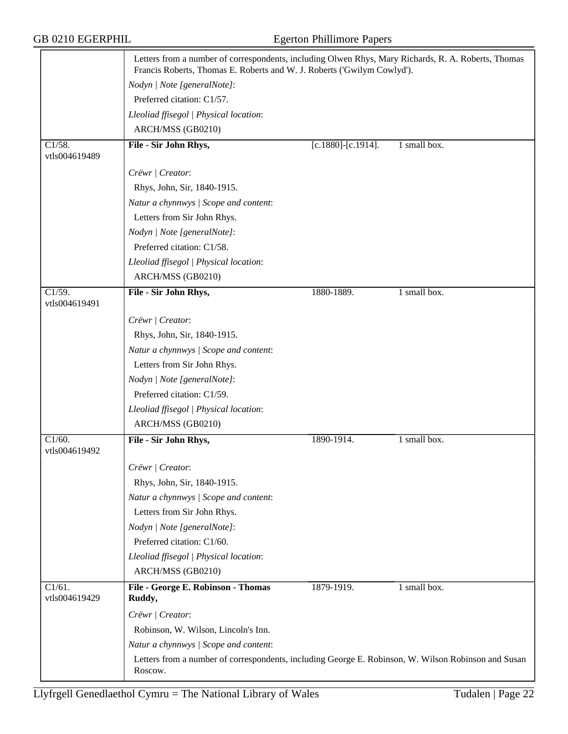Letters from a number of correspondents, including Olwen Rhys, Mary Richards, R. A. Roberts, Thomas Francis Roberts, Thomas E. Roberts and W. J. Roberts ('Gwilym Cowlyd').

*Nodyn | Note [generalNote]*:

Preferred citation: C1/57.

*Lleoliad ffisegol | Physical location*:

ARCH/MSS (GB0210)

| | | | |
|---|---|---|---|
| C1/58. vtls004619489 | **File - Sir John Rhys,** | [c.1880]-[c.1914]. | 1 small box. |

*Crëwr | Creator*:

Rhys, John, Sir, 1840-1915.

*Natur a chynnwys | Scope and content*:

Letters from Sir John Rhys.

*Nodyn | Note [generalNote]*:

Preferred citation: C1/58.

*Lleoliad ffisegol | Physical location*:

ARCH/MSS (GB0210)

| | | | |
|---|---|---|---|
| C1/59. vtls004619491 | **File - Sir John Rhys,** | 1880-1889. | 1 small box. |

*Crëwr | Creator*:

Rhys, John, Sir, 1840-1915.

*Natur a chynnwys | Scope and content*:

Letters from Sir John Rhys.

*Nodyn | Note [generalNote]*:

Preferred citation: C1/59.

*Lleoliad ffisegol | Physical location*:

ARCH/MSS (GB0210)

| | | | |
|---|---|---|---|
| C1/60. vtls004619492 | **File - Sir John Rhys,** | 1890-1914. | 1 small box. |

*Crëwr | Creator*:

Rhys, John, Sir, 1840-1915.

*Natur a chynnwys | Scope and content*:

Letters from Sir John Rhys.

*Nodyn | Note [generalNote]*:

Preferred citation: C1/60.

*Lleoliad ffisegol | Physical location*:

ARCH/MSS (GB0210)

| | | | |
|---|---|---|---|
| C1/61. vtls004619429 | **File - George E. Robinson - Thomas Ruddy,** | 1879-1919. | 1 small box. |

*Crëwr | Creator*:

Robinson, W. Wilson, Lincoln's Inn.

*Natur a chynnwys | Scope and content*:

Letters from a number of correspondents, including George E. Robinson, W. Wilson Robinson and Susan Roscow.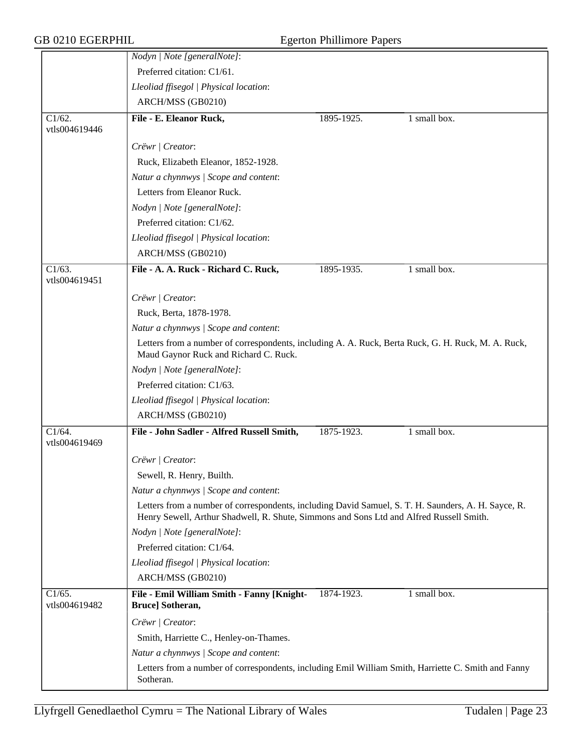*Nodyn | Note [generalNote]*:

Preferred citation: C1/61.

*Lleoliad ffisegol | Physical location*:

ARCH/MSS (GB0210)

---

C1/62. vtls004619446

**File - E. Eleanor Ruck,** 1895-1925. 1 small box.

*Crëwr | Creator*:

Ruck, Elizabeth Eleanor, 1852-1928.

*Natur a chynnwys | Scope and content*:

Letters from Eleanor Ruck.

*Nodyn | Note [generalNote]*:

Preferred citation: C1/62.

*Lleoliad ffisegol | Physical location*:

ARCH/MSS (GB0210)

---

C1/63. vtls004619451

**File - A. A. Ruck - Richard C. Ruck,** 1895-1935. 1 small box.

*Crëwr | Creator*:

Ruck, Berta, 1878-1978.

*Natur a chynnwys | Scope and content*:

Letters from a number of correspondents, including A. A. Ruck, Berta Ruck, G. H. Ruck, M. A. Ruck, Maud Gaynor Ruck and Richard C. Ruck.

*Nodyn | Note [generalNote]*:

Preferred citation: C1/63.

*Lleoliad ffisegol | Physical location*:

ARCH/MSS (GB0210)

---

C1/64. vtls004619469

**File - John Sadler - Alfred Russell Smith,** 1875-1923. 1 small box.

*Crëwr | Creator*:

Sewell, R. Henry, Builth.

*Natur a chynnwys | Scope and content*:

Letters from a number of correspondents, including David Samuel, S. T. H. Saunders, A. H. Sayce, R. Henry Sewell, Arthur Shadwell, R. Shute, Simmons and Sons Ltd and Alfred Russell Smith.

*Nodyn | Note [generalNote]*:

Preferred citation: C1/64.

*Lleoliad ffisegol | Physical location*:

ARCH/MSS (GB0210)

---

C1/65. vtls004619482

**File - Emil William Smith - Fanny [Knight-Bruce] Sotheran,** 1874-1923. 1 small box.

*Crëwr | Creator*:

Smith, Harriette C., Henley-on-Thames.

*Natur a chynnwys | Scope and content*:

Letters from a number of correspondents, including Emil William Smith, Harriette C. Smith and Fanny Sotheran.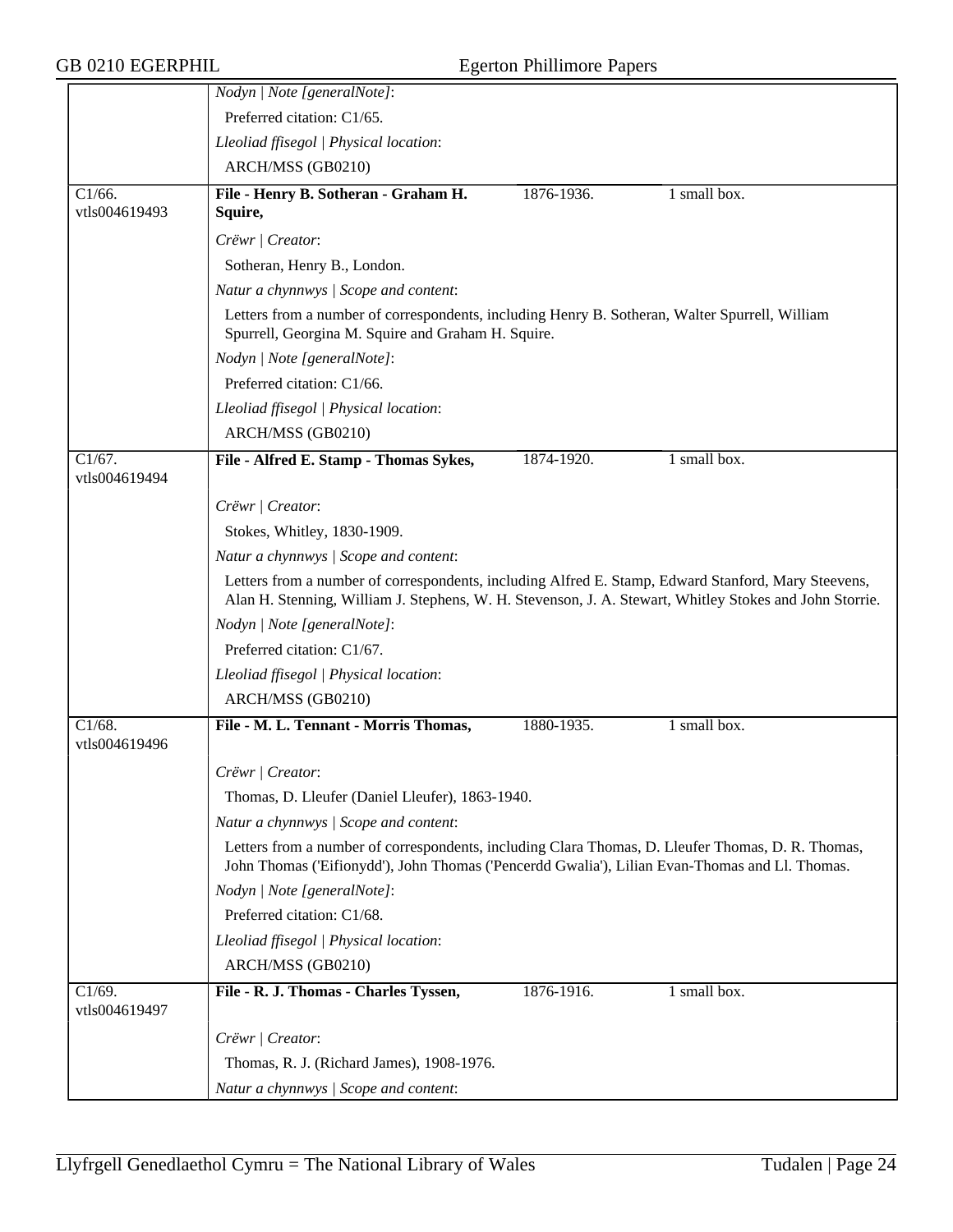| | |
|---|---|
| | *Nodyn \| Note [generalNote]*:<br>Preferred citation: C1/65.<br>*Lleoliad ffisegol \| Physical location*:<br>ARCH/MSS (GB0210) |
| C1/66.<br>vtls004619493 | **File - Henry B. Sotheran - Graham H. Squire,** 1876-1936. 1 small box.<br>*Crëwr \| Creator*:<br>Sotheran, Henry B., London.<br>*Natur a chynnwys \| Scope and content*:<br>Letters from a number of correspondents, including Henry B. Sotheran, Walter Spurrell, William Spurrell, Georgina M. Squire and Graham H. Squire.<br>*Nodyn \| Note [generalNote]*:<br>Preferred citation: C1/66.<br>*Lleoliad ffisegol \| Physical location*:<br>ARCH/MSS (GB0210) |
| C1/67.<br>vtls004619494 | **File - Alfred E. Stamp - Thomas Sykes,** 1874-1920. 1 small box.<br>*Crëwr \| Creator*:<br>Stokes, Whitley, 1830-1909.<br>*Natur a chynnwys \| Scope and content*:<br>Letters from a number of correspondents, including Alfred E. Stamp, Edward Stanford, Mary Steevens, Alan H. Stenning, William J. Stephens, W. H. Stevenson, J. A. Stewart, Whitley Stokes and John Storrie.<br>*Nodyn \| Note [generalNote]*:<br>Preferred citation: C1/67.<br>*Lleoliad ffisegol \| Physical location*:<br>ARCH/MSS (GB0210) |
| C1/68.<br>vtls004619496 | **File - M. L. Tennant - Morris Thomas,** 1880-1935. 1 small box.<br>*Crëwr \| Creator*:<br>Thomas, D. Lleufer (Daniel Lleufer), 1863-1940.<br>*Natur a chynnwys \| Scope and content*:<br>Letters from a number of correspondents, including Clara Thomas, D. Lleufer Thomas, D. R. Thomas, John Thomas ('Eifionydd'), John Thomas ('Pencerdd Gwalia'), Lilian Evan-Thomas and Ll. Thomas.<br>*Nodyn \| Note [generalNote]*:<br>Preferred citation: C1/68.<br>*Lleoliad ffisegol \| Physical location*:<br>ARCH/MSS (GB0210) |
| C1/69.<br>vtls004619497 | **File - R. J. Thomas - Charles Tyssen,** 1876-1916. 1 small box.<br>*Crëwr \| Creator*:<br>Thomas, R. J. (Richard James), 1908-1976.<br>*Natur a chynnwys \| Scope and content*: |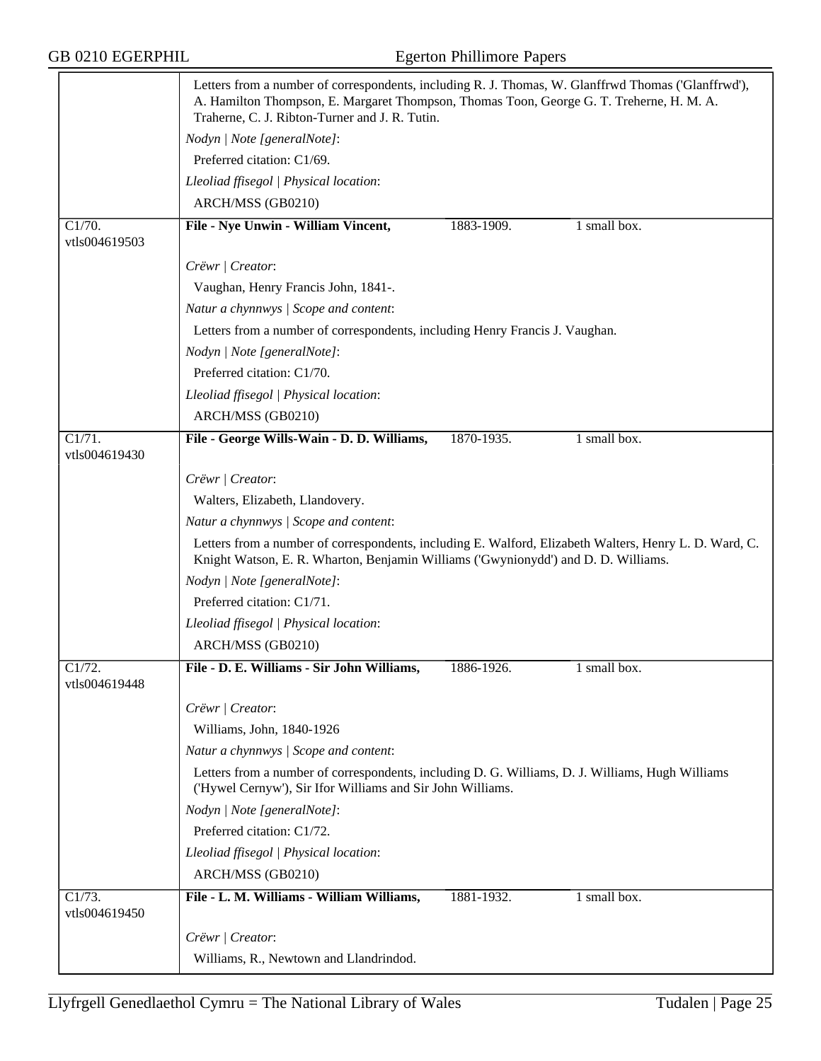Letters from a number of correspondents, including R. J. Thomas, W. Glanffrwd Thomas ('Glanffrwd'), A. Hamilton Thompson, E. Margaret Thompson, Thomas Toon, George G. T. Treherne, H. M. A. Traherne, C. J. Ribton-Turner and J. R. Tutin.

*Nodyn | Note [generalNote]*:

Preferred citation: C1/69.

*Lleoliad ffisegol | Physical location*:

ARCH/MSS (GB0210)

---

C1/70. vtls004619503

**File - Nye Unwin - William Vincent,** 1883-1909. 1 small box.

*Crëwr | Creator*:

Vaughan, Henry Francis John, 1841-.

*Natur a chynnwys | Scope and content*:

Letters from a number of correspondents, including Henry Francis J. Vaughan.

*Nodyn | Note [generalNote]*:

Preferred citation: C1/70.

*Lleoliad ffisegol | Physical location*:

ARCH/MSS (GB0210)

---

C1/71. vtls004619430

**File - George Wills-Wain - D. D. Williams,** 1870-1935. 1 small box.

*Crëwr | Creator*:

Walters, Elizabeth, Llandovery.

*Natur a chynnwys | Scope and content*:

Letters from a number of correspondents, including E. Walford, Elizabeth Walters, Henry L. D. Ward, C. Knight Watson, E. R. Wharton, Benjamin Williams ('Gwynionydd') and D. D. Williams.

*Nodyn | Note [generalNote]*:

Preferred citation: C1/71.

*Lleoliad ffisegol | Physical location*:

ARCH/MSS (GB0210)

---

C1/72. vtls004619448

**File - D. E. Williams - Sir John Williams,** 1886-1926. 1 small box.

*Crëwr | Creator*:

Williams, John, 1840-1926

*Natur a chynnwys | Scope and content*:

Letters from a number of correspondents, including D. G. Williams, D. J. Williams, Hugh Williams ('Hywel Cernyw'), Sir Ifor Williams and Sir John Williams.

*Nodyn | Note [generalNote]*:

Preferred citation: C1/72.

*Lleoliad ffisegol | Physical location*:

ARCH/MSS (GB0210)

---

C1/73. vtls004619450

**File - L. M. Williams - William Williams,** 1881-1932. 1 small box.

*Crëwr | Creator*:

Williams, R., Newtown and Llandrindod.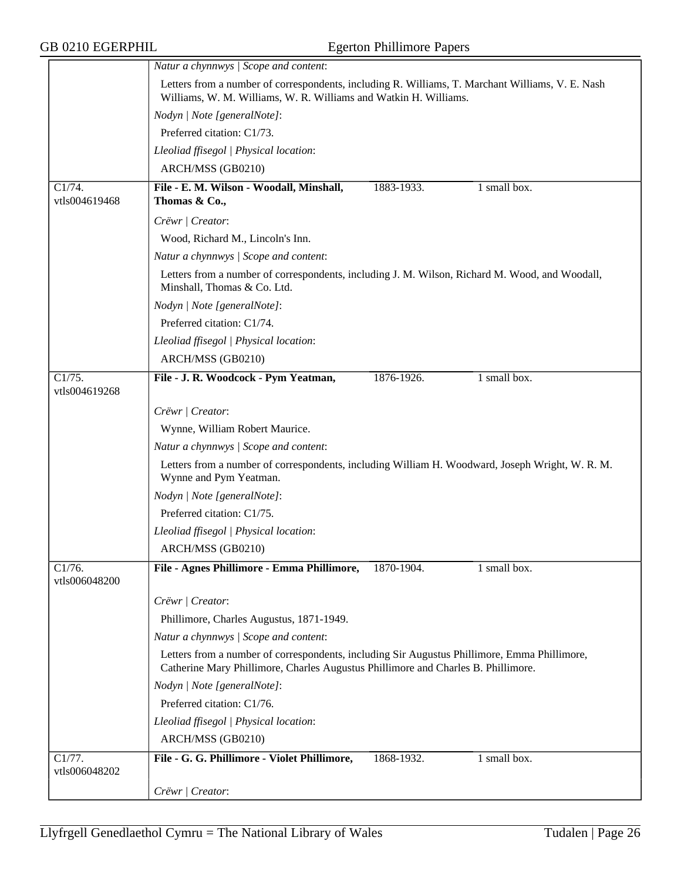| | |
|---|---|
| | *Natur a chynnwys \| Scope and content*: |
| | Letters from a number of correspondents, including R. Williams, T. Marchant Williams, V. E. Nash Williams, W. M. Williams, W. R. Williams and Watkin H. Williams. |
| | *Nodyn \| Note [generalNote]*: |
| | Preferred citation: C1/73. |
| | *Lleoliad ffisegol \| Physical location*: |
| | ARCH/MSS (GB0210) |
| C1/74. vtls004619468 | **File - E. M. Wilson - Woodall, Minshall, Thomas & Co.,** 1883-1933. 1 small box. |
| | *Crëwr \| Creator*: |
| | Wood, Richard M., Lincoln's Inn. |
| | *Natur a chynnwys \| Scope and content*: |
| | Letters from a number of correspondents, including J. M. Wilson, Richard M. Wood, and Woodall, Minshall, Thomas & Co. Ltd. |
| | *Nodyn \| Note [generalNote]*: |
| | Preferred citation: C1/74. |
| | *Lleoliad ffisegol \| Physical location*: |
| | ARCH/MSS (GB0210) |
| C1/75. vtls004619268 | **File - J. R. Woodcock - Pym Yeatman,** 1876-1926. 1 small box. |
| | *Crëwr \| Creator*: |
| | Wynne, William Robert Maurice. |
| | *Natur a chynnwys \| Scope and content*: |
| | Letters from a number of correspondents, including William H. Woodward, Joseph Wright, W. R. M. Wynne and Pym Yeatman. |
| | *Nodyn \| Note [generalNote]*: |
| | Preferred citation: C1/75. |
| | *Lleoliad ffisegol \| Physical location*: |
| | ARCH/MSS (GB0210) |
| C1/76. vtls006048200 | **File - Agnes Phillimore - Emma Phillimore,** 1870-1904. 1 small box. |
| | *Crëwr \| Creator*: |
| | Phillimore, Charles Augustus, 1871-1949. |
| | *Natur a chynnwys \| Scope and content*: |
| | Letters from a number of correspondents, including Sir Augustus Phillimore, Emma Phillimore, Catherine Mary Phillimore, Charles Augustus Phillimore and Charles B. Phillimore. |
| | *Nodyn \| Note [generalNote]*: |
| | Preferred citation: C1/76. |
| | *Lleoliad ffisegol \| Physical location*: |
| | ARCH/MSS (GB0210) |
| C1/77. vtls006048202 | **File - G. G. Phillimore - Violet Phillimore,** 1868-1932. 1 small box. |
| | *Crëwr \| Creator*: |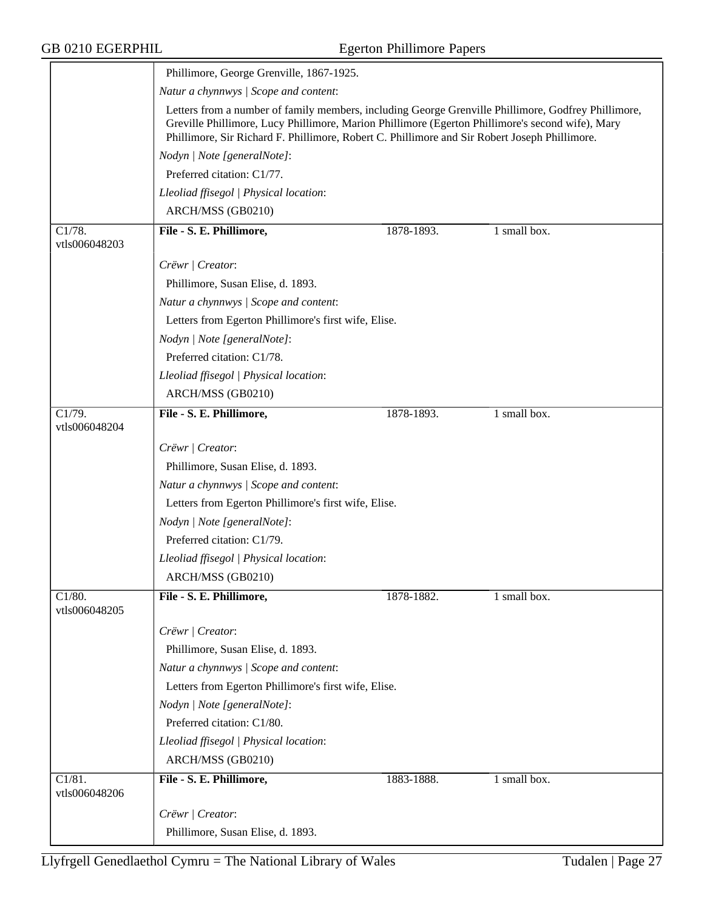Phillimore, George Grenville, 1867-1925.

*Natur a chynnwys | Scope and content*:

Letters from a number of family members, including George Grenville Phillimore, Godfrey Phillimore, Greville Phillimore, Lucy Phillimore, Marion Phillimore (Egerton Phillimore's second wife), Mary Phillimore, Sir Richard F. Phillimore, Robert C. Phillimore and Sir Robert Joseph Phillimore.

*Nodyn | Note [generalNote]*:

Preferred citation: C1/77.

*Lleoliad ffisegol | Physical location*:

ARCH/MSS (GB0210)

---

C1/78.
vtls006048203

**File - S. E. Phillimore,** 1878-1893. 1 small box.

*Crëwr | Creator*:

Phillimore, Susan Elise, d. 1893.

*Natur a chynnwys | Scope and content*:

Letters from Egerton Phillimore's first wife, Elise.

*Nodyn | Note [generalNote]*:

Preferred citation: C1/78.

*Lleoliad ffisegol | Physical location*:

ARCH/MSS (GB0210)

---

C1/79.
vtls006048204

**File - S. E. Phillimore,** 1878-1893. 1 small box.

*Crëwr | Creator*:

Phillimore, Susan Elise, d. 1893.

*Natur a chynnwys | Scope and content*:

Letters from Egerton Phillimore's first wife, Elise.

*Nodyn | Note [generalNote]*:

Preferred citation: C1/79.

*Lleoliad ffisegol | Physical location*:

ARCH/MSS (GB0210)

---

C1/80.
vtls006048205

**File - S. E. Phillimore,** 1878-1882. 1 small box.

*Crëwr | Creator*:

Phillimore, Susan Elise, d. 1893.

*Natur a chynnwys | Scope and content*:

Letters from Egerton Phillimore's first wife, Elise.

*Nodyn | Note [generalNote]*:

Preferred citation: C1/80.

*Lleoliad ffisegol | Physical location*:

ARCH/MSS (GB0210)

---

C1/81.
vtls006048206

**File - S. E. Phillimore,** 1883-1888. 1 small box.

*Crëwr | Creator*:

Phillimore, Susan Elise, d. 1893.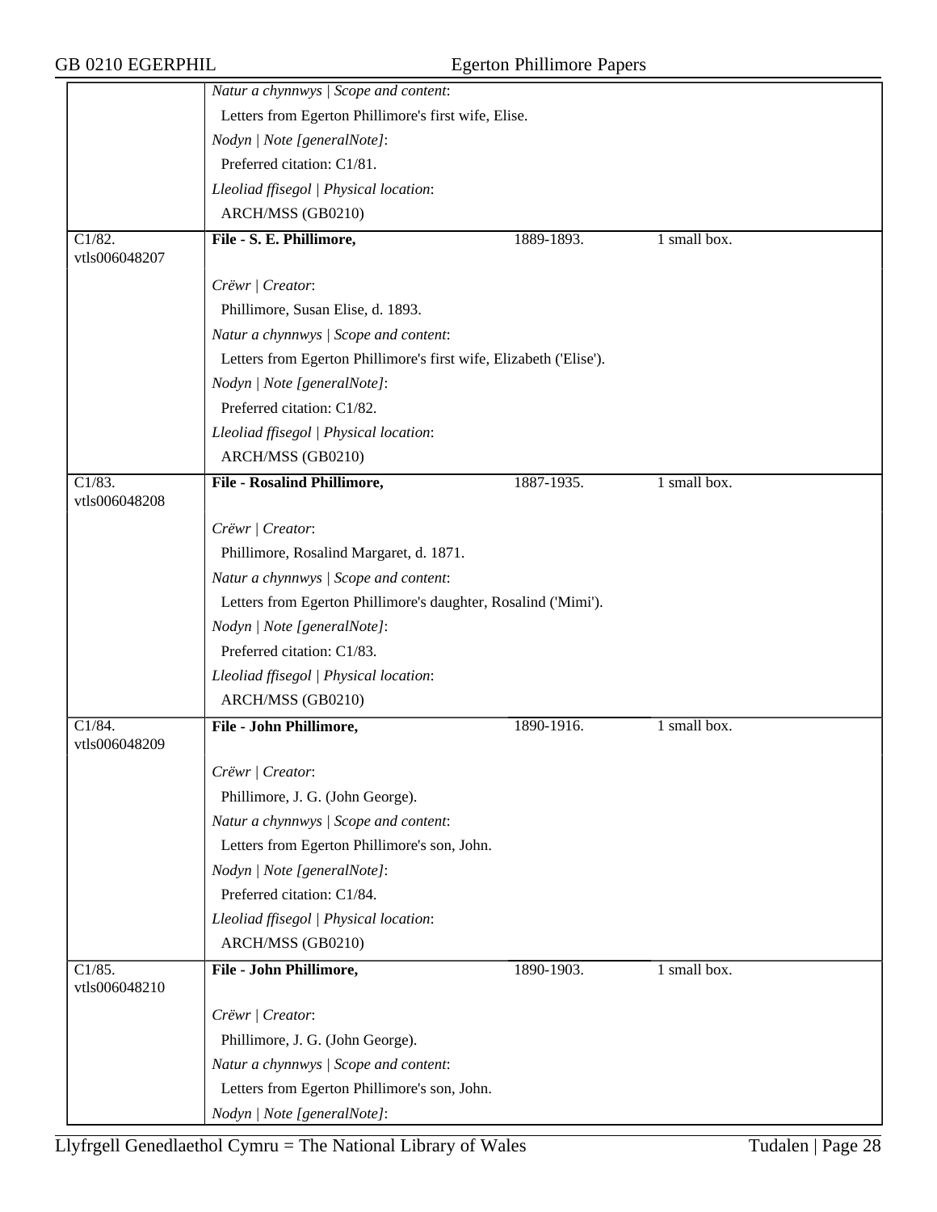| | | | |
|---|---|---|---|
| | *Natur a chynnwys \| Scope and content*:<br>Letters from Egerton Phillimore's first wife, Elise.<br>*Nodyn \| Note [generalNote]*:<br>Preferred citation: C1/81.<br>*Lleoliad ffisegol \| Physical location*:<br>ARCH/MSS (GB0210) | | |
| C1/82.<br>vtls006048207 | **File - S. E. Phillimore,** | 1889-1893. | 1 small box. |
| | *Crëwr \| Creator*:<br>Phillimore, Susan Elise, d. 1893.<br>*Natur a chynnwys \| Scope and content*:<br>Letters from Egerton Phillimore's first wife, Elizabeth ('Elise').<br>*Nodyn \| Note [generalNote]*:<br>Preferred citation: C1/82.<br>*Lleoliad ffisegol \| Physical location*:<br>ARCH/MSS (GB0210) | | |
| C1/83.<br>vtls006048208 | **File - Rosalind Phillimore,** | 1887-1935. | 1 small box. |
| | *Crëwr \| Creator*:<br>Phillimore, Rosalind Margaret, d. 1871.<br>*Natur a chynnwys \| Scope and content*:<br>Letters from Egerton Phillimore's daughter, Rosalind ('Mimi').<br>*Nodyn \| Note [generalNote]*:<br>Preferred citation: C1/83.<br>*Lleoliad ffisegol \| Physical location*:<br>ARCH/MSS (GB0210) | | |
| C1/84.<br>vtls006048209 | **File - John Phillimore,** | 1890-1916. | 1 small box. |
| | *Crëwr \| Creator*:<br>Phillimore, J. G. (John George).<br>*Natur a chynnwys \| Scope and content*:<br>Letters from Egerton Phillimore's son, John.<br>*Nodyn \| Note [generalNote]*:<br>Preferred citation: C1/84.<br>*Lleoliad ffisegol \| Physical location*:<br>ARCH/MSS (GB0210) | | |
| C1/85.<br>vtls006048210 | **File - John Phillimore,** | 1890-1903. | 1 small box. |
| | *Crëwr \| Creator*:<br>Phillimore, J. G. (John George).<br>*Natur a chynnwys \| Scope and content*:<br>Letters from Egerton Phillimore's son, John.<br>*Nodyn \| Note [generalNote]*: | | |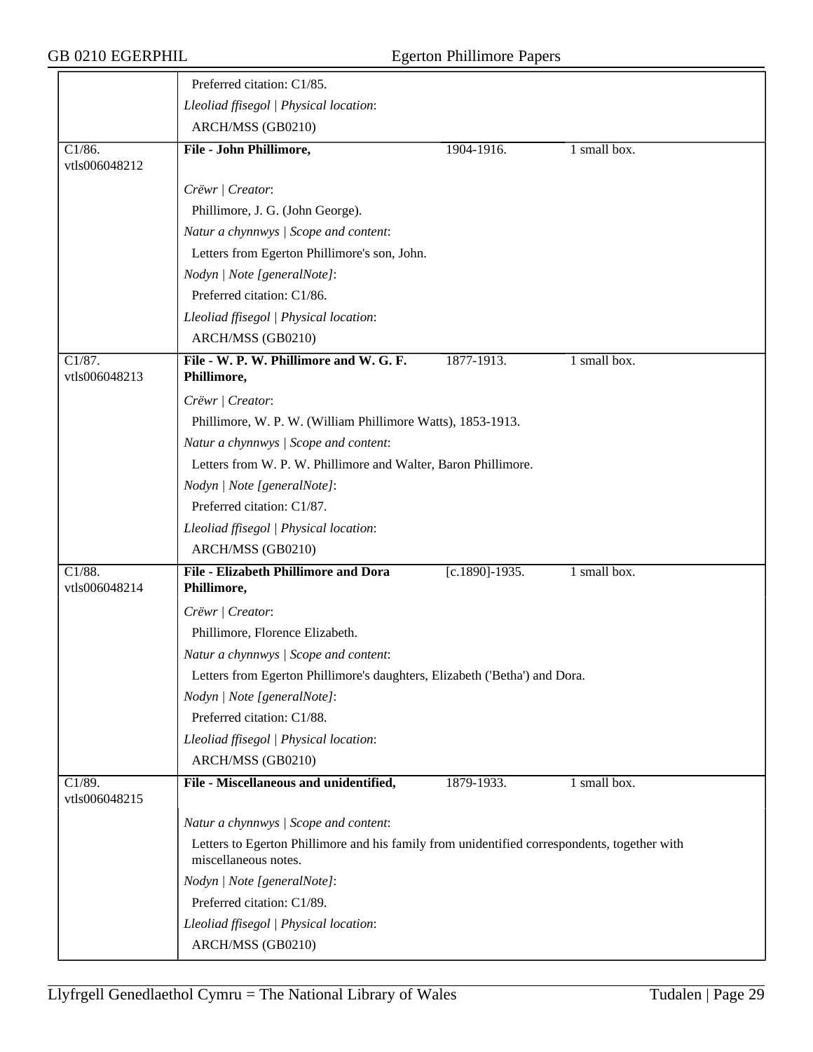Preferred citation: C1/85.

*Lleoliad ffisegol | Physical location*:

ARCH/MSS (GB0210)

| C1/86. vtls006048212 | **File - John Phillimore,** | 1904-1916. | 1 small box. |
|---|---|---|---|

*Crëwr | Creator*:

Phillimore, J. G. (John George).

*Natur a chynnwys | Scope and content*:

Letters from Egerton Phillimore's son, John.

*Nodyn | Note [generalNote]*:

Preferred citation: C1/86.

*Lleoliad ffisegol | Physical location*:

ARCH/MSS (GB0210)

| C1/87. vtls006048213 | **File - W. P. W. Phillimore and W. G. F. Phillimore,** | 1877-1913. | 1 small box. |
|---|---|---|---|

*Crëwr | Creator*:

Phillimore, W. P. W. (William Phillimore Watts), 1853-1913.

*Natur a chynnwys | Scope and content*:

Letters from W. P. W. Phillimore and Walter, Baron Phillimore.

*Nodyn | Note [generalNote]*:

Preferred citation: C1/87.

*Lleoliad ffisegol | Physical location*:

ARCH/MSS (GB0210)

| C1/88. vtls006048214 | **File - Elizabeth Phillimore and Dora Phillimore,** | [c.1890]-1935. | 1 small box. |
|---|---|---|---|

*Crëwr | Creator*:

Phillimore, Florence Elizabeth.

*Natur a chynnwys | Scope and content*:

Letters from Egerton Phillimore's daughters, Elizabeth ('Betha') and Dora.

*Nodyn | Note [generalNote]*:

Preferred citation: C1/88.

*Lleoliad ffisegol | Physical location*:

ARCH/MSS (GB0210)

| C1/89. vtls006048215 | **File - Miscellaneous and unidentified,** | 1879-1933. | 1 small box. |
|---|---|---|---|

*Natur a chynnwys | Scope and content*:

Letters to Egerton Phillimore and his family from unidentified correspondents, together with miscellaneous notes.

*Nodyn | Note [generalNote]*:

Preferred citation: C1/89.

*Lleoliad ffisegol | Physical location*:

ARCH/MSS (GB0210)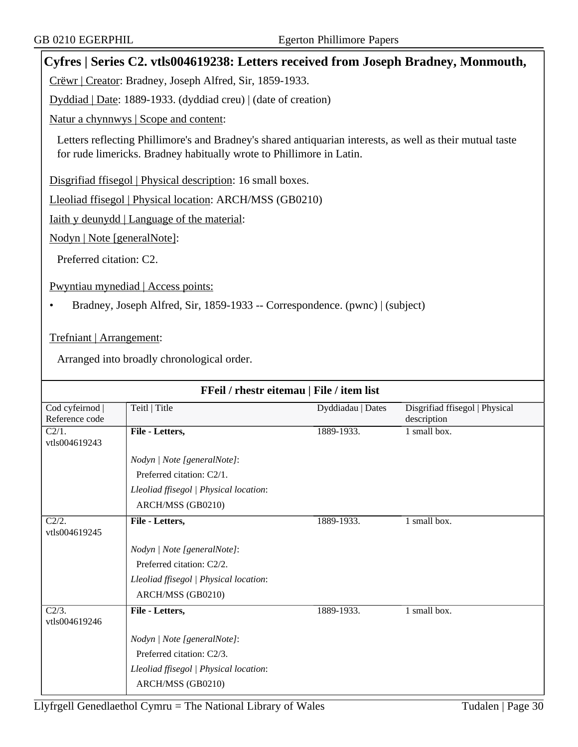## Cyfres | Series C2. vtls004619238: Letters received from Joseph Bradney, Monmouth,

Crëwr | Creator: Bradney, Joseph Alfred, Sir, 1859-1933.

Dyddiad | Date: 1889-1933. (dyddiad creu) | (date of creation)

Natur a chynnwys | Scope and content:

Letters reflecting Phillimore's and Bradney's shared antiquarian interests, as well as their mutual taste for rude limericks. Bradney habitually wrote to Phillimore in Latin.

Disgrifiad ffisegol | Physical description: 16 small boxes.

Lleoliad ffisegol | Physical location: ARCH/MSS (GB0210)

Iaith y deunydd | Language of the material:

Nodyn | Note [generalNote]:

Preferred citation: C2.

Pwyntiau mynediad | Access points:

- Bradney, Joseph Alfred, Sir, 1859-1933 -- Correspondence. (pwnc) | (subject)

Trefniant | Arrangement:

Arranged into broadly chronological order.

### FFeil / rhestr eitemau | File / item list

| Cod cyfeirnod \| Reference code | Teitl \| Title | Dyddiadau \| Dates | Disgrifiad ffisegol \| Physical description |
|---|---|---|---|
| C2/1. vtls004619243 | **File - Letters,**<br>*Nodyn \| Note [generalNote]*:<br>Preferred citation: C2/1.<br>*Lleoliad ffisegol \| Physical location*:<br>ARCH/MSS (GB0210) | 1889-1933. | 1 small box. |
| C2/2. vtls004619245 | **File - Letters,**<br>*Nodyn \| Note [generalNote]*:<br>Preferred citation: C2/2.<br>*Lleoliad ffisegol \| Physical location*:<br>ARCH/MSS (GB0210) | 1889-1933. | 1 small box. |
| C2/3. vtls004619246 | **File - Letters,**<br>*Nodyn \| Note [generalNote]*:<br>Preferred citation: C2/3.<br>*Lleoliad ffisegol \| Physical location*:<br>ARCH/MSS (GB0210) | 1889-1933. | 1 small box. |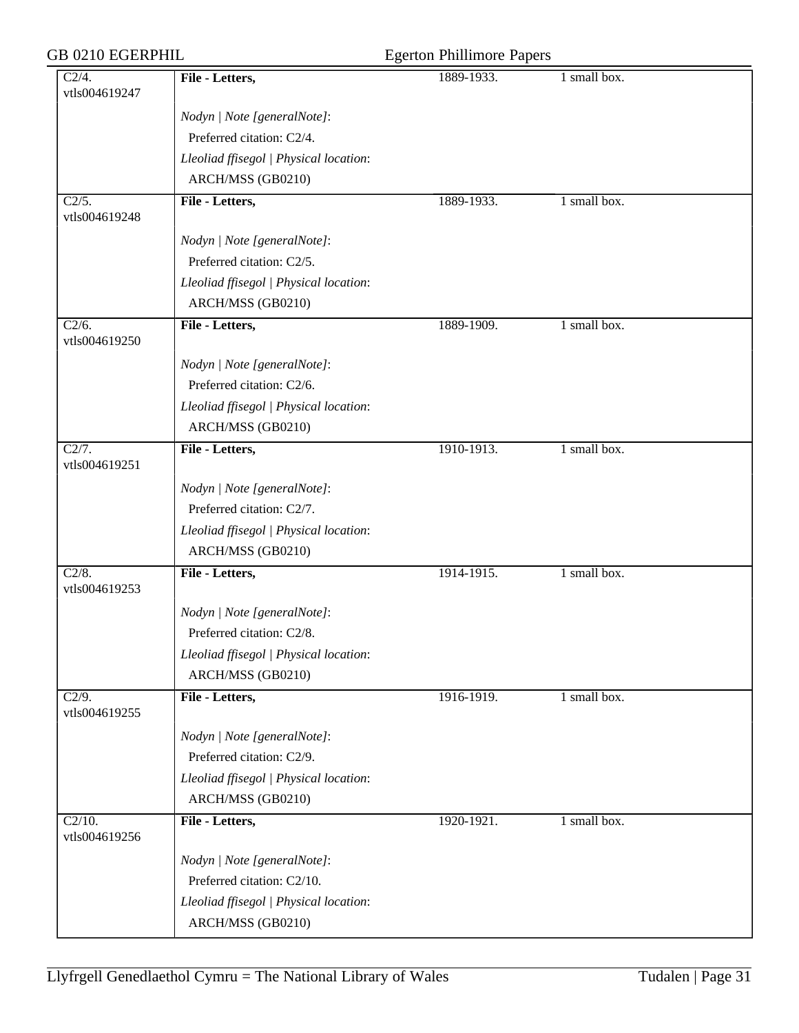| | | | |
|---|---|---|---|
| C2/4. vtls004619247 | **File - Letters,** *Nodyn \| Note [generalNote]*: Preferred citation: C2/4. *Lleoliad ffisegol \| Physical location*: ARCH/MSS (GB0210) | 1889-1933. | 1 small box. |
| C2/5. vtls004619248 | **File - Letters,** *Nodyn \| Note [generalNote]*: Preferred citation: C2/5. *Lleoliad ffisegol \| Physical location*: ARCH/MSS (GB0210) | 1889-1933. | 1 small box. |
| C2/6. vtls004619250 | **File - Letters,** *Nodyn \| Note [generalNote]*: Preferred citation: C2/6. *Lleoliad ffisegol \| Physical location*: ARCH/MSS (GB0210) | 1889-1909. | 1 small box. |
| C2/7. vtls004619251 | **File - Letters,** *Nodyn \| Note [generalNote]*: Preferred citation: C2/7. *Lleoliad ffisegol \| Physical location*: ARCH/MSS (GB0210) | 1910-1913. | 1 small box. |
| C2/8. vtls004619253 | **File - Letters,** *Nodyn \| Note [generalNote]*: Preferred citation: C2/8. *Lleoliad ffisegol \| Physical location*: ARCH/MSS (GB0210) | 1914-1915. | 1 small box. |
| C2/9. vtls004619255 | **File - Letters,** *Nodyn \| Note [generalNote]*: Preferred citation: C2/9. *Lleoliad ffisegol \| Physical location*: ARCH/MSS (GB0210) | 1916-1919. | 1 small box. |
| C2/10. vtls004619256 | **File - Letters,** *Nodyn \| Note [generalNote]*: Preferred citation: C2/10. *Lleoliad ffisegol \| Physical location*: ARCH/MSS (GB0210) | 1920-1921. | 1 small box. |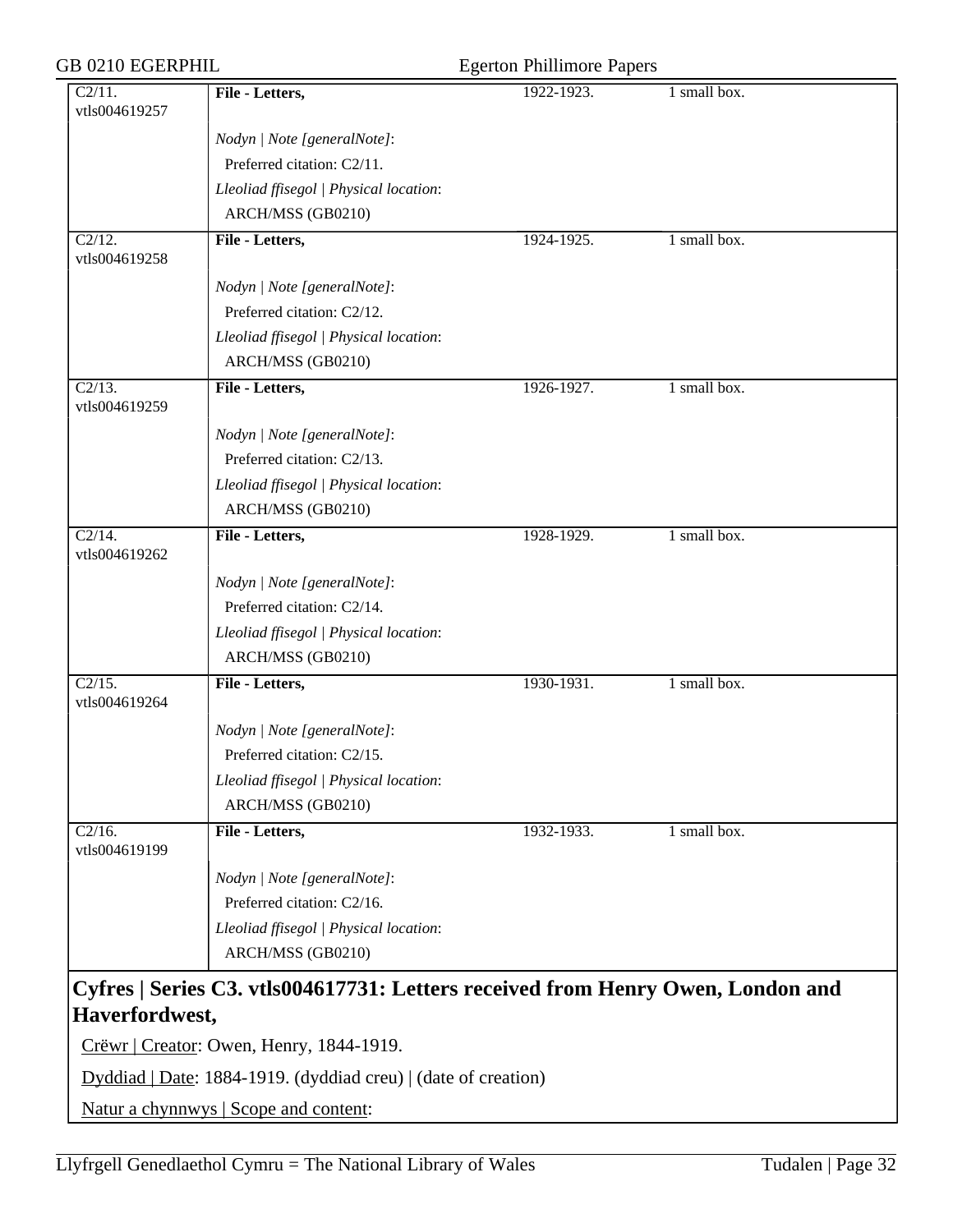| | | | |
|---|---|---|---|
| C2/11. vtls004619257 | **File - Letters,** | 1922-1923. | 1 small box. |
| | *Nodyn \| Note [generalNote]*: Preferred citation: C2/11. *Lleoliad ffisegol \| Physical location*: ARCH/MSS (GB0210) | | |
| C2/12. vtls004619258 | **File - Letters,** | 1924-1925. | 1 small box. |
| | *Nodyn \| Note [generalNote]*: Preferred citation: C2/12. *Lleoliad ffisegol \| Physical location*: ARCH/MSS (GB0210) | | |
| C2/13. vtls004619259 | **File - Letters,** | 1926-1927. | 1 small box. |
| | *Nodyn \| Note [generalNote]*: Preferred citation: C2/13. *Lleoliad ffisegol \| Physical location*: ARCH/MSS (GB0210) | | |
| C2/14. vtls004619262 | **File - Letters,** | 1928-1929. | 1 small box. |
| | *Nodyn \| Note [generalNote]*: Preferred citation: C2/14. *Lleoliad ffisegol \| Physical location*: ARCH/MSS (GB0210) | | |
| C2/15. vtls004619264 | **File - Letters,** | 1930-1931. | 1 small box. |
| | *Nodyn \| Note [generalNote]*: Preferred citation: C2/15. *Lleoliad ffisegol \| Physical location*: ARCH/MSS (GB0210) | | |
| C2/16. vtls004619199 | **File - Letters,** | 1932-1933. | 1 small box. |
| | *Nodyn \| Note [generalNote]*: Preferred citation: C2/16. *Lleoliad ffisegol \| Physical location*: ARCH/MSS (GB0210) | | |

## Cyfres | Series C3. vtls004617731: Letters received from Henry Owen, London and Haverfordwest,

Crëwr | Creator: Owen, Henry, 1844-1919.

Dyddiad | Date: 1884-1919. (dyddiad creu) | (date of creation)

Natur a chynnwys | Scope and content: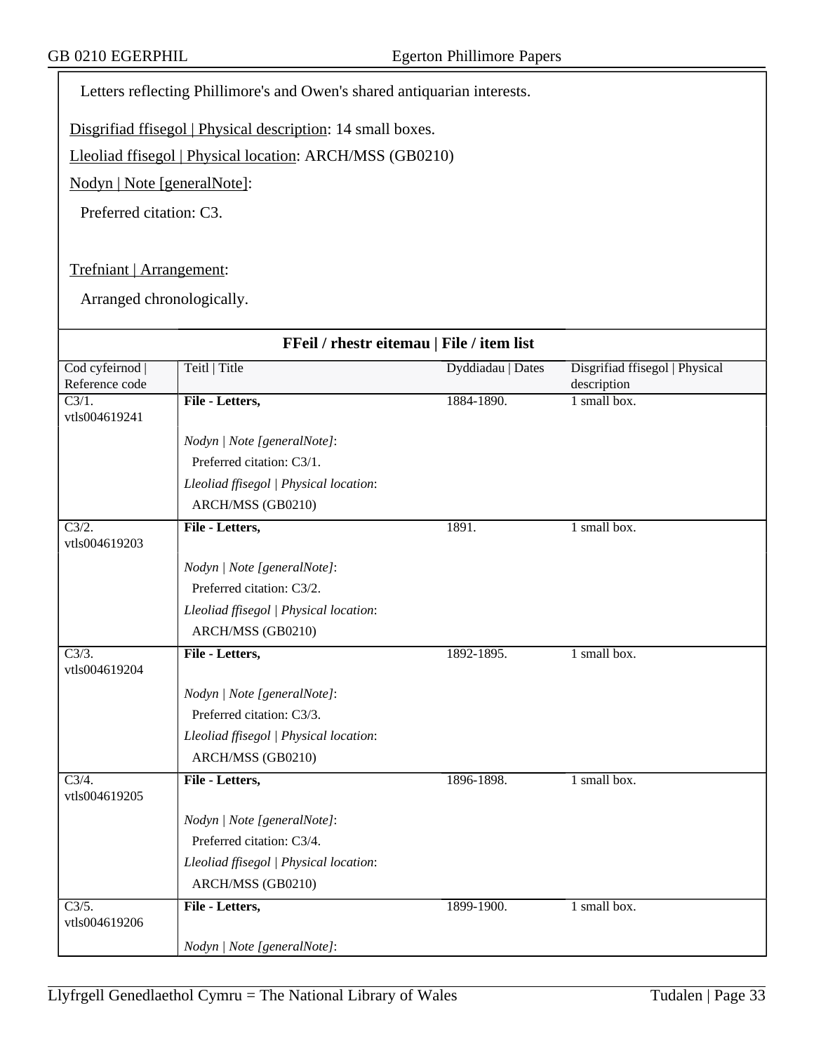Letters reflecting Phillimore's and Owen's shared antiquarian interests.

Disgrifiad ffisegol | Physical description: 14 small boxes.

Lleoliad ffisegol | Physical location: ARCH/MSS (GB0210)

Nodyn | Note [generalNote]:

Preferred citation: C3.

Trefniant | Arrangement:

Arranged chronologically.

**FFeil / rhestr eitemau | File / item list**

| Cod cyfeirnod \| Reference code | Teitl \| Title | Dyddiadau \| Dates | Disgrifiad ffisegol \| Physical description |
|---|---|---|---|
| C3/1. vtls004619241 | **File - Letters,**<br>*Nodyn \| Note [generalNote]*:<br>Preferred citation: C3/1.<br>*Lleoliad ffisegol \| Physical location*:<br>ARCH/MSS (GB0210) | 1884-1890. | 1 small box. |
| C3/2. vtls004619203 | **File - Letters,**<br>*Nodyn \| Note [generalNote]*:<br>Preferred citation: C3/2.<br>*Lleoliad ffisegol \| Physical location*:<br>ARCH/MSS (GB0210) | 1891. | 1 small box. |
| C3/3. vtls004619204 | **File - Letters,**<br>*Nodyn \| Note [generalNote]*:<br>Preferred citation: C3/3.<br>*Lleoliad ffisegol \| Physical location*:<br>ARCH/MSS (GB0210) | 1892-1895. | 1 small box. |
| C3/4. vtls004619205 | **File - Letters,**<br>*Nodyn \| Note [generalNote]*:<br>Preferred citation: C3/4.<br>*Lleoliad ffisegol \| Physical location*:<br>ARCH/MSS (GB0210) | 1896-1898. | 1 small box. |
| C3/5. vtls004619206 | **File - Letters,**<br>*Nodyn \| Note [generalNote]*: | 1899-1900. | 1 small box. |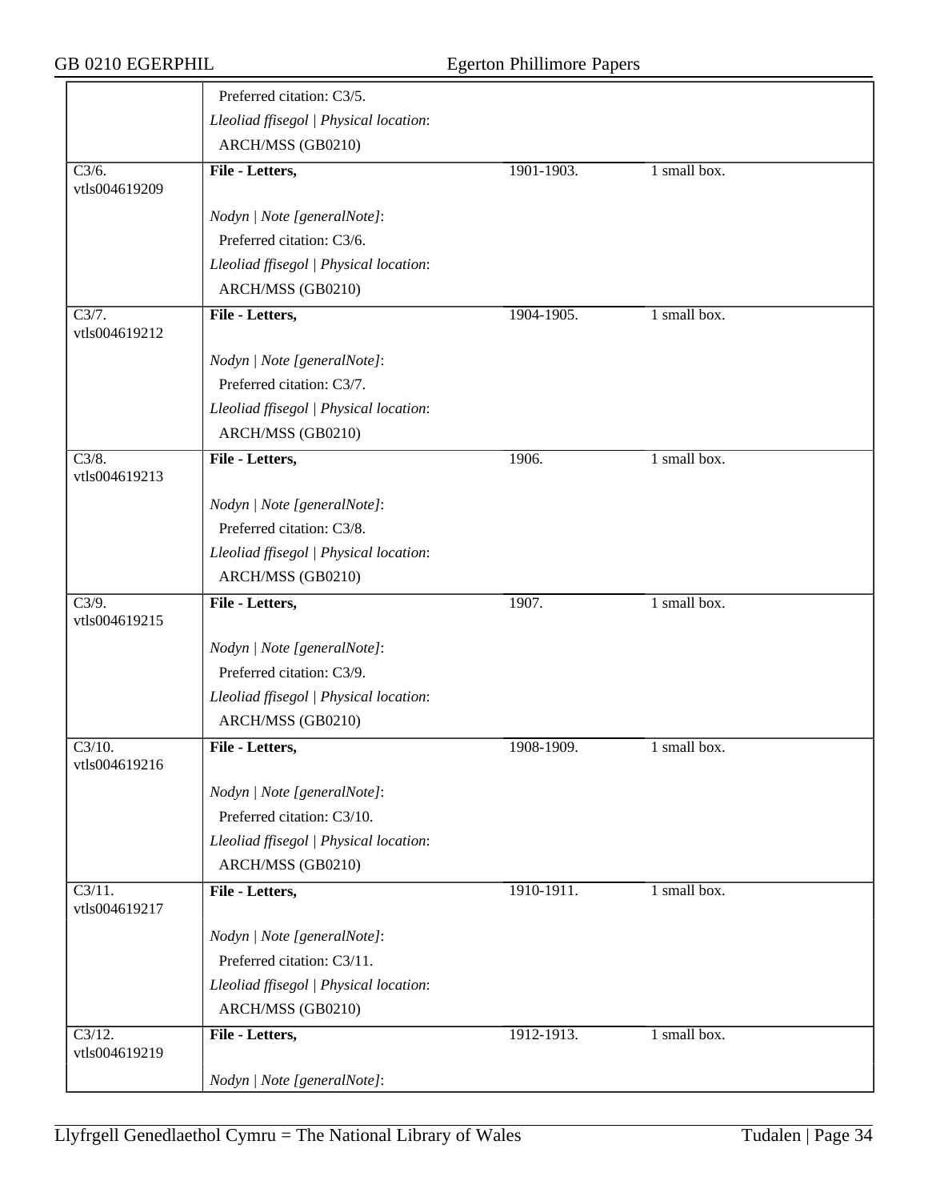| | | | |
|---|---|---|---|
| | Preferred citation: C3/5.<br>*Lleoliad ffisegol \| Physical location*:<br>ARCH/MSS (GB0210) | | |
| C3/6.<br>vtls004619209 | **File - Letters,**<br><br>*Nodyn \| Note [generalNote]*:<br>Preferred citation: C3/6.<br>*Lleoliad ffisegol \| Physical location*:<br>ARCH/MSS (GB0210) | 1901-1903. | 1 small box. |
| C3/7.<br>vtls004619212 | **File - Letters,**<br><br>*Nodyn \| Note [generalNote]*:<br>Preferred citation: C3/7.<br>*Lleoliad ffisegol \| Physical location*:<br>ARCH/MSS (GB0210) | 1904-1905. | 1 small box. |
| C3/8.<br>vtls004619213 | **File - Letters,**<br><br>*Nodyn \| Note [generalNote]*:<br>Preferred citation: C3/8.<br>*Lleoliad ffisegol \| Physical location*:<br>ARCH/MSS (GB0210) | 1906. | 1 small box. |
| C3/9.<br>vtls004619215 | **File - Letters,**<br><br>*Nodyn \| Note [generalNote]*:<br>Preferred citation: C3/9.<br>*Lleoliad ffisegol \| Physical location*:<br>ARCH/MSS (GB0210) | 1907. | 1 small box. |
| C3/10.<br>vtls004619216 | **File - Letters,**<br><br>*Nodyn \| Note [generalNote]*:<br>Preferred citation: C3/10.<br>*Lleoliad ffisegol \| Physical location*:<br>ARCH/MSS (GB0210) | 1908-1909. | 1 small box. |
| C3/11.<br>vtls004619217 | **File - Letters,**<br><br>*Nodyn \| Note [generalNote]*:<br>Preferred citation: C3/11.<br>*Lleoliad ffisegol \| Physical location*:<br>ARCH/MSS (GB0210) | 1910-1911. | 1 small box. |
| C3/12.<br>vtls004619219 | **File - Letters,**<br><br>*Nodyn \| Note [generalNote]*: | 1912-1913. | 1 small box. |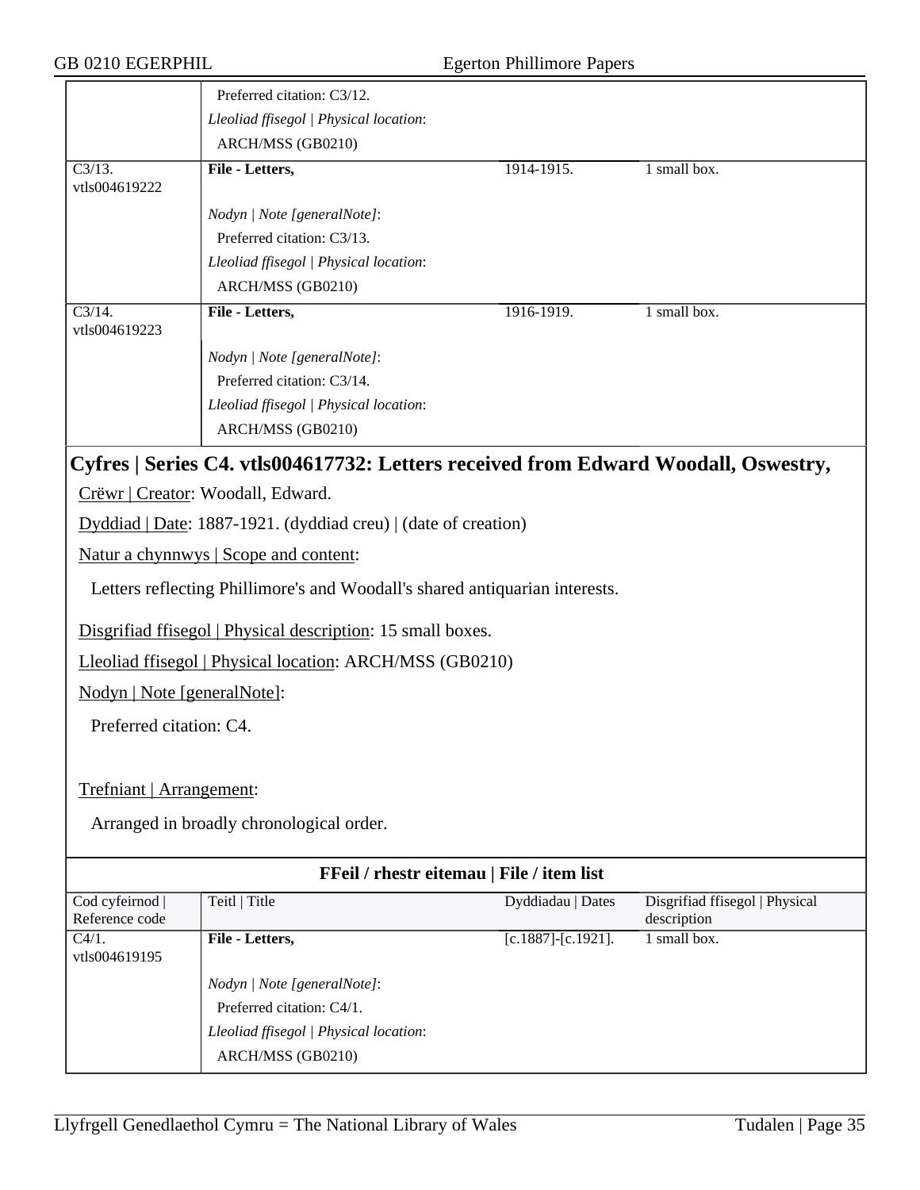| | | | |
|---|---|---|---|
| | Preferred citation: C3/12.<br>*Lleoliad ffisegol \| Physical location*:<br>ARCH/MSS (GB0210) | | |
| C3/13.<br>vtls004619222 | **File - Letters,**<br><br>*Nodyn \| Note [generalNote]*:<br>Preferred citation: C3/13.<br>*Lleoliad ffisegol \| Physical location*:<br>ARCH/MSS (GB0210) | 1914-1915. | 1 small box. |
| C3/14.<br>vtls004619223 | **File - Letters,**<br><br>*Nodyn \| Note [generalNote]*:<br>Preferred citation: C3/14.<br>*Lleoliad ffisegol \| Physical location*:<br>ARCH/MSS (GB0210) | 1916-1919. | 1 small box. |

## Cyfres | Series C4. vtls004617732: Letters received from Edward Woodall, Oswestry,

Crëwr | Creator: Woodall, Edward.

Dyddiad | Date: 1887-1921. (dyddiad creu) | (date of creation)

Natur a chynnwys | Scope and content:

Letters reflecting Phillimore's and Woodall's shared antiquarian interests.

Disgrifiad ffisegol | Physical description: 15 small boxes.

Lleoliad ffisegol | Physical location: ARCH/MSS (GB0210)

Nodyn | Note [generalNote]:

Preferred citation: C4.

Trefniant | Arrangement:

Arranged in broadly chronological order.

**FFeil / rhestr eitemau | File / item list**

| Cod cyfeirnod \| Reference code | Teitl \| Title | Dyddiadau \| Dates | Disgrifiad ffisegol \| Physical description |
|---|---|---|---|
| C4/1.<br>vtls004619195 | **File - Letters,**<br><br>*Nodyn \| Note [generalNote]*:<br>Preferred citation: C4/1.<br>*Lleoliad ffisegol \| Physical location*:<br>ARCH/MSS (GB0210) | [c.1887]-[c.1921]. | 1 small box. |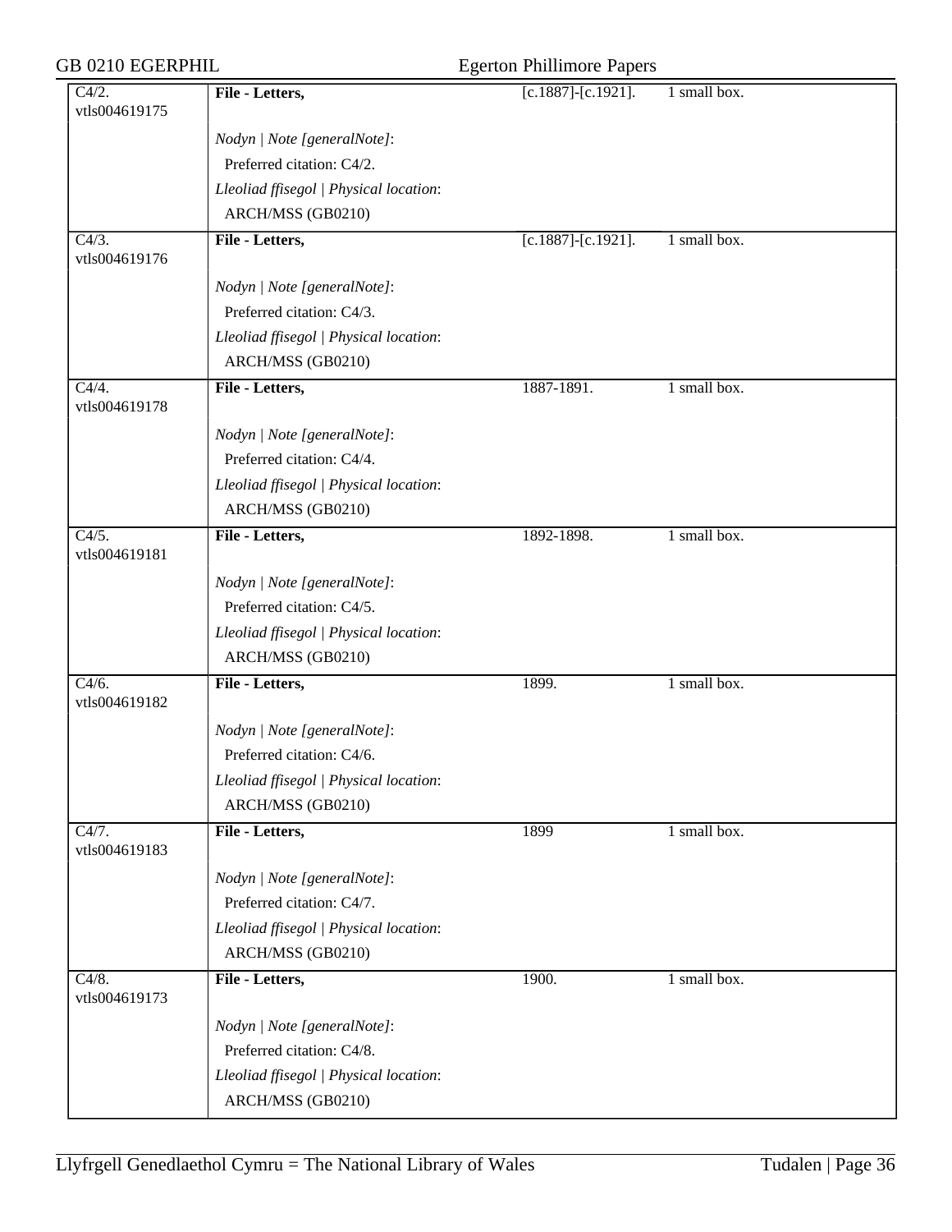| | | | |
|---|---|---|---|
| C4/2. vtls004619175 | **File - Letters,** | [c.1887]-[c.1921]. | 1 small box. |
| | *Nodyn \| Note [generalNote]*: Preferred citation: C4/2. *Lleoliad ffisegol \| Physical location*: ARCH/MSS (GB0210) | | |
| C4/3. vtls004619176 | **File - Letters,** | [c.1887]-[c.1921]. | 1 small box. |
| | *Nodyn \| Note [generalNote]*: Preferred citation: C4/3. *Lleoliad ffisegol \| Physical location*: ARCH/MSS (GB0210) | | |
| C4/4. vtls004619178 | **File - Letters,** | 1887-1891. | 1 small box. |
| | *Nodyn \| Note [generalNote]*: Preferred citation: C4/4. *Lleoliad ffisegol \| Physical location*: ARCH/MSS (GB0210) | | |
| C4/5. vtls004619181 | **File - Letters,** | 1892-1898. | 1 small box. |
| | *Nodyn \| Note [generalNote]*: Preferred citation: C4/5. *Lleoliad ffisegol \| Physical location*: ARCH/MSS (GB0210) | | |
| C4/6. vtls004619182 | **File - Letters,** | 1899. | 1 small box. |
| | *Nodyn \| Note [generalNote]*: Preferred citation: C4/6. *Lleoliad ffisegol \| Physical location*: ARCH/MSS (GB0210) | | |
| C4/7. vtls004619183 | **File - Letters,** | 1899 | 1 small box. |
| | *Nodyn \| Note [generalNote]*: Preferred citation: C4/7. *Lleoliad ffisegol \| Physical location*: ARCH/MSS (GB0210) | | |
| C4/8. vtls004619173 | **File - Letters,** | 1900. | 1 small box. |
| | *Nodyn \| Note [generalNote]*: Preferred citation: C4/8. *Lleoliad ffisegol \| Physical location*: ARCH/MSS (GB0210) | | |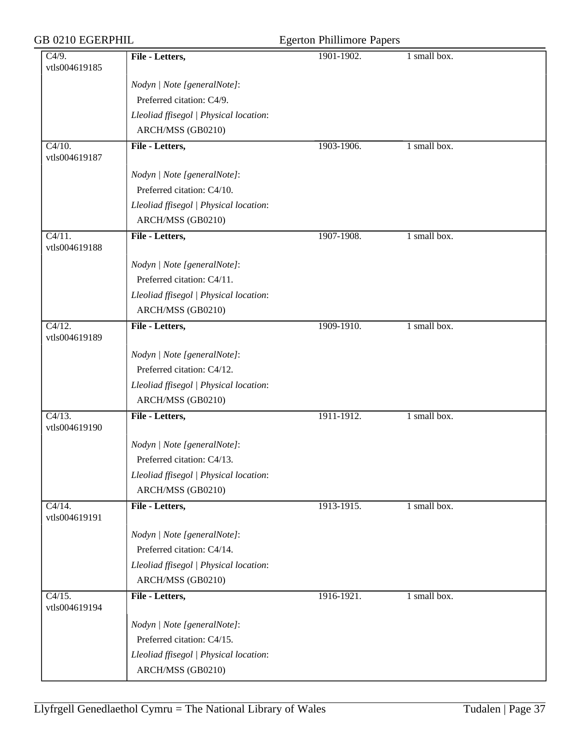| | | | |
|---|---|---|---|
| C4/9. vtls004619185 | **File - Letters,**<br><br>*Nodyn \| Note [generalNote]*:<br>Preferred citation: C4/9.<br>*Lleoliad ffisegol \| Physical location*:<br>ARCH/MSS (GB0210) | 1901-1902. | 1 small box. |
| C4/10. vtls004619187 | **File - Letters,**<br><br>*Nodyn \| Note [generalNote]*:<br>Preferred citation: C4/10.<br>*Lleoliad ffisegol \| Physical location*:<br>ARCH/MSS (GB0210) | 1903-1906. | 1 small box. |
| C4/11. vtls004619188 | **File - Letters,**<br><br>*Nodyn \| Note [generalNote]*:<br>Preferred citation: C4/11.<br>*Lleoliad ffisegol \| Physical location*:<br>ARCH/MSS (GB0210) | 1907-1908. | 1 small box. |
| C4/12. vtls004619189 | **File - Letters,**<br><br>*Nodyn \| Note [generalNote]*:<br>Preferred citation: C4/12.<br>*Lleoliad ffisegol \| Physical location*:<br>ARCH/MSS (GB0210) | 1909-1910. | 1 small box. |
| C4/13. vtls004619190 | **File - Letters,**<br><br>*Nodyn \| Note [generalNote]*:<br>Preferred citation: C4/13.<br>*Lleoliad ffisegol \| Physical location*:<br>ARCH/MSS (GB0210) | 1911-1912. | 1 small box. |
| C4/14. vtls004619191 | **File - Letters,**<br><br>*Nodyn \| Note [generalNote]*:<br>Preferred citation: C4/14.<br>*Lleoliad ffisegol \| Physical location*:<br>ARCH/MSS (GB0210) | 1913-1915. | 1 small box. |
| C4/15. vtls004619194 | **File - Letters,**<br><br>*Nodyn \| Note [generalNote]*:<br>Preferred citation: C4/15.<br>*Lleoliad ffisegol \| Physical location*:<br>ARCH/MSS (GB0210) | 1916-1921. | 1 small box. |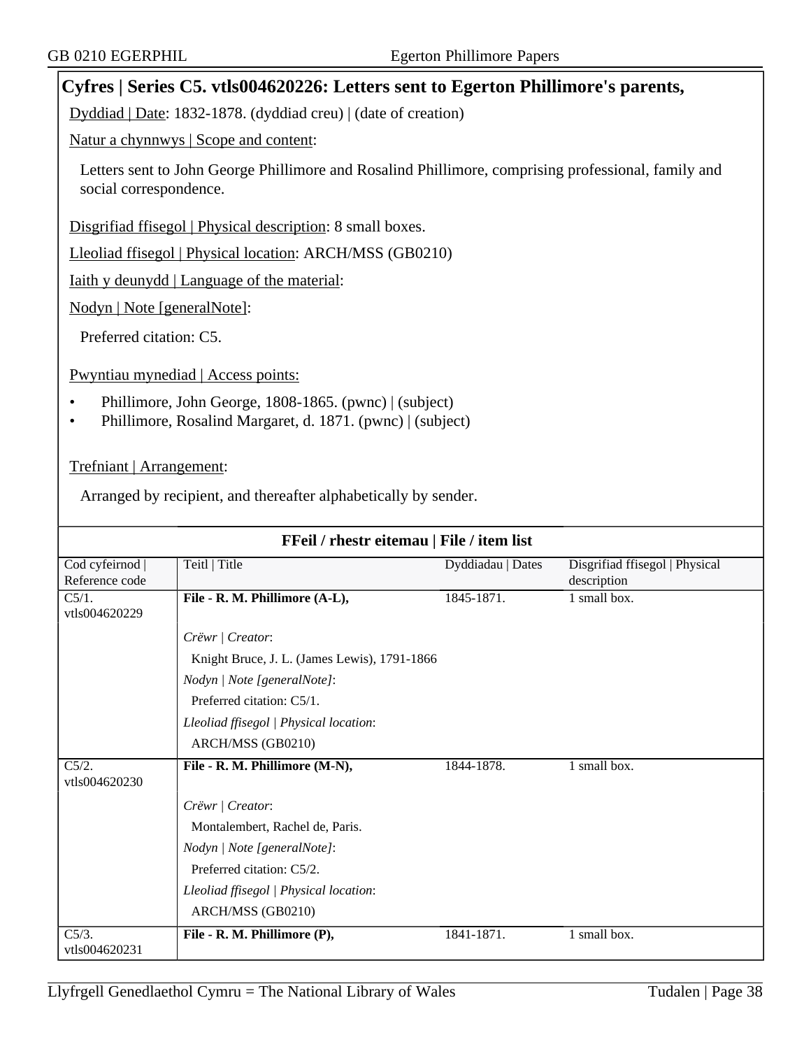## Cyfres | Series C5. vtls004620226: Letters sent to Egerton Phillimore's parents,

Dyddiad | Date: 1832-1878. (dyddiad creu) | (date of creation)

Natur a chynnwys | Scope and content:

Letters sent to John George Phillimore and Rosalind Phillimore, comprising professional, family and social correspondence.

Disgrifiad ffisegol | Physical description: 8 small boxes.

Lleoliad ffisegol | Physical location: ARCH/MSS (GB0210)

Iaith y deunydd | Language of the material:

Nodyn | Note [generalNote]:

Preferred citation: C5.

Pwyntiau mynediad | Access points:

- Phillimore, John George, 1808-1865. (pwnc) | (subject)
- Phillimore, Rosalind Margaret, d. 1871. (pwnc) | (subject)

Trefniant | Arrangement:

Arranged by recipient, and thereafter alphabetically by sender.

**FFeil / rhestr eitemau | File / item list**

| Cod cyfeirnod \| Reference code | Teitl \| Title | Dyddiadau \| Dates | Disgrifiad ffisegol \| Physical description |
|---|---|---|---|
| C5/1. vtls004620229 | **File - R. M. Phillimore (A-L),**<br>*Crëwr \| Creator*:<br>Knight Bruce, J. L. (James Lewis), 1791-1866<br>*Nodyn \| Note [generalNote]*:<br>Preferred citation: C5/1.<br>*Lleoliad ffisegol \| Physical location*:<br>ARCH/MSS (GB0210) | 1845-1871. | 1 small box. |
| C5/2. vtls004620230 | **File - R. M. Phillimore (M-N),**<br>*Crëwr \| Creator*:<br>Montalembert, Rachel de, Paris.<br>*Nodyn \| Note [generalNote]*:<br>Preferred citation: C5/2.<br>*Lleoliad ffisegol \| Physical location*:<br>ARCH/MSS (GB0210) | 1844-1878. | 1 small box. |
| C5/3. vtls004620231 | **File - R. M. Phillimore (P),** | 1841-1871. | 1 small box. |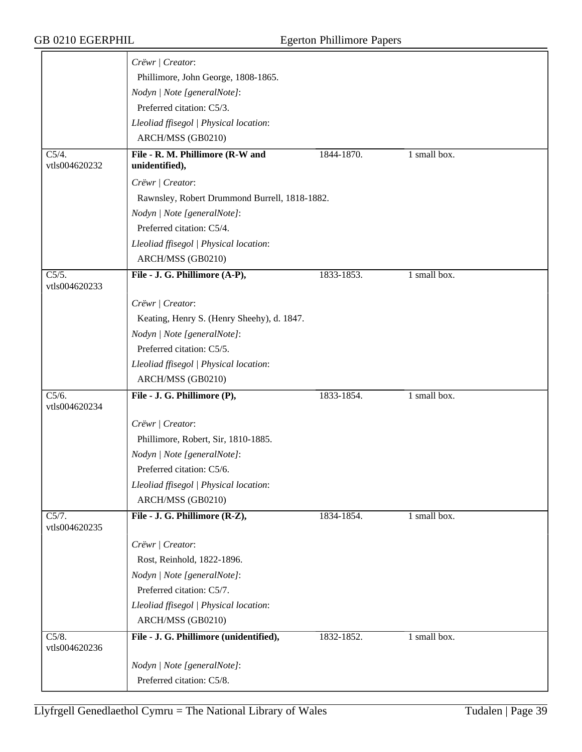| | | | |
|---|---|---|---|
| | *Crëwr \| Creator*:<br>Phillimore, John George, 1808-1865.<br>*Nodyn \| Note [generalNote]*:<br>Preferred citation: C5/3.<br>*Lleoliad ffisegol \| Physical location*:<br>ARCH/MSS (GB0210) | | |
| C5/4.<br>vtls004620232 | **File - R. M. Phillimore (R-W and unidentified),**<br>*Crëwr \| Creator*:<br>Rawnsley, Robert Drummond Burrell, 1818-1882.<br>*Nodyn \| Note [generalNote]*:<br>Preferred citation: C5/4.<br>*Lleoliad ffisegol \| Physical location*:<br>ARCH/MSS (GB0210) | 1844-1870. | 1 small box. |
| C5/5.<br>vtls004620233 | **File - J. G. Phillimore (A-P),**<br>*Crëwr \| Creator*:<br>Keating, Henry S. (Henry Sheehy), d. 1847.<br>*Nodyn \| Note [generalNote]*:<br>Preferred citation: C5/5.<br>*Lleoliad ffisegol \| Physical location*:<br>ARCH/MSS (GB0210) | 1833-1853. | 1 small box. |
| C5/6.<br>vtls004620234 | **File - J. G. Phillimore (P),**<br>*Crëwr \| Creator*:<br>Phillimore, Robert, Sir, 1810-1885.<br>*Nodyn \| Note [generalNote]*:<br>Preferred citation: C5/6.<br>*Lleoliad ffisegol \| Physical location*:<br>ARCH/MSS (GB0210) | 1833-1854. | 1 small box. |
| C5/7.<br>vtls004620235 | **File - J. G. Phillimore (R-Z),**<br>*Crëwr \| Creator*:<br>Rost, Reinhold, 1822-1896.<br>*Nodyn \| Note [generalNote]*:<br>Preferred citation: C5/7.<br>*Lleoliad ffisegol \| Physical location*:<br>ARCH/MSS (GB0210) | 1834-1854. | 1 small box. |
| C5/8.<br>vtls004620236 | **File - J. G. Phillimore (unidentified),**<br>*Nodyn \| Note [generalNote]*:<br>Preferred citation: C5/8. | 1832-1852. | 1 small box. |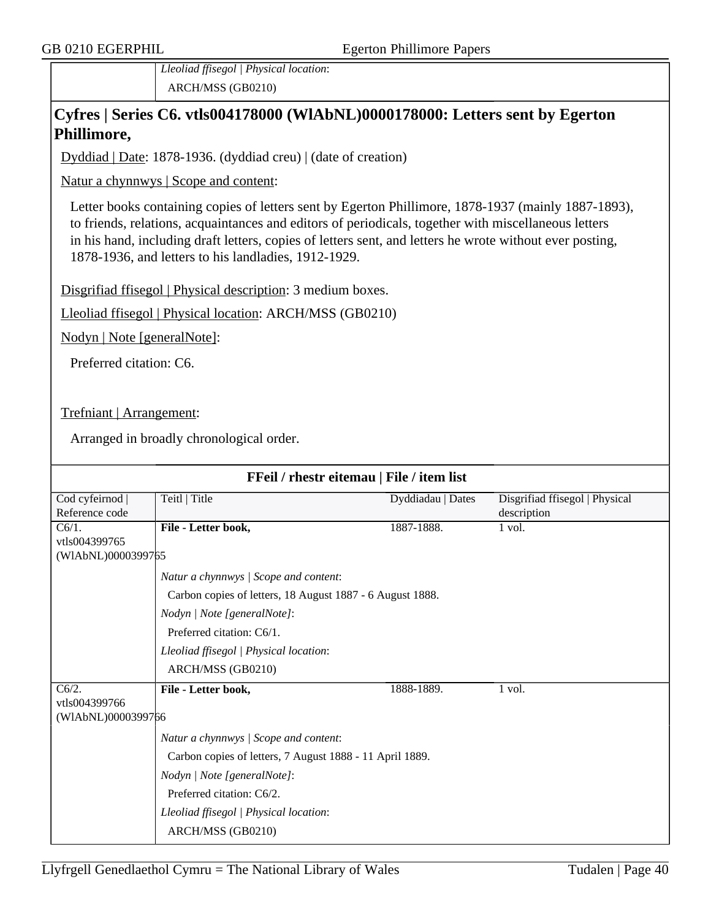| | *Lleoliad ffisegol \| Physical location*: ARCH/MSS (GB0210) |
|---|---|

## Cyfres | Series C6. vtls004178000 (WlAbNL)0000178000: Letters sent by Egerton Phillimore,

Dyddiad | Date: 1878-1936. (dyddiad creu) | (date of creation)

Natur a chynnwys | Scope and content:

Letter books containing copies of letters sent by Egerton Phillimore, 1878-1937 (mainly 1887-1893), to friends, relations, acquaintances and editors of periodicals, together with miscellaneous letters in his hand, including draft letters, copies of letters sent, and letters he wrote without ever posting, 1878-1936, and letters to his landladies, 1912-1929.

Disgrifiad ffisegol | Physical description: 3 medium boxes.

Lleoliad ffisegol | Physical location: ARCH/MSS (GB0210)

Nodyn | Note [generalNote]:

Preferred citation: C6.

Trefniant | Arrangement:

Arranged in broadly chronological order.

### FFeil / rhestr eitemau | File / item list

| Cod cyfeirnod \| Reference code | Teitl \| Title | Dyddiadau \| Dates | Disgrifiad ffisegol \| Physical description |
|---|---|---|---|
| C6/1. vtls004399765 (WlAbNL)0000399765 | **File - Letter book,**<br>*Natur a chynnwys \| Scope and content*: Carbon copies of letters, 18 August 1887 - 6 August 1888.<br>*Nodyn \| Note [generalNote]*: Preferred citation: C6/1.<br>*Lleoliad ffisegol \| Physical location*: ARCH/MSS (GB0210) | 1887-1888. | 1 vol. |
| C6/2. vtls004399766 (WlAbNL)0000399766 | **File - Letter book,**<br>*Natur a chynnwys \| Scope and content*: Carbon copies of letters, 7 August 1888 - 11 April 1889.<br>*Nodyn \| Note [generalNote]*: Preferred citation: C6/2.<br>*Lleoliad ffisegol \| Physical location*: ARCH/MSS (GB0210) | 1888-1889. | 1 vol. |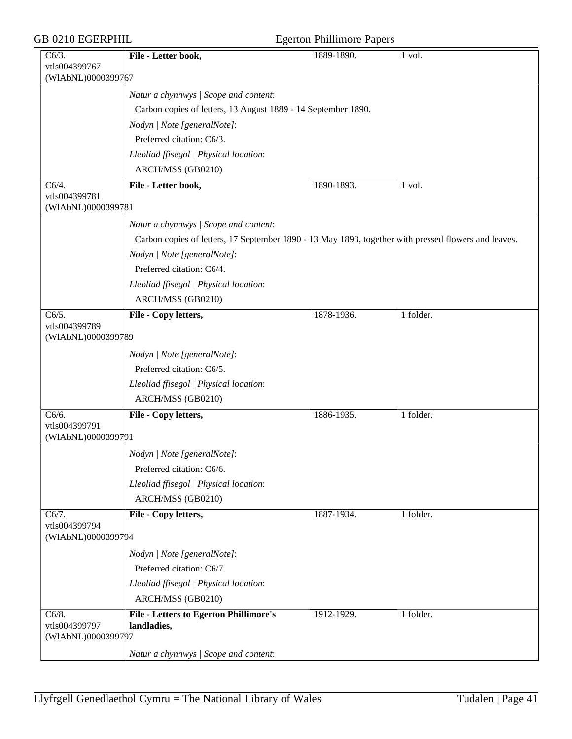| | | | |
|---|---|---|---|
| C6/3. vtls004399767 (WlAbNL)0000399767 | **File - Letter book,** | 1889-1890. | 1 vol. |
| | *Natur a chynnwys \| Scope and content*: | | |
| | Carbon copies of letters, 13 August 1889 - 14 September 1890. | | |
| | *Nodyn \| Note [generalNote]*: | | |
| | Preferred citation: C6/3. | | |
| | *Lleoliad ffisegol \| Physical location*: | | |
| | ARCH/MSS (GB0210) | | |
| C6/4. vtls004399781 (WlAbNL)0000399781 | **File - Letter book,** | 1890-1893. | 1 vol. |
| | *Natur a chynnwys \| Scope and content*: | | |
| | Carbon copies of letters, 17 September 1890 - 13 May 1893, together with pressed flowers and leaves. | | |
| | *Nodyn \| Note [generalNote]*: | | |
| | Preferred citation: C6/4. | | |
| | *Lleoliad ffisegol \| Physical location*: | | |
| | ARCH/MSS (GB0210) | | |
| C6/5. vtls004399789 (WlAbNL)0000399789 | **File - Copy letters,** | 1878-1936. | 1 folder. |
| | *Nodyn \| Note [generalNote]*: | | |
| | Preferred citation: C6/5. | | |
| | *Lleoliad ffisegol \| Physical location*: | | |
| | ARCH/MSS (GB0210) | | |
| C6/6. vtls004399791 (WlAbNL)0000399791 | **File - Copy letters,** | 1886-1935. | 1 folder. |
| | *Nodyn \| Note [generalNote]*: | | |
| | Preferred citation: C6/6. | | |
| | *Lleoliad ffisegol \| Physical location*: | | |
| | ARCH/MSS (GB0210) | | |
| C6/7. vtls004399794 (WlAbNL)0000399794 | **File - Copy letters,** | 1887-1934. | 1 folder. |
| | *Nodyn \| Note [generalNote]*: | | |
| | Preferred citation: C6/7. | | |
| | *Lleoliad ffisegol \| Physical location*: | | |
| | ARCH/MSS (GB0210) | | |
| C6/8. vtls004399797 (WlAbNL)0000399797 | **File - Letters to Egerton Phillimore's landladies,** | 1912-1929. | 1 folder. |
| | *Natur a chynnwys \| Scope and content*: | | |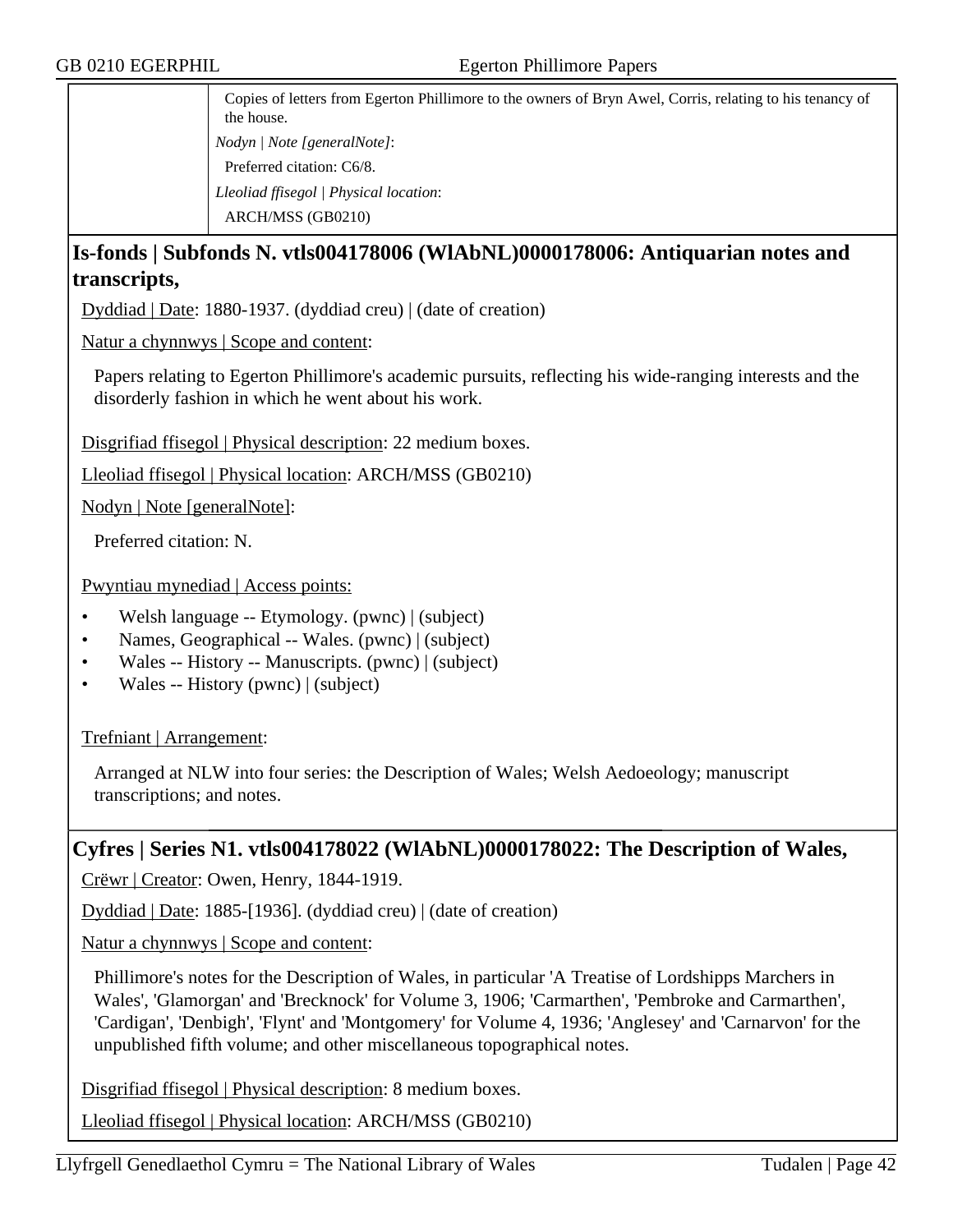Copies of letters from Egerton Phillimore to the owners of Bryn Awel, Corris, relating to his tenancy of the house.

*Nodyn | Note [generalNote]*:

Preferred citation: C6/8.

*Lleoliad ffisegol | Physical location*:

ARCH/MSS (GB0210)

## Is-fonds | Subfonds N. vtls004178006 (WlAbNL)0000178006: Antiquarian notes and transcripts,

Dyddiad | Date: 1880-1937. (dyddiad creu) | (date of creation)

Natur a chynnwys | Scope and content:

Papers relating to Egerton Phillimore's academic pursuits, reflecting his wide-ranging interests and the disorderly fashion in which he went about his work.

Disgrifiad ffisegol | Physical description: 22 medium boxes.

Lleoliad ffisegol | Physical location: ARCH/MSS (GB0210)

Nodyn | Note [generalNote]:

Preferred citation: N.

Pwyntiau mynediad | Access points:

- Welsh language -- Etymology. (pwnc) | (subject)
- Names, Geographical -- Wales. (pwnc) | (subject)
- Wales -- History -- Manuscripts. (pwnc) | (subject)
- Wales -- History (pwnc) | (subject)

Trefniant | Arrangement:

Arranged at NLW into four series: the Description of Wales; Welsh Aedoeology; manuscript transcriptions; and notes.

## Cyfres | Series N1. vtls004178022 (WlAbNL)0000178022: The Description of Wales,

Crëwr | Creator: Owen, Henry, 1844-1919.

Dyddiad | Date: 1885-[1936]. (dyddiad creu) | (date of creation)

Natur a chynnwys | Scope and content:

Phillimore's notes for the Description of Wales, in particular 'A Treatise of Lordshipps Marchers in Wales', 'Glamorgan' and 'Brecknock' for Volume 3, 1906; 'Carmarthen', 'Pembroke and Carmarthen', 'Cardigan', 'Denbigh', 'Flynt' and 'Montgomery' for Volume 4, 1936; 'Anglesey' and 'Carnarvon' for the unpublished fifth volume; and other miscellaneous topographical notes.

Disgrifiad ffisegol | Physical description: 8 medium boxes.

Lleoliad ffisegol | Physical location: ARCH/MSS (GB0210)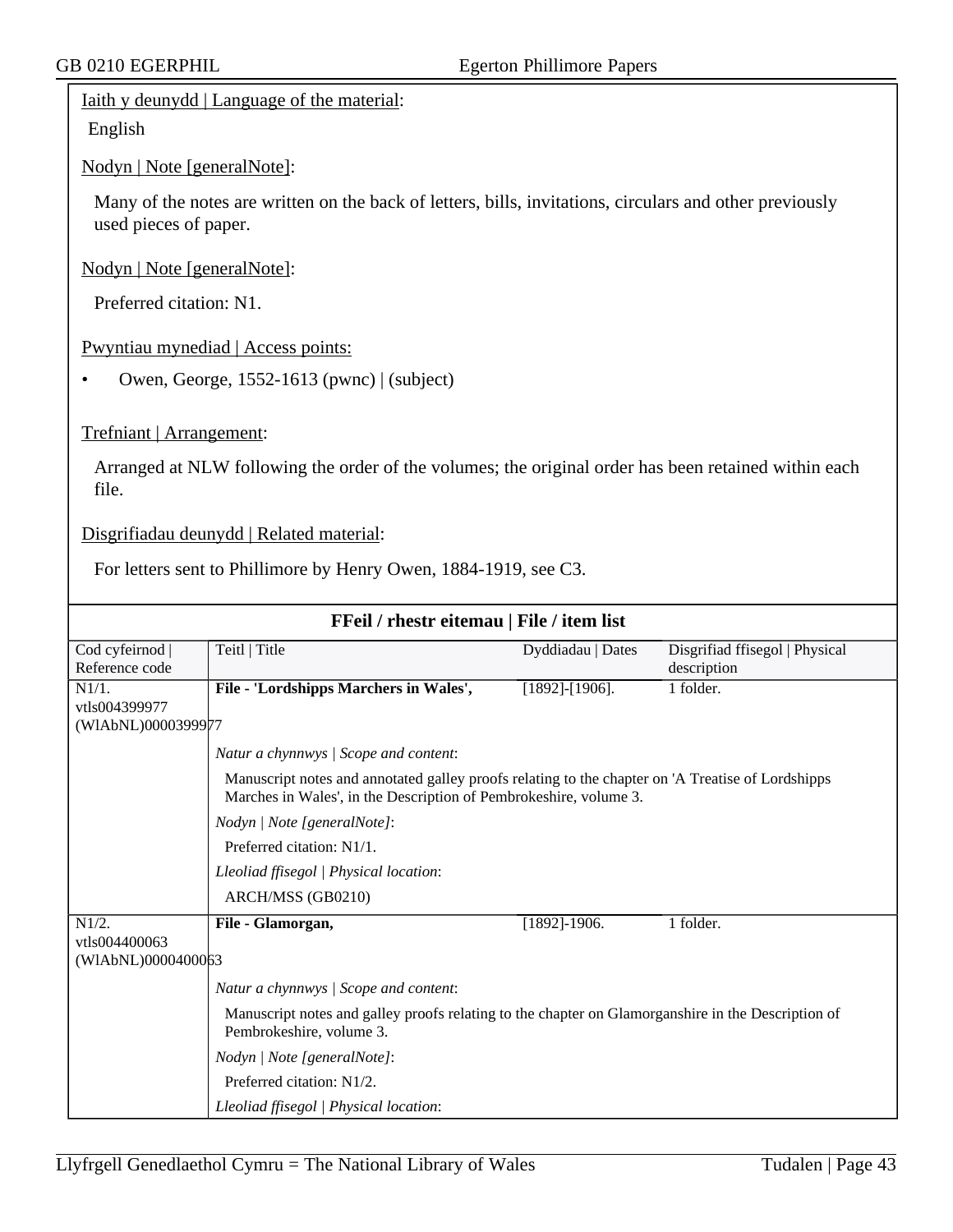Iaith y deunydd | Language of the material:

English

Nodyn | Note [generalNote]:

Many of the notes are written on the back of letters, bills, invitations, circulars and other previously used pieces of paper.

Nodyn | Note [generalNote]:

Preferred citation: N1.

Pwyntiau mynediad | Access points:

- Owen, George, 1552-1613 (pwnc) | (subject)

Trefniant | Arrangement:

Arranged at NLW following the order of the volumes; the original order has been retained within each file.

Disgrifiadau deunydd | Related material:

For letters sent to Phillimore by Henry Owen, 1884-1919, see C3.

## FFeil / rhestr eitemau | File / item list

| Cod cyfeirnod \| Reference code | Teitl \| Title | Dyddiadau \| Dates | Disgrifiad ffisegol \| Physical description |
|---|---|---|---|
| N1/1. vtls004399977 (WlAbNL)0000399977 | **File - 'Lordshipps Marchers in Wales',** | [1892]-[1906]. | 1 folder. |
| | *Natur a chynnwys \| Scope and content*: Manuscript notes and annotated galley proofs relating to the chapter on 'A Treatise of Lordshipps Marches in Wales', in the Description of Pembrokeshire, volume 3. *Nodyn \| Note [generalNote]*: Preferred citation: N1/1. *Lleoliad ffisegol \| Physical location*: ARCH/MSS (GB0210) | | |
| N1/2. vtls004400063 (WlAbNL)0000400063 | **File - Glamorgan,** | [1892]-1906. | 1 folder. |
| | *Natur a chynnwys \| Scope and content*: Manuscript notes and galley proofs relating to the chapter on Glamorganshire in the Description of Pembrokeshire, volume 3. *Nodyn \| Note [generalNote]*: Preferred citation: N1/2. *Lleoliad ffisegol \| Physical location*: | | |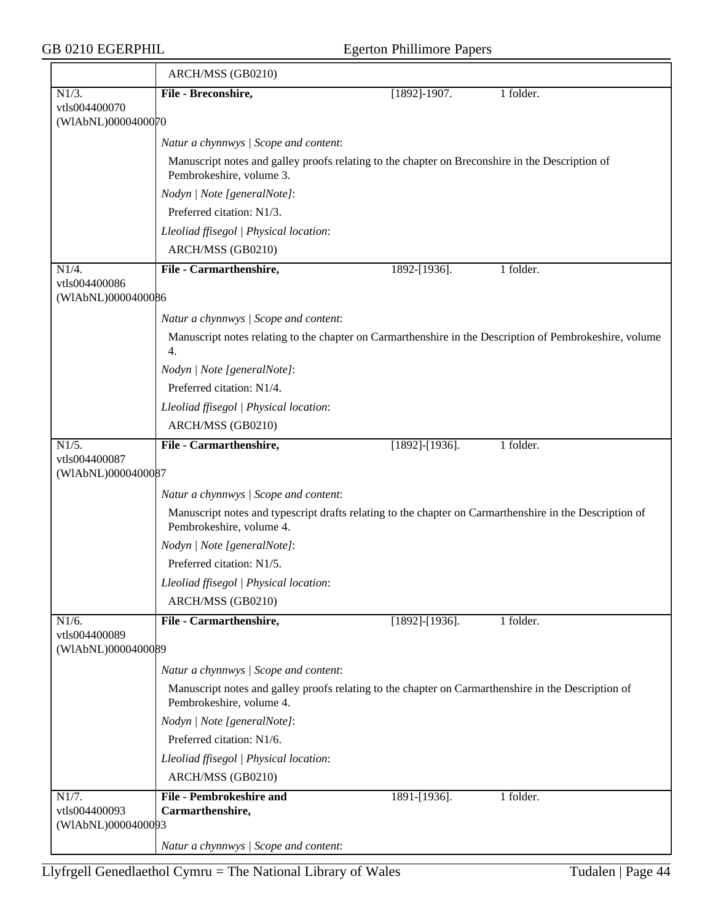ARCH/MSS (GB0210)

| | | | |
|---|---|---|---|
| N1/3.<br>vtls004400070<br>(WlAbNL)0000400070 | **File - Breconshire,** | [1892]-1907. | 1 folder. |

*Natur a chynnwys | Scope and content*:

Manuscript notes and galley proofs relating to the chapter on Breconshire in the Description of Pembrokeshire, volume 3.

*Nodyn | Note [generalNote]*:

Preferred citation: N1/3.

*Lleoliad ffisegol | Physical location*:

ARCH/MSS (GB0210)

| | | | |
|---|---|---|---|
| N1/4.<br>vtls004400086<br>(WlAbNL)0000400086 | **File - Carmarthenshire,** | 1892-[1936]. | 1 folder. |

*Natur a chynnwys | Scope and content*:

Manuscript notes relating to the chapter on Carmarthenshire in the Description of Pembrokeshire, volume 4.

*Nodyn | Note [generalNote]*:

Preferred citation: N1/4.

*Lleoliad ffisegol | Physical location*:

ARCH/MSS (GB0210)

| | | | |
|---|---|---|---|
| N1/5.<br>vtls004400087<br>(WlAbNL)0000400087 | **File - Carmarthenshire,** | [1892]-[1936]. | 1 folder. |

*Natur a chynnwys | Scope and content*:

Manuscript notes and typescript drafts relating to the chapter on Carmarthenshire in the Description of Pembrokeshire, volume 4.

*Nodyn | Note [generalNote]*:

Preferred citation: N1/5.

*Lleoliad ffisegol | Physical location*:

ARCH/MSS (GB0210)

| | | | |
|---|---|---|---|
| N1/6.<br>vtls004400089<br>(WlAbNL)0000400089 | **File - Carmarthenshire,** | [1892]-[1936]. | 1 folder. |

*Natur a chynnwys | Scope and content*:

Manuscript notes and galley proofs relating to the chapter on Carmarthenshire in the Description of Pembrokeshire, volume 4.

*Nodyn | Note [generalNote]*:

Preferred citation: N1/6.

*Lleoliad ffisegol | Physical location*:

ARCH/MSS (GB0210)

| | | | |
|---|---|---|---|
| N1/7.<br>vtls004400093<br>(WlAbNL)0000400093 | **File - Pembrokeshire and Carmarthenshire,** | 1891-[1936]. | 1 folder. |

*Natur a chynnwys | Scope and content*: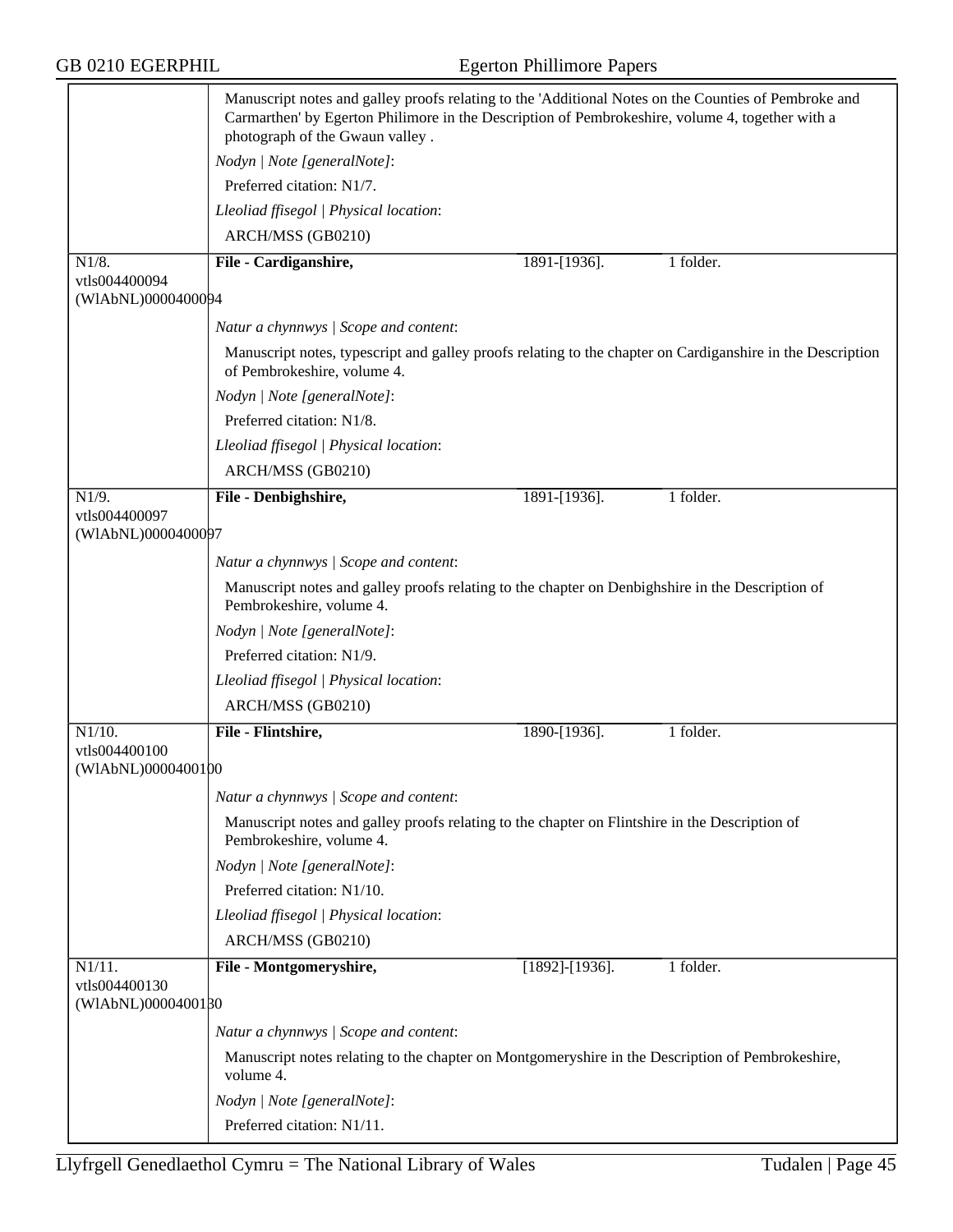Manuscript notes and galley proofs relating to the 'Additional Notes on the Counties of Pembroke and Carmarthen' by Egerton Philimore in the Description of Pembrokeshire, volume 4, together with a photograph of the Gwaun valley .

*Nodyn | Note [generalNote]*:

Preferred citation: N1/7.

*Lleoliad ffisegol | Physical location*:

ARCH/MSS (GB0210)

---

N1/8.
vtls004400094
(WlAbNL)0004400094

**File - Cardiganshire,** 1891-[1936]. 1 folder.

*Natur a chynnwys | Scope and content*:

Manuscript notes, typescript and galley proofs relating to the chapter on Cardiganshire in the Description of Pembrokeshire, volume 4.

*Nodyn | Note [generalNote]*:

Preferred citation: N1/8.

*Lleoliad ffisegol | Physical location*:

ARCH/MSS (GB0210)

---

N1/9.
vtls004400097
(WlAbNL)0004400097

**File - Denbighshire,** 1891-[1936]. 1 folder.

*Natur a chynnwys | Scope and content*:

Manuscript notes and galley proofs relating to the chapter on Denbighshire in the Description of Pembrokeshire, volume 4.

*Nodyn | Note [generalNote]*:

Preferred citation: N1/9.

*Lleoliad ffisegol | Physical location*:

ARCH/MSS (GB0210)

---

N1/10.
vtls004400100
(WlAbNL)0004400100

**File - Flintshire,** 1890-[1936]. 1 folder.

*Natur a chynnwys | Scope and content*:

Manuscript notes and galley proofs relating to the chapter on Flintshire in the Description of Pembrokeshire, volume 4.

*Nodyn | Note [generalNote]*:

Preferred citation: N1/10.

*Lleoliad ffisegol | Physical location*:

ARCH/MSS (GB0210)

---

N1/11.
vtls004400130
(WlAbNL)0004400130

**File - Montgomeryshire,** [1892]-[1936]. 1 folder.

*Natur a chynnwys | Scope and content*:

Manuscript notes relating to the chapter on Montgomeryshire in the Description of Pembrokeshire, volume 4.

*Nodyn | Note [generalNote]*:

Preferred citation: N1/11.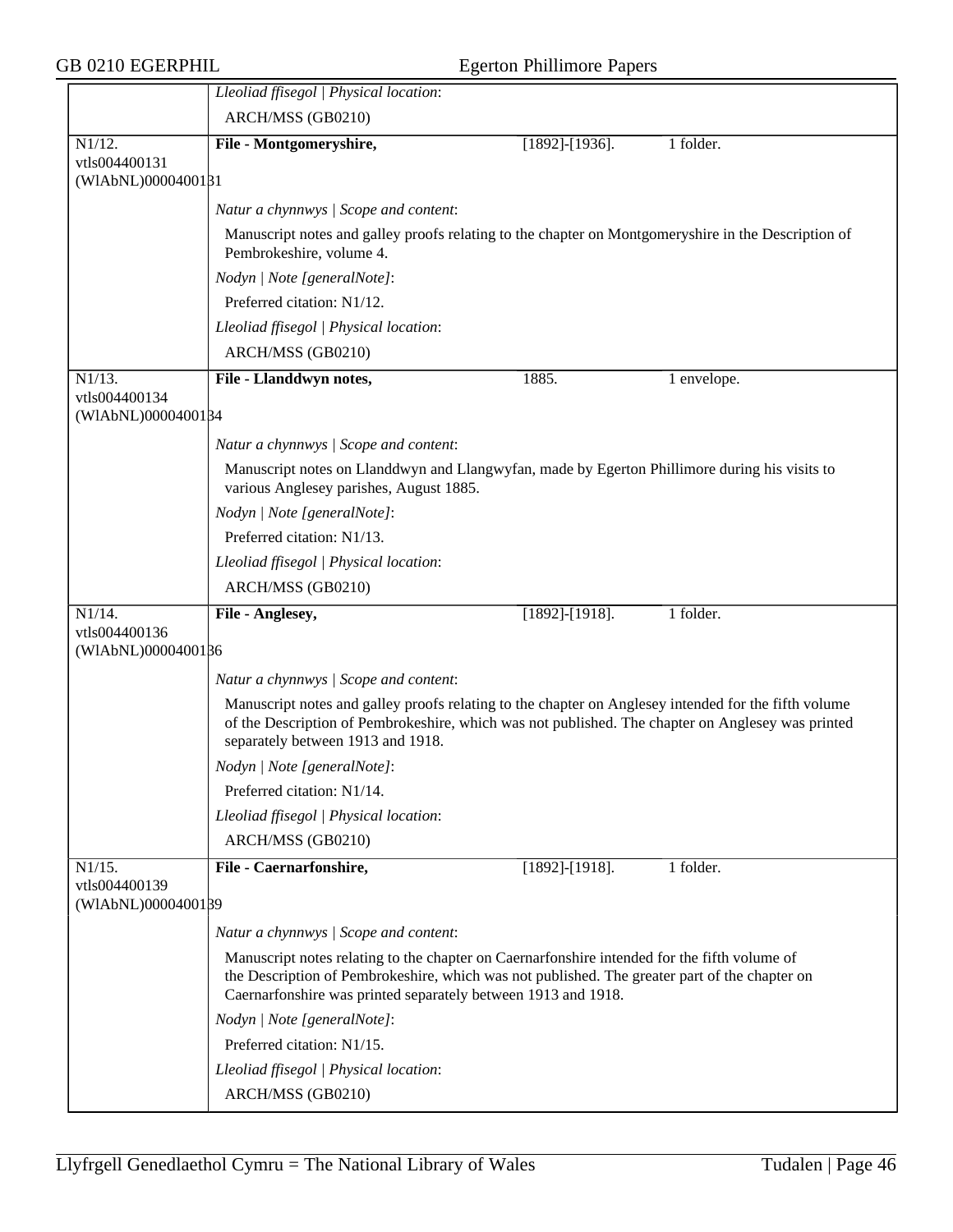| | |
|---|---|
| | *Lleoliad ffisegol \| Physical location*: |
| | ARCH/MSS (GB0210) |
| N1/12. vtls004400131 (WlAbNL)0000400131 | **File - Montgomeryshire,** [1892]-[1936]. 1 folder. |
| | *Natur a chynnwys \| Scope and content*: |
| | Manuscript notes and galley proofs relating to the chapter on Montgomeryshire in the Description of Pembrokeshire, volume 4. |
| | *Nodyn \| Note [generalNote]*: |
| | Preferred citation: N1/12. |
| | *Lleoliad ffisegol \| Physical location*: |
| | ARCH/MSS (GB0210) |
| N1/13. vtls004400134 (WlAbNL)0000400134 | **File - Llanddwyn notes,** 1885. 1 envelope. |
| | *Natur a chynnwys \| Scope and content*: |
| | Manuscript notes on Llanddwyn and Llangwyfan, made by Egerton Phillimore during his visits to various Anglesey parishes, August 1885. |
| | *Nodyn \| Note [generalNote]*: |
| | Preferred citation: N1/13. |
| | *Lleoliad ffisegol \| Physical location*: |
| | ARCH/MSS (GB0210) |
| N1/14. vtls004400136 (WlAbNL)0000400136 | **File - Anglesey,** [1892]-[1918]. 1 folder. |
| | *Natur a chynnwys \| Scope and content*: |
| | Manuscript notes and galley proofs relating to the chapter on Anglesey intended for the fifth volume of the Description of Pembrokeshire, which was not published. The chapter on Anglesey was printed separately between 1913 and 1918. |
| | *Nodyn \| Note [generalNote]*: |
| | Preferred citation: N1/14. |
| | *Lleoliad ffisegol \| Physical location*: |
| | ARCH/MSS (GB0210) |
| N1/15. vtls004400139 (WlAbNL)0000400139 | **File - Caernarfonshire,** [1892]-[1918]. 1 folder. |
| | *Natur a chynnwys \| Scope and content*: |
| | Manuscript notes relating to the chapter on Caernarfonshire intended for the fifth volume of the Description of Pembrokeshire, which was not published. The greater part of the chapter on Caernarfonshire was printed separately between 1913 and 1918. |
| | *Nodyn \| Note [generalNote]*: |
| | Preferred citation: N1/15. |
| | *Lleoliad ffisegol \| Physical location*: |
| | ARCH/MSS (GB0210) |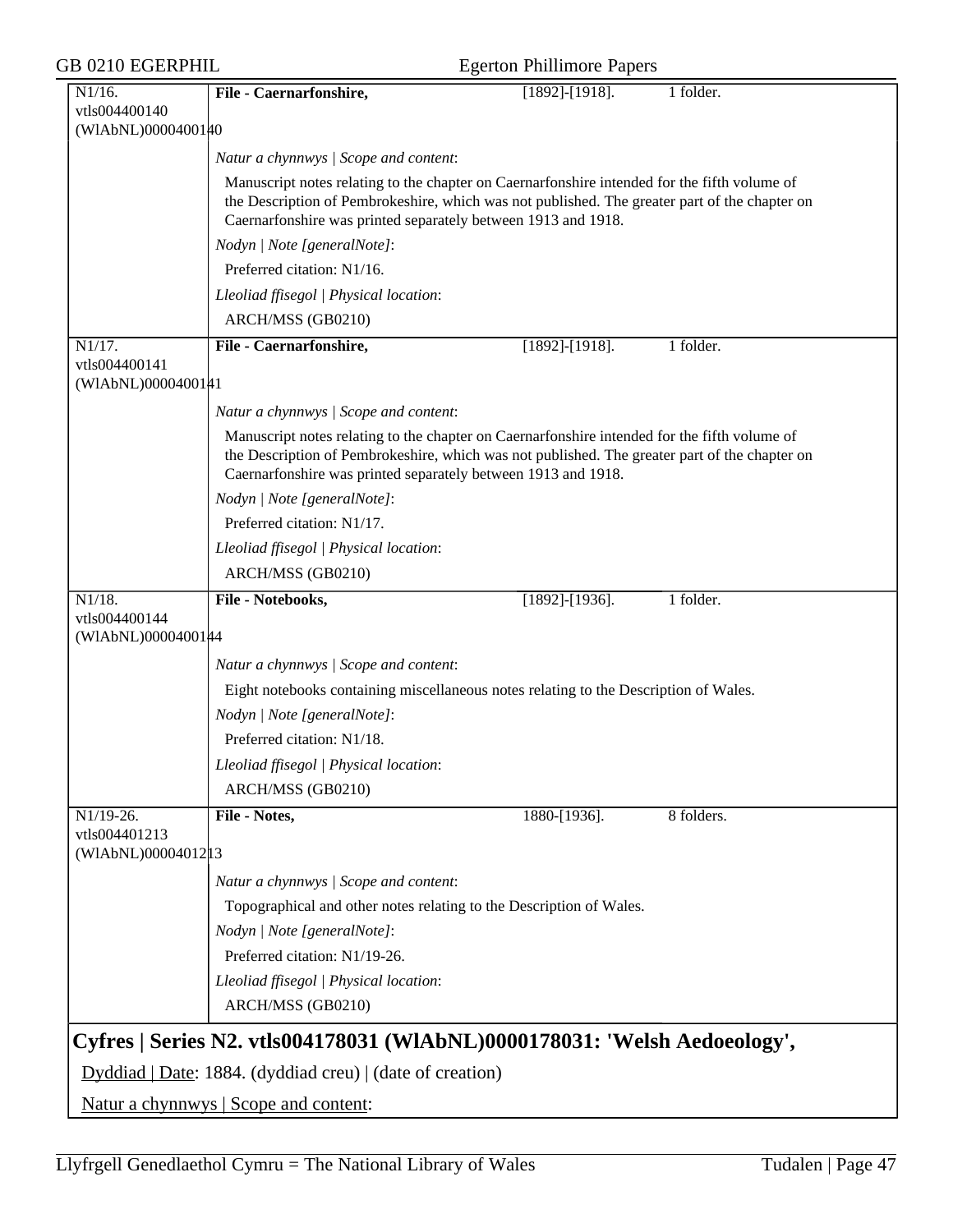| | | | |
|---|---|---|---|
| N1/16. vtls004400140 (WlAbNL)0000400140 | **File - Caernarfonshire,** | [1892]-[1918]. | 1 folder. |

*Natur a chynnwys | Scope and content*:

Manuscript notes relating to the chapter on Caernarfonshire intended for the fifth volume of the Description of Pembrokeshire, which was not published. The greater part of the chapter on Caernarfonshire was printed separately between 1913 and 1918.

*Nodyn | Note [generalNote]*:

Preferred citation: N1/16.

*Lleoliad ffisegol | Physical location*:

ARCH/MSS (GB0210)

| | | | |
|---|---|---|---|
| N1/17. vtls004400141 (WlAbNL)0000400141 | **File - Caernarfonshire,** | [1892]-[1918]. | 1 folder. |

*Natur a chynnwys | Scope and content*:

Manuscript notes relating to the chapter on Caernarfonshire intended for the fifth volume of the Description of Pembrokeshire, which was not published. The greater part of the chapter on Caernarfonshire was printed separately between 1913 and 1918.

*Nodyn | Note [generalNote]*:

Preferred citation: N1/17.

*Lleoliad ffisegol | Physical location*:

ARCH/MSS (GB0210)

| | | | |
|---|---|---|---|
| N1/18. vtls004400144 (WlAbNL)0000400144 | **File - Notebooks,** | [1892]-[1936]. | 1 folder. |

*Natur a chynnwys | Scope and content*:

Eight notebooks containing miscellaneous notes relating to the Description of Wales.

*Nodyn | Note [generalNote]*:

Preferred citation: N1/18.

*Lleoliad ffisegol | Physical location*:

ARCH/MSS (GB0210)

| | | | |
|---|---|---|---|
| N1/19-26. vtls004401213 (WlAbNL)0000401213 | **File - Notes,** | 1880-[1936]. | 8 folders. |

*Natur a chynnwys | Scope and content*:

Topographical and other notes relating to the Description of Wales.

*Nodyn | Note [generalNote]*:

Preferred citation: N1/19-26.

*Lleoliad ffisegol | Physical location*:

ARCH/MSS (GB0210)

## Cyfres | Series N2. vtls004178031 (WlAbNL)0000178031: 'Welsh Aedoeology',

Dyddiad | Date: 1884. (dyddiad creu) | (date of creation)

Natur a chynnwys | Scope and content: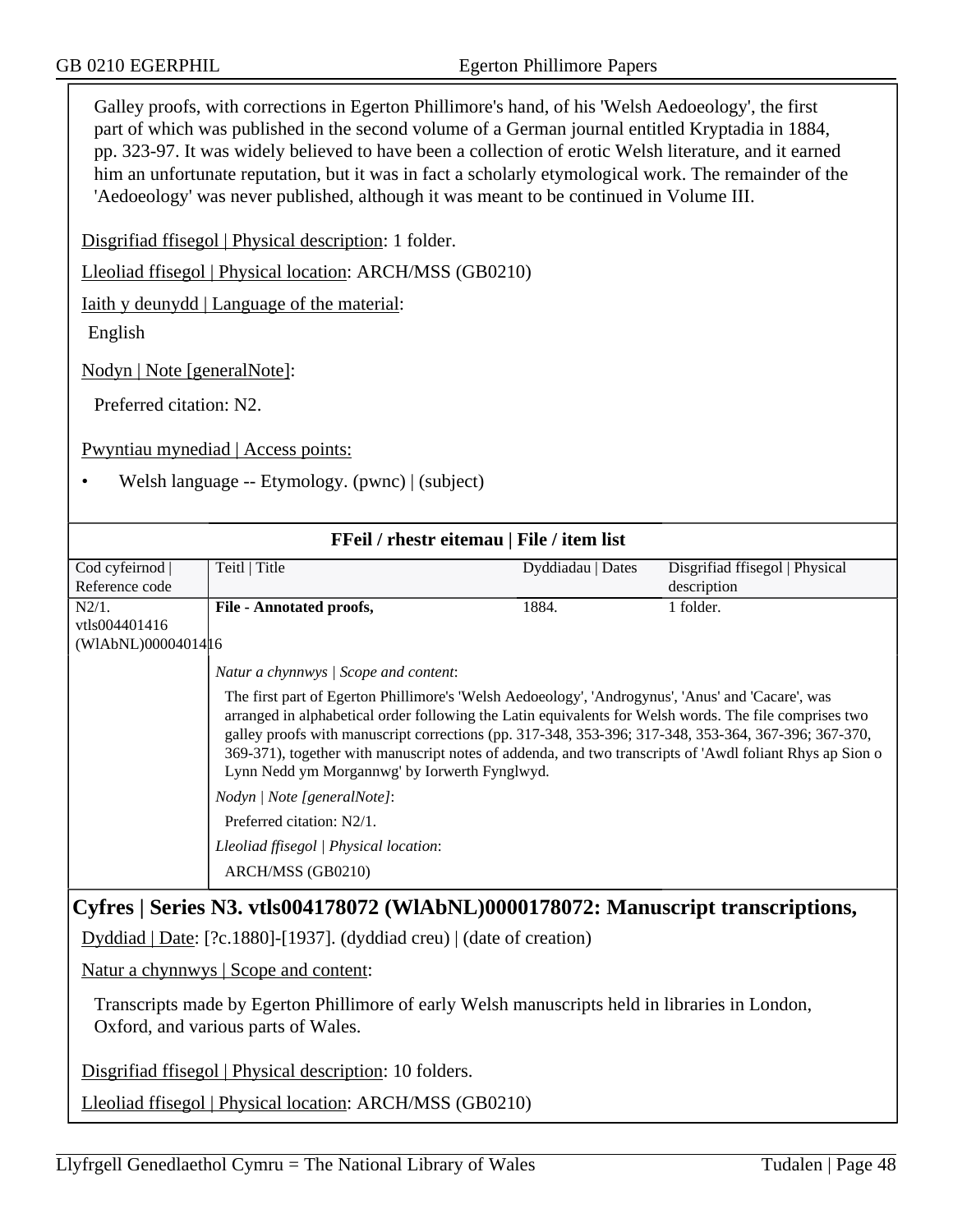Galley proofs, with corrections in Egerton Phillimore's hand, of his 'Welsh Aedoeology', the first part of which was published in the second volume of a German journal entitled Kryptadia in 1884, pp. 323-97. It was widely believed to have been a collection of erotic Welsh literature, and it earned him an unfortunate reputation, but it was in fact a scholarly etymological work. The remainder of the 'Aedoeology' was never published, although it was meant to be continued in Volume III.

Disgrifiad ffisegol | Physical description: 1 folder.

Lleoliad ffisegol | Physical location: ARCH/MSS (GB0210)

Iaith y deunydd | Language of the material:

English

Nodyn | Note [generalNote]:

Preferred citation: N2.

Pwyntiau mynediad | Access points:

- Welsh language -- Etymology. (pwnc) | (subject)

**FFeil / rhestr eitemau | File / item list**

| Cod cyfeirnod \| Reference code | Teitl \| Title | Dyddiadau \| Dates | Disgrifiad ffisegol \| Physical description |
|---|---|---|---|
| N2/1. vtls004401416 (WlAbNL)0000401416 | **File - Annotated proofs,** | 1884. | 1 folder. |

*Natur a chynnwys | Scope and content*:

The first part of Egerton Phillimore's 'Welsh Aedoeology', 'Androgynus', 'Anus' and 'Cacare', was arranged in alphabetical order following the Latin equivalents for Welsh words. The file comprises two galley proofs with manuscript corrections (pp. 317-348, 353-396; 317-348, 353-364, 367-396; 367-370, 369-371), together with manuscript notes of addenda, and two transcripts of 'Awdl foliant Rhys ap Sion o Lynn Nedd ym Morgannwg' by Iorwerth Fynglwyd.

*Nodyn | Note [generalNote]*:

Preferred citation: N2/1.

*Lleoliad ffisegol | Physical location*:

ARCH/MSS (GB0210)

## Cyfres | Series N3. vtls004178072 (WlAbNL)0000178072: Manuscript transcriptions,

Dyddiad | Date: [?c.1880]-[1937]. (dyddiad creu) | (date of creation)

Natur a chynnwys | Scope and content:

Transcripts made by Egerton Phillimore of early Welsh manuscripts held in libraries in London, Oxford, and various parts of Wales.

Disgrifiad ffisegol | Physical description: 10 folders.

Lleoliad ffisegol | Physical location: ARCH/MSS (GB0210)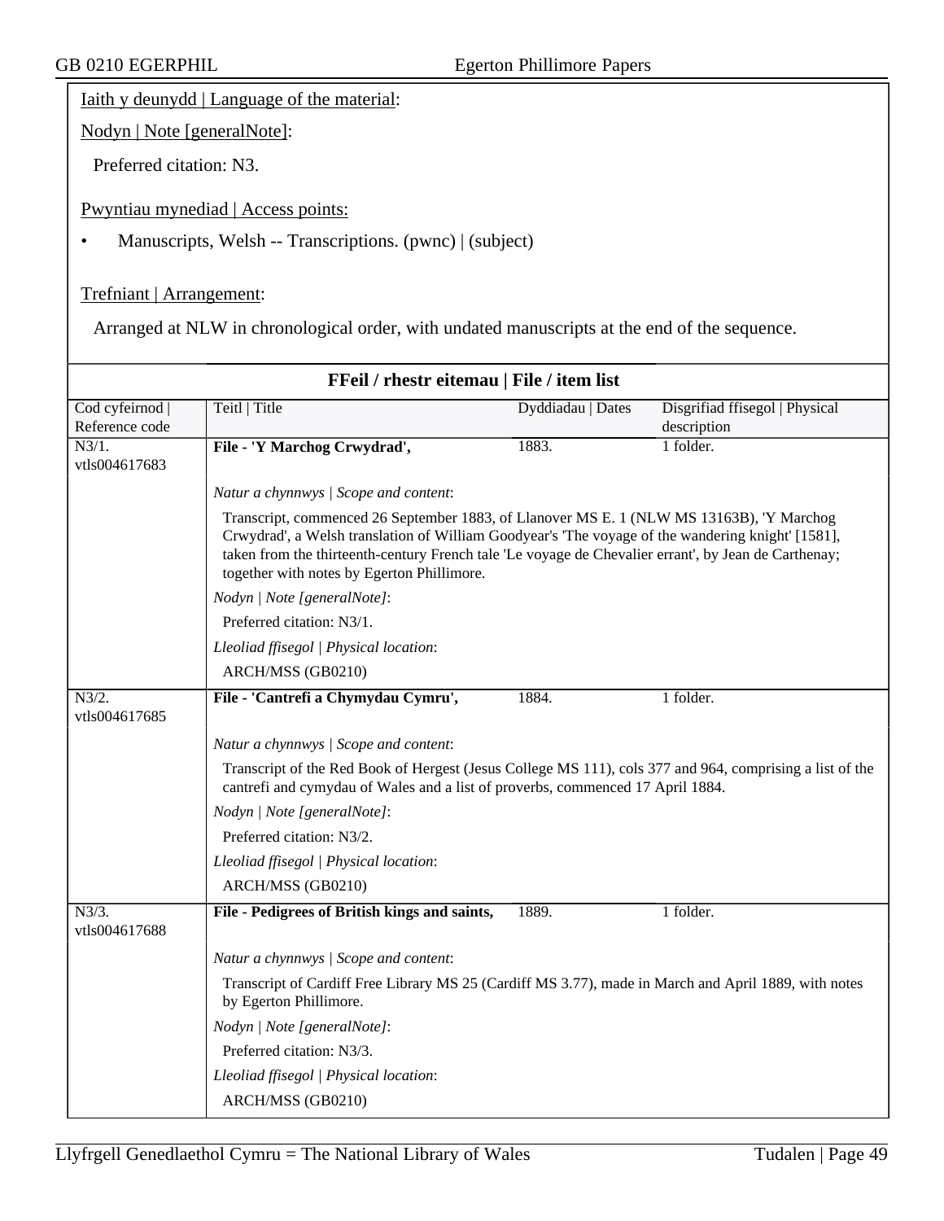Iaith y deunydd | Language of the material:

Nodyn | Note [generalNote]:

Preferred citation: N3.

Pwyntiau mynediad | Access points:

- Manuscripts, Welsh -- Transcriptions. (pwnc) | (subject)

Trefniant | Arrangement:

Arranged at NLW in chronological order, with undated manuscripts at the end of the sequence.

**FFeil / rhestr eitemau | File / item list**

| Cod cyfeirnod \| Reference code | Teitl \| Title | Dyddiadau \| Dates | Disgrifiad ffisegol \| Physical description |
|---|---|---|---|
| N3/1. vtls004617683 | **File - 'Y Marchog Crwydrad',** | 1883. | 1 folder. |
| | *Natur a chynnwys \| Scope and content*: Transcript, commenced 26 September 1883, of Llanover MS E. 1 (NLW MS 13163B), 'Y Marchog Crwydrad', a Welsh translation of William Goodyear's 'The voyage of the wandering knight' [1581], taken from the thirteenth-century French tale 'Le voyage de Chevalier errant', by Jean de Carthenay; together with notes by Egerton Phillimore. *Nodyn \| Note [generalNote]*: Preferred citation: N3/1. *Lleoliad ffisegol \| Physical location*: ARCH/MSS (GB0210) | | |
| N3/2. vtls004617685 | **File - 'Cantrefi a Chymydau Cymru',** | 1884. | 1 folder. |
| | *Natur a chynnwys \| Scope and content*: Transcript of the Red Book of Hergest (Jesus College MS 111), cols 377 and 964, comprising a list of the cantrefi and cymydau of Wales and a list of proverbs, commenced 17 April 1884. *Nodyn \| Note [generalNote]*: Preferred citation: N3/2. *Lleoliad ffisegol \| Physical location*: ARCH/MSS (GB0210) | | |
| N3/3. vtls004617688 | **File - Pedigrees of British kings and saints,** | 1889. | 1 folder. |
| | *Natur a chynnwys \| Scope and content*: Transcript of Cardiff Free Library MS 25 (Cardiff MS 3.77), made in March and April 1889, with notes by Egerton Phillimore. *Nodyn \| Note [generalNote]*: Preferred citation: N3/3. *Lleoliad ffisegol \| Physical location*: ARCH/MSS (GB0210) | | |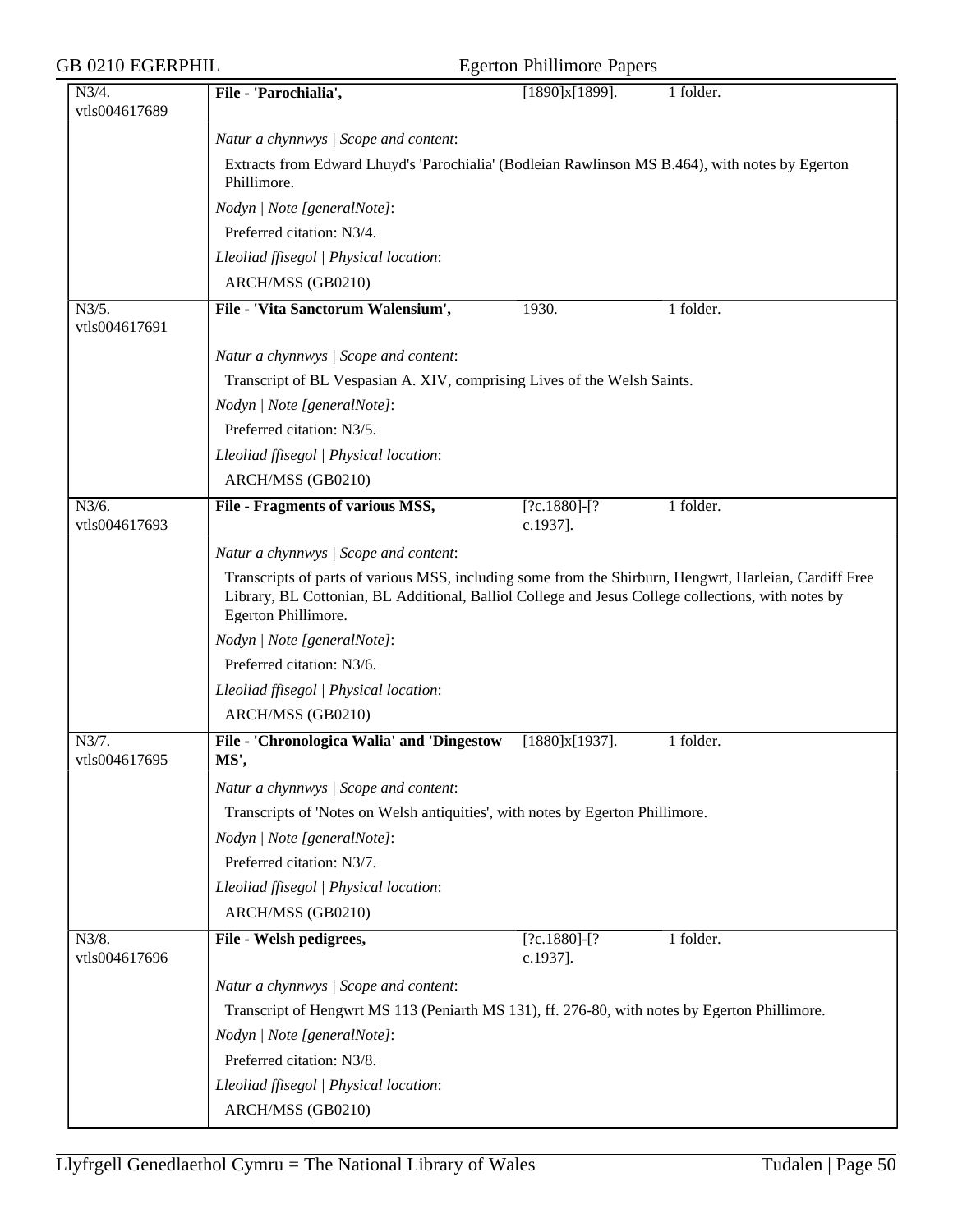| | | | |
|---|---|---|---|
| N3/4. vtls004617689 | **File - 'Parochialia',** | [1890]x[1899]. | 1 folder. |
| | *Natur a chynnwys \| Scope and content*: | | |
| | Extracts from Edward Lhuyd's 'Parochialia' (Bodleian Rawlinson MS B.464), with notes by Egerton Phillimore. | | |
| | *Nodyn \| Note [generalNote]*: | | |
| | Preferred citation: N3/4. | | |
| | *Lleoliad ffisegol \| Physical location*: | | |
| | ARCH/MSS (GB0210) | | |
| N3/5. vtls004617691 | **File - 'Vita Sanctorum Walensium',** | 1930. | 1 folder. |
| | *Natur a chynnwys \| Scope and content*: | | |
| | Transcript of BL Vespasian A. XIV, comprising Lives of the Welsh Saints. | | |
| | *Nodyn \| Note [generalNote]*: | | |
| | Preferred citation: N3/5. | | |
| | *Lleoliad ffisegol \| Physical location*: | | |
| | ARCH/MSS (GB0210) | | |
| N3/6. vtls004617693 | **File - Fragments of various MSS,** | [?c.1880]-[?c.1937]. | 1 folder. |
| | *Natur a chynnwys \| Scope and content*: | | |
| | Transcripts of parts of various MSS, including some from the Shirburn, Hengwrt, Harleian, Cardiff Free Library, BL Cottonian, BL Additional, Balliol College and Jesus College collections, with notes by Egerton Phillimore. | | |
| | *Nodyn \| Note [generalNote]*: | | |
| | Preferred citation: N3/6. | | |
| | *Lleoliad ffisegol \| Physical location*: | | |
| | ARCH/MSS (GB0210) | | |
| N3/7. vtls004617695 | **File - 'Chronologica Walia' and 'Dingestow MS',** | [1880]x[1937]. | 1 folder. |
| | *Natur a chynnwys \| Scope and content*: | | |
| | Transcripts of 'Notes on Welsh antiquities', with notes by Egerton Phillimore. | | |
| | *Nodyn \| Note [generalNote]*: | | |
| | Preferred citation: N3/7. | | |
| | *Lleoliad ffisegol \| Physical location*: | | |
| | ARCH/MSS (GB0210) | | |
| N3/8. vtls004617696 | **File - Welsh pedigrees,** | [?c.1880]-[?c.1937]. | 1 folder. |
| | *Natur a chynnwys \| Scope and content*: | | |
| | Transcript of Hengwrt MS 113 (Peniarth MS 131), ff. 276-80, with notes by Egerton Phillimore. | | |
| | *Nodyn \| Note [generalNote]*: | | |
| | Preferred citation: N3/8. | | |
| | *Lleoliad ffisegol \| Physical location*: | | |
| | ARCH/MSS (GB0210) | | |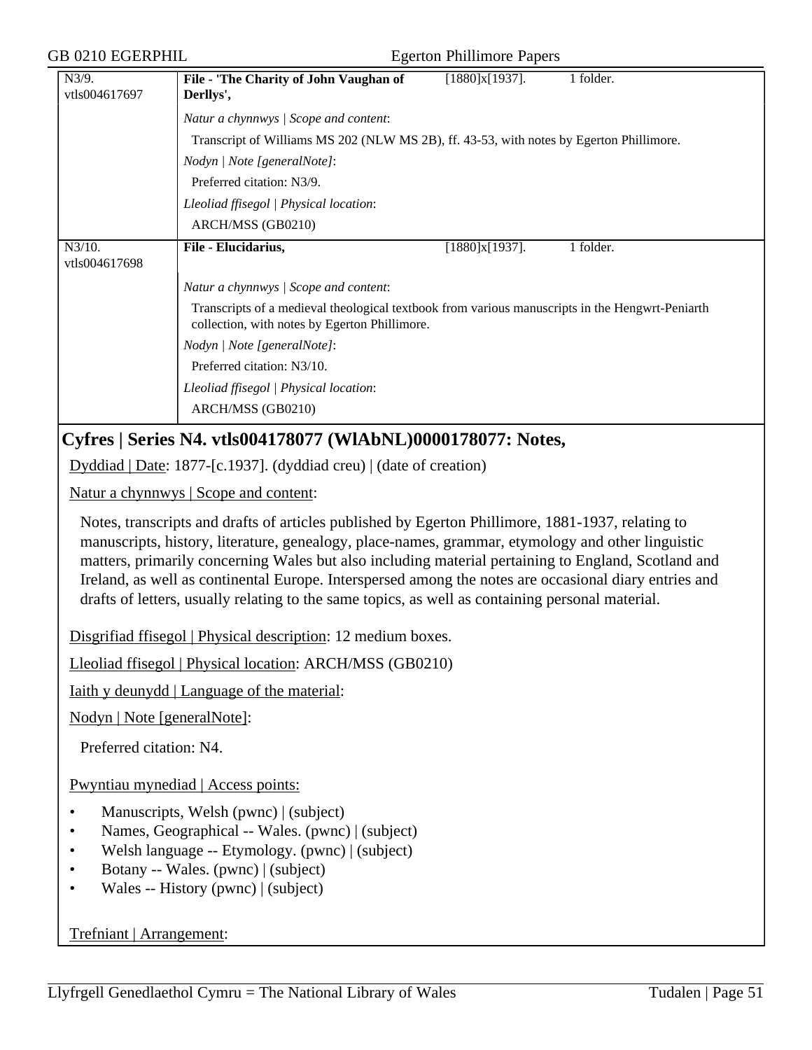| N3/9. vtls004617697 | **File - 'The Charity of John Vaughan of Derllys',** | [1880]x[1937]. | 1 folder. |
|---|---|---|---|
| | *Natur a chynnwys \| Scope and content*: | | |
| | Transcript of Williams MS 202 (NLW MS 2B), ff. 43-53, with notes by Egerton Phillimore. | | |
| | *Nodyn \| Note [generalNote]*: | | |
| | Preferred citation: N3/9. | | |
| | *Lleoliad ffisegol \| Physical location*: | | |
| | ARCH/MSS (GB0210) | | |
| N3/10. vtls004617698 | **File - Elucidarius,** | [1880]x[1937]. | 1 folder. |
| | *Natur a chynnwys \| Scope and content*: | | |
| | Transcripts of a medieval theological textbook from various manuscripts in the Hengwrt-Peniarth collection, with notes by Egerton Phillimore. | | |
| | *Nodyn \| Note [generalNote]*: | | |
| | Preferred citation: N3/10. | | |
| | *Lleoliad ffisegol \| Physical location*: | | |
| | ARCH/MSS (GB0210) | | |

## Cyfres | Series N4. vtls004178077 (WlAbNL)0000178077: Notes,

Dyddiad | Date: 1877-[c.1937]. (dyddiad creu) | (date of creation)

Natur a chynnwys | Scope and content:

Notes, transcripts and drafts of articles published by Egerton Phillimore, 1881-1937, relating to manuscripts, history, literature, genealogy, place-names, grammar, etymology and other linguistic matters, primarily concerning Wales but also including material pertaining to England, Scotland and Ireland, as well as continental Europe. Interspersed among the notes are occasional diary entries and drafts of letters, usually relating to the same topics, as well as containing personal material.

Disgrifiad ffisegol | Physical description: 12 medium boxes.

Lleoliad ffisegol | Physical location: ARCH/MSS (GB0210)

Iaith y deunydd | Language of the material:

Nodyn | Note [generalNote]:

Preferred citation: N4.

Pwyntiau mynediad | Access points:

- Manuscripts, Welsh (pwnc) | (subject)
- Names, Geographical -- Wales. (pwnc) | (subject)
- Welsh language -- Etymology. (pwnc) | (subject)
- Botany -- Wales. (pwnc) | (subject)
- Wales -- History (pwnc) | (subject)

Trefniant | Arrangement: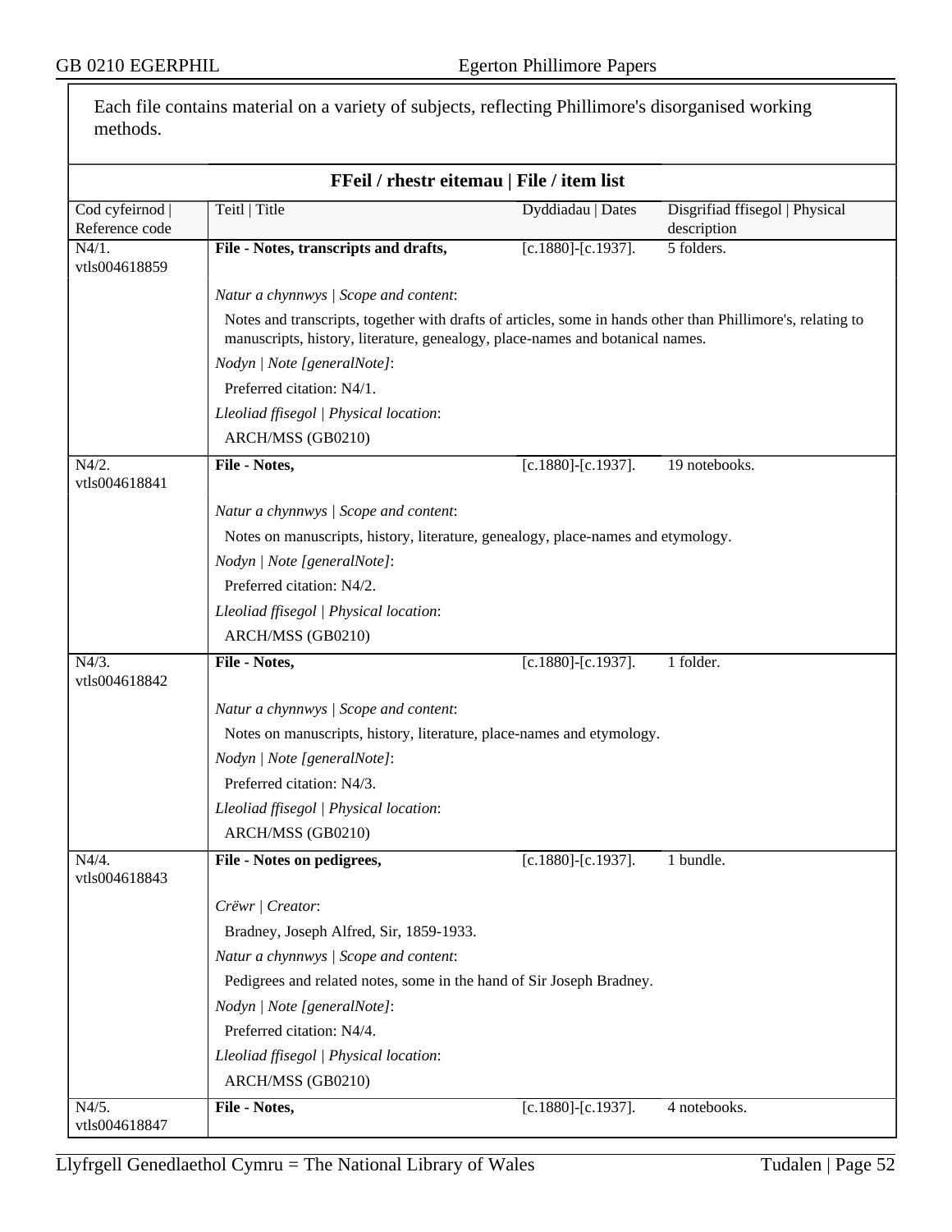Each file contains material on a variety of subjects, reflecting Phillimore's disorganised working methods.

## FFeil / rhestr eitemau | File / item list

| Cod cyfeirnod \| Reference code | Teitl \| Title | Dyddiadau \| Dates | Disgrifiad ffisegol \| Physical description |
|---|---|---|---|
| N4/1. vtls004618859 | **File - Notes, transcripts and drafts,** | [c.1880]-[c.1937]. | 5 folders. |

*Natur a chynnwys | Scope and content*:

Notes and transcripts, together with drafts of articles, some in hands other than Phillimore's, relating to manuscripts, history, literature, genealogy, place-names and botanical names.

*Nodyn | Note [generalNote]*:

Preferred citation: N4/1.

*Lleoliad ffisegol | Physical location*:

ARCH/MSS (GB0210)

| Cod cyfeirnod \| Reference code | Teitl \| Title | Dyddiadau \| Dates | Disgrifiad ffisegol \| Physical description |
|---|---|---|---|
| N4/2. vtls004618841 | **File - Notes,** | [c.1880]-[c.1937]. | 19 notebooks. |

*Natur a chynnwys | Scope and content*:

Notes on manuscripts, history, literature, genealogy, place-names and etymology.

*Nodyn | Note [generalNote]*:

Preferred citation: N4/2.

*Lleoliad ffisegol | Physical location*:

ARCH/MSS (GB0210)

| Cod cyfeirnod \| Reference code | Teitl \| Title | Dyddiadau \| Dates | Disgrifiad ffisegol \| Physical description |
|---|---|---|---|
| N4/3. vtls004618842 | **File - Notes,** | [c.1880]-[c.1937]. | 1 folder. |

*Natur a chynnwys | Scope and content*:

Notes on manuscripts, history, literature, place-names and etymology.

*Nodyn | Note [generalNote]*:

Preferred citation: N4/3.

*Lleoliad ffisegol | Physical location*:

ARCH/MSS (GB0210)

| Cod cyfeirnod \| Reference code | Teitl \| Title | Dyddiadau \| Dates | Disgrifiad ffisegol \| Physical description |
|---|---|---|---|
| N4/4. vtls004618843 | **File - Notes on pedigrees,** | [c.1880]-[c.1937]. | 1 bundle. |

*Crëwr | Creator*:

Bradney, Joseph Alfred, Sir, 1859-1933.

*Natur a chynnwys | Scope and content*:

Pedigrees and related notes, some in the hand of Sir Joseph Bradney.

*Nodyn | Note [generalNote]*:

Preferred citation: N4/4.

*Lleoliad ffisegol | Physical location*:

ARCH/MSS (GB0210)

| Cod cyfeirnod \| Reference code | Teitl \| Title | Dyddiadau \| Dates | Disgrifiad ffisegol \| Physical description |
|---|---|---|---|
| N4/5. vtls004618847 | **File - Notes,** | [c.1880]-[c.1937]. | 4 notebooks. |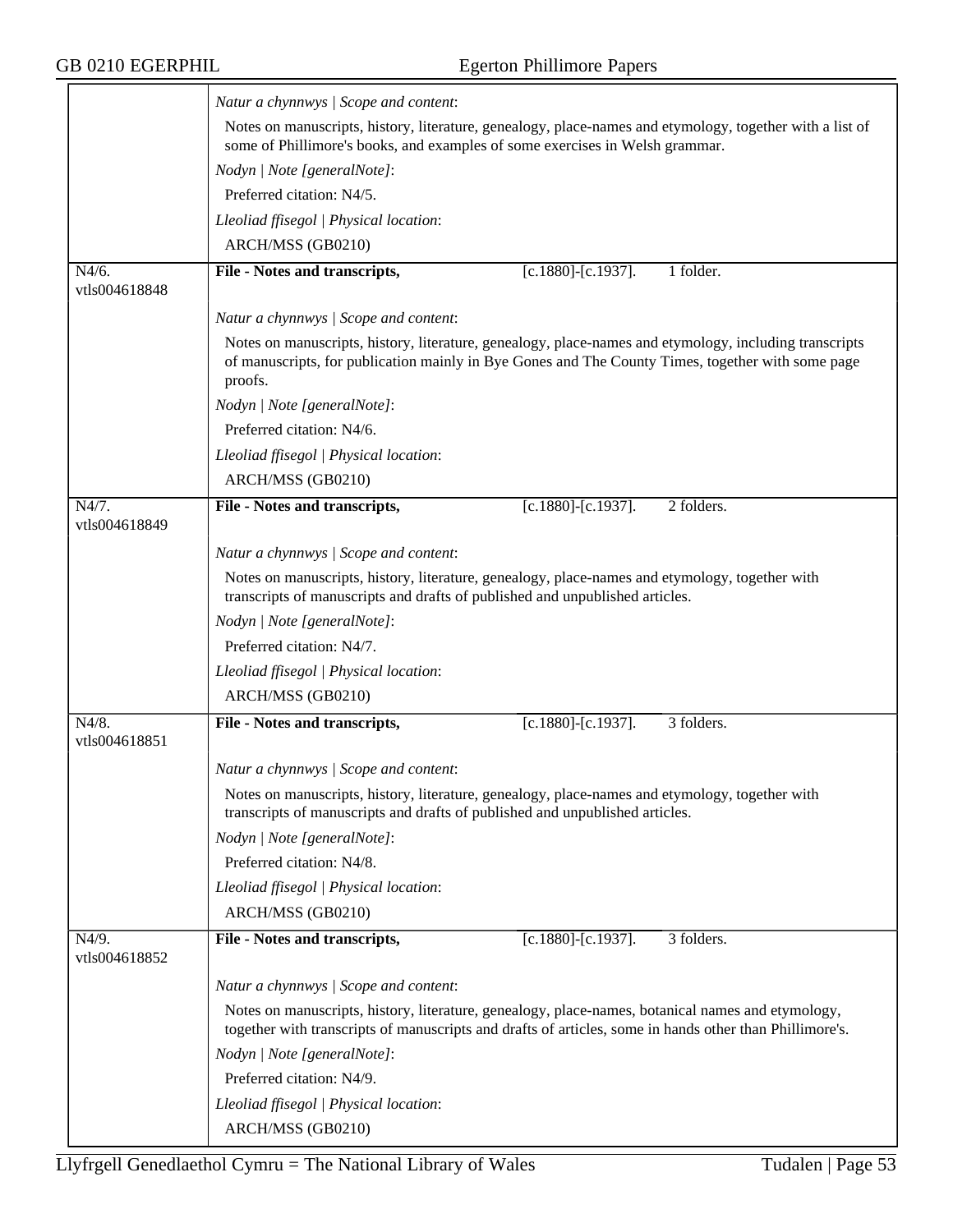*Natur a chynnwys | Scope and content*:

Notes on manuscripts, history, literature, genealogy, place-names and etymology, together with a list of some of Phillimore's books, and examples of some exercises in Welsh grammar.

*Nodyn | Note [generalNote]*:

Preferred citation: N4/5.

*Lleoliad ffisegol | Physical location*:

ARCH/MSS (GB0210)

---

N4/6. vtls004618848 | **File - Notes and transcripts,** | [c.1880]-[c.1937]. | 1 folder.

*Natur a chynnwys | Scope and content*:

Notes on manuscripts, history, literature, genealogy, place-names and etymology, including transcripts of manuscripts, for publication mainly in Bye Gones and The County Times, together with some page proofs.

*Nodyn | Note [generalNote]*:

Preferred citation: N4/6.

*Lleoliad ffisegol | Physical location*:

ARCH/MSS (GB0210)

---

N4/7. vtls004618849 | **File - Notes and transcripts,** | [c.1880]-[c.1937]. | 2 folders.

*Natur a chynnwys | Scope and content*:

Notes on manuscripts, history, literature, genealogy, place-names and etymology, together with transcripts of manuscripts and drafts of published and unpublished articles.

*Nodyn | Note [generalNote]*:

Preferred citation: N4/7.

*Lleoliad ffisegol | Physical location*:

ARCH/MSS (GB0210)

---

N4/8. vtls004618851 | **File - Notes and transcripts,** | [c.1880]-[c.1937]. | 3 folders.

*Natur a chynnwys | Scope and content*:

Notes on manuscripts, history, literature, genealogy, place-names and etymology, together with transcripts of manuscripts and drafts of published and unpublished articles.

*Nodyn | Note [generalNote]*:

Preferred citation: N4/8.

*Lleoliad ffisegol | Physical location*:

ARCH/MSS (GB0210)

---

N4/9. vtls004618852 | **File - Notes and transcripts,** | [c.1880]-[c.1937]. | 3 folders.

*Natur a chynnwys | Scope and content*:

Notes on manuscripts, history, literature, genealogy, place-names, botanical names and etymology, together with transcripts of manuscripts and drafts of articles, some in hands other than Phillimore's.

*Nodyn | Note [generalNote]*:

Preferred citation: N4/9.

*Lleoliad ffisegol | Physical location*:

ARCH/MSS (GB0210)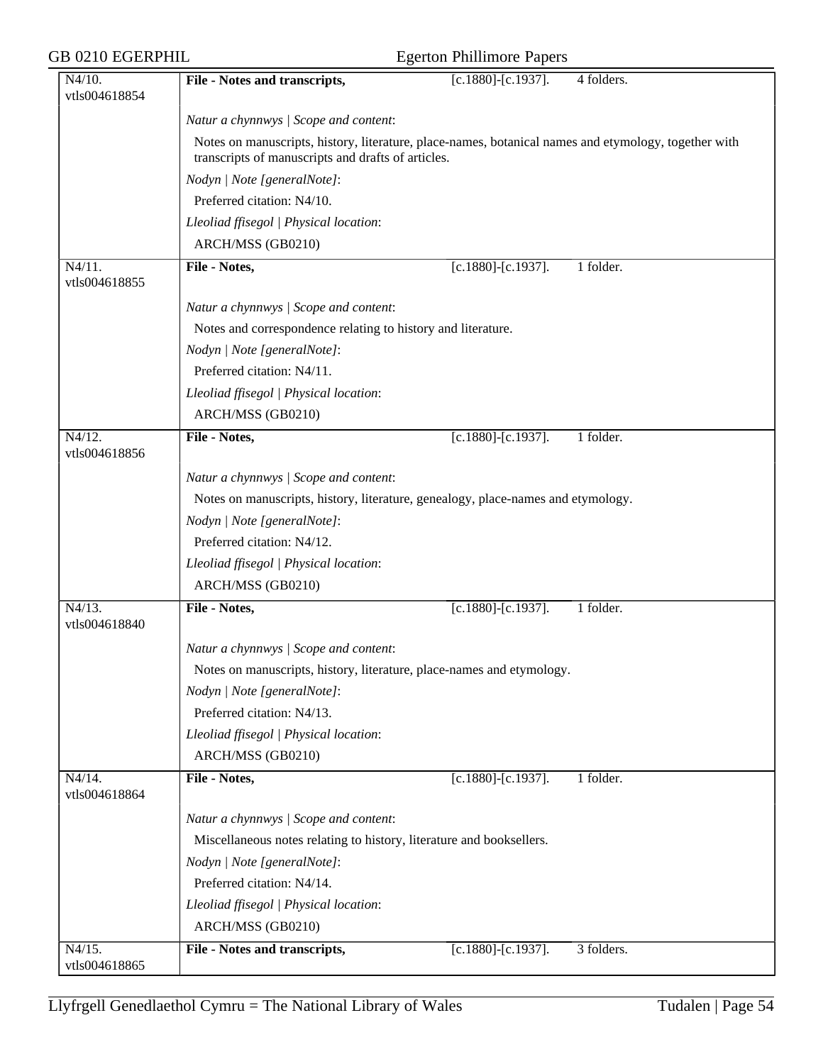| N4/10. vtls004618854 | **File - Notes and transcripts,** | [c.1880]-[c.1937]. | 4 folders. |
|---|---|---|---|

*Natur a chynnwys | Scope and content*:

Notes on manuscripts, history, literature, place-names, botanical names and etymology, together with transcripts of manuscripts and drafts of articles.

*Nodyn | Note [generalNote]*:

Preferred citation: N4/10.

*Lleoliad ffisegol | Physical location*:

ARCH/MSS (GB0210)

| N4/11. vtls004618855 | **File - Notes,** | [c.1880]-[c.1937]. | 1 folder. |
|---|---|---|---|

*Natur a chynnwys | Scope and content*:

Notes and correspondence relating to history and literature.

*Nodyn | Note [generalNote]*:

Preferred citation: N4/11.

*Lleoliad ffisegol | Physical location*:

ARCH/MSS (GB0210)

| N4/12. vtls004618856 | **File - Notes,** | [c.1880]-[c.1937]. | 1 folder. |
|---|---|---|---|

*Natur a chynnwys | Scope and content*:

Notes on manuscripts, history, literature, genealogy, place-names and etymology.

*Nodyn | Note [generalNote]*:

Preferred citation: N4/12.

*Lleoliad ffisegol | Physical location*:

ARCH/MSS (GB0210)

| N4/13. vtls004618840 | **File - Notes,** | [c.1880]-[c.1937]. | 1 folder. |
|---|---|---|---|

*Natur a chynnwys | Scope and content*:

Notes on manuscripts, history, literature, place-names and etymology.

*Nodyn | Note [generalNote]*:

Preferred citation: N4/13.

*Lleoliad ffisegol | Physical location*:

ARCH/MSS (GB0210)

| N4/14. vtls004618864 | **File - Notes,** | [c.1880]-[c.1937]. | 1 folder. |
|---|---|---|---|

*Natur a chynnwys | Scope and content*:

Miscellaneous notes relating to history, literature and booksellers.

*Nodyn | Note [generalNote]*:

Preferred citation: N4/14.

*Lleoliad ffisegol | Physical location*:

ARCH/MSS (GB0210)

| N4/15. vtls004618865 | **File - Notes and transcripts,** | [c.1880]-[c.1937]. | 3 folders. |
|---|---|---|---|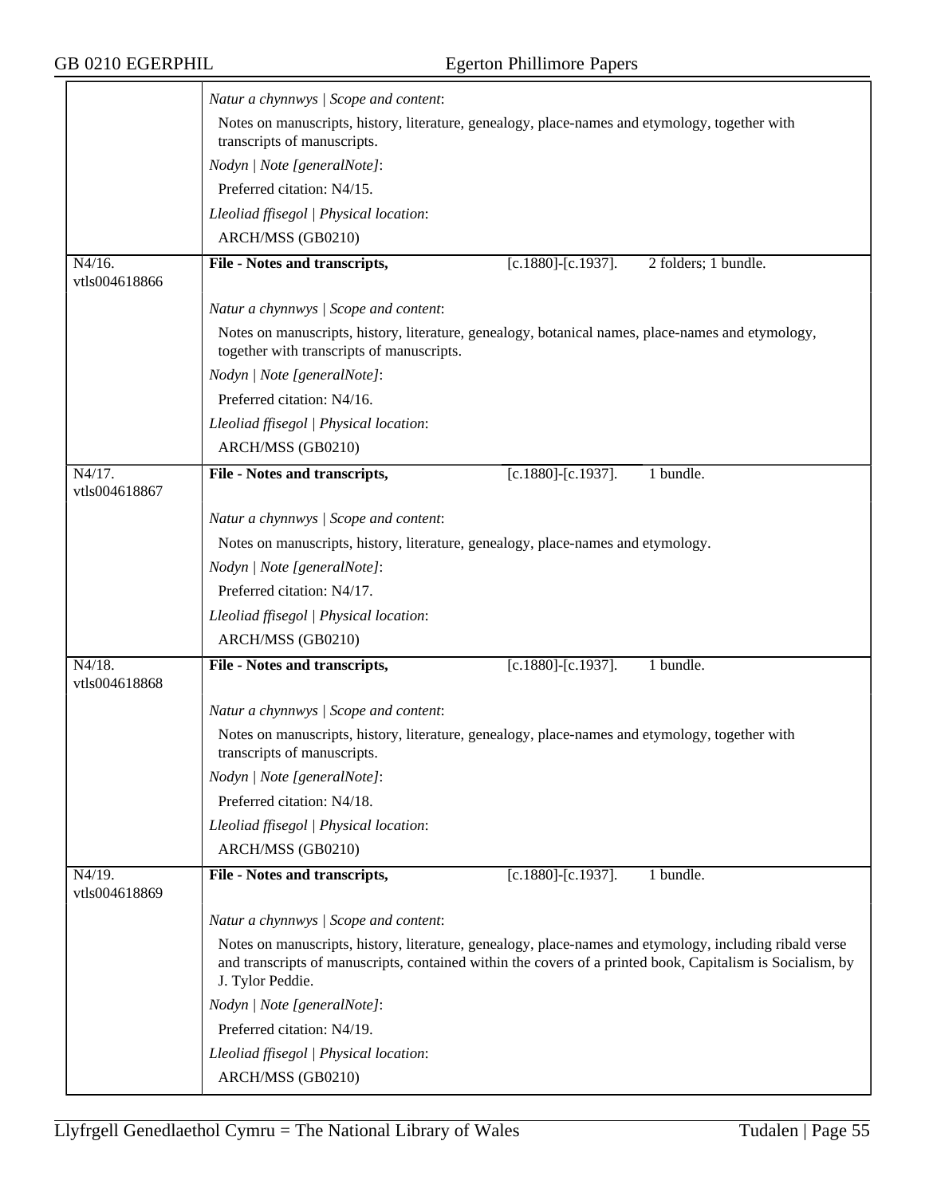| | |
|---|---|
| | *Natur a chynnwys \| Scope and content*: |
| | Notes on manuscripts, history, literature, genealogy, place-names and etymology, together with transcripts of manuscripts. |
| | *Nodyn \| Note [generalNote]*: |
| | Preferred citation: N4/15. |
| | *Lleoliad ffisegol \| Physical location*: |
| | ARCH/MSS (GB0210) |
| N4/16. vtls004618866 | **File - Notes and transcripts,** [c.1880]-[c.1937]. 2 folders; 1 bundle. |
| | *Natur a chynnwys \| Scope and content*: |
| | Notes on manuscripts, history, literature, genealogy, botanical names, place-names and etymology, together with transcripts of manuscripts. |
| | *Nodyn \| Note [generalNote]*: |
| | Preferred citation: N4/16. |
| | *Lleoliad ffisegol \| Physical location*: |
| | ARCH/MSS (GB0210) |
| N4/17. vtls004618867 | **File - Notes and transcripts,** [c.1880]-[c.1937]. 1 bundle. |
| | *Natur a chynnwys \| Scope and content*: |
| | Notes on manuscripts, history, literature, genealogy, place-names and etymology. |
| | *Nodyn \| Note [generalNote]*: |
| | Preferred citation: N4/17. |
| | *Lleoliad ffisegol \| Physical location*: |
| | ARCH/MSS (GB0210) |
| N4/18. vtls004618868 | **File - Notes and transcripts,** [c.1880]-[c.1937]. 1 bundle. |
| | *Natur a chynnwys \| Scope and content*: |
| | Notes on manuscripts, history, literature, genealogy, place-names and etymology, together with transcripts of manuscripts. |
| | *Nodyn \| Note [generalNote]*: |
| | Preferred citation: N4/18. |
| | *Lleoliad ffisegol \| Physical location*: |
| | ARCH/MSS (GB0210) |
| N4/19. vtls004618869 | **File - Notes and transcripts,** [c.1880]-[c.1937]. 1 bundle. |
| | *Natur a chynnwys \| Scope and content*: |
| | Notes on manuscripts, history, literature, genealogy, place-names and etymology, including ribald verse and transcripts of manuscripts, contained within the covers of a printed book, Capitalism is Socialism, by J. Tylor Peddie. |
| | *Nodyn \| Note [generalNote]*: |
| | Preferred citation: N4/19. |
| | *Lleoliad ffisegol \| Physical location*: |
| | ARCH/MSS (GB0210) |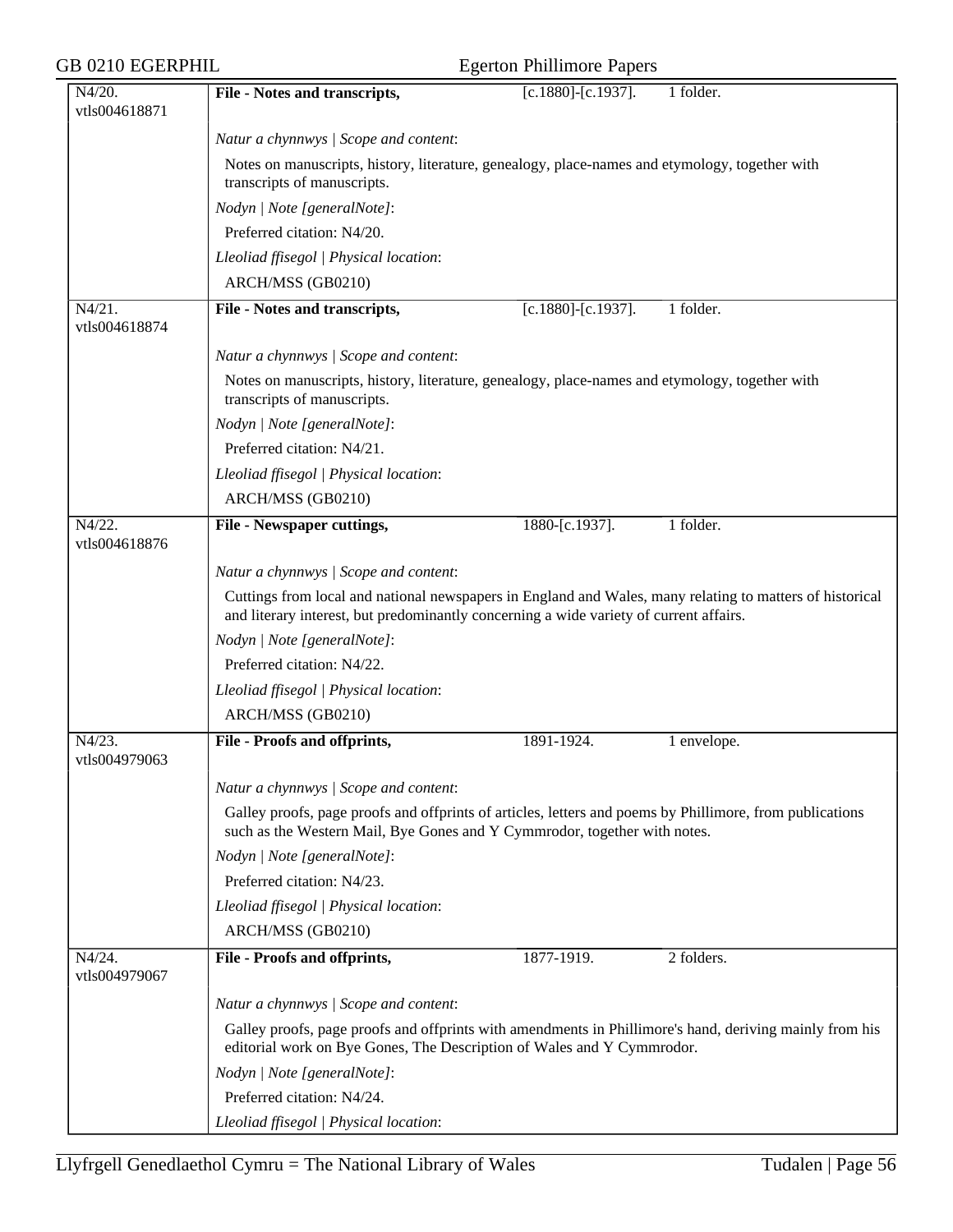| N4/20. vtls004618871 | **File - Notes and transcripts,** | [c.1880]-[c.1937]. | 1 folder. |
|---|---|---|---|
| | *Natur a chynnwys \| Scope and content*: | | |
| | Notes on manuscripts, history, literature, genealogy, place-names and etymology, together with transcripts of manuscripts. | | |
| | *Nodyn \| Note [generalNote]*: | | |
| | Preferred citation: N4/20. | | |
| | *Lleoliad ffisegol \| Physical location*: | | |
| | ARCH/MSS (GB0210) | | |
| N4/21. vtls004618874 | **File - Notes and transcripts,** | [c.1880]-[c.1937]. | 1 folder. |
| | *Natur a chynnwys \| Scope and content*: | | |
| | Notes on manuscripts, history, literature, genealogy, place-names and etymology, together with transcripts of manuscripts. | | |
| | *Nodyn \| Note [generalNote]*: | | |
| | Preferred citation: N4/21. | | |
| | *Lleoliad ffisegol \| Physical location*: | | |
| | ARCH/MSS (GB0210) | | |
| N4/22. vtls004618876 | **File - Newspaper cuttings,** | 1880-[c.1937]. | 1 folder. |
| | *Natur a chynnwys \| Scope and content*: | | |
| | Cuttings from local and national newspapers in England and Wales, many relating to matters of historical and literary interest, but predominantly concerning a wide variety of current affairs. | | |
| | *Nodyn \| Note [generalNote]*: | | |
| | Preferred citation: N4/22. | | |
| | *Lleoliad ffisegol \| Physical location*: | | |
| | ARCH/MSS (GB0210) | | |
| N4/23. vtls004979063 | **File - Proofs and offprints,** | 1891-1924. | 1 envelope. |
| | *Natur a chynnwys \| Scope and content*: | | |
| | Galley proofs, page proofs and offprints of articles, letters and poems by Phillimore, from publications such as the Western Mail, Bye Gones and Y Cymmrodor, together with notes. | | |
| | *Nodyn \| Note [generalNote]*: | | |
| | Preferred citation: N4/23. | | |
| | *Lleoliad ffisegol \| Physical location*: | | |
| | ARCH/MSS (GB0210) | | |
| N4/24. vtls004979067 | **File - Proofs and offprints,** | 1877-1919. | 2 folders. |
| | *Natur a chynnwys \| Scope and content*: | | |
| | Galley proofs, page proofs and offprints with amendments in Phillimore's hand, deriving mainly from his editorial work on Bye Gones, The Description of Wales and Y Cymmrodor. | | |
| | *Nodyn \| Note [generalNote]*: | | |
| | Preferred citation: N4/24. | | |
| | *Lleoliad ffisegol \| Physical location*: | | |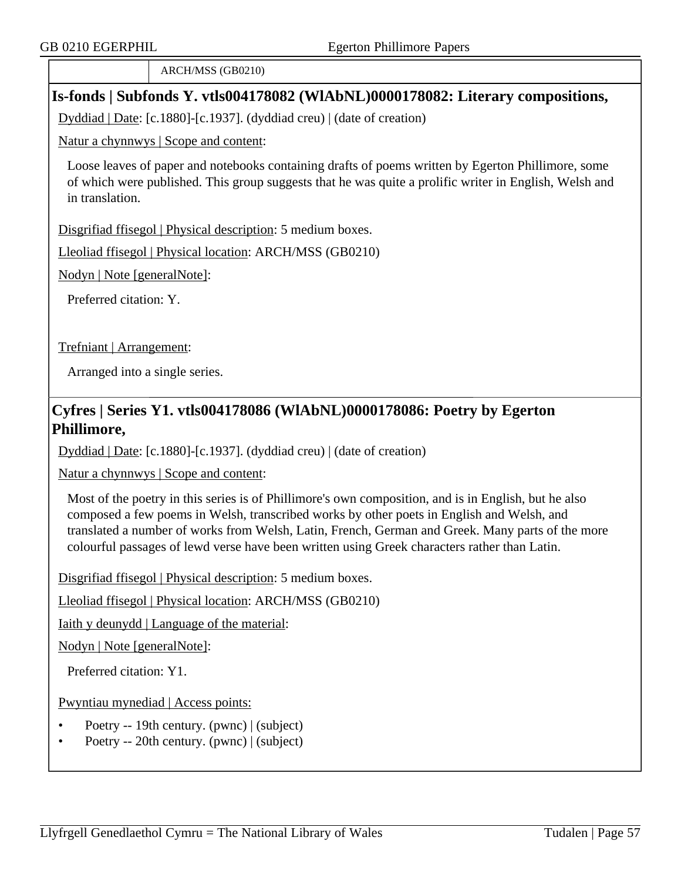| | ARCH/MSS (GB0210) |
|---|---|

## Is-fonds | Subfonds Y. vtls004178082 (WlAbNL)0000178082: Literary compositions,

Dyddiad | Date: [c.1880]-[c.1937]. (dyddiad creu) | (date of creation)

Natur a chynnwys | Scope and content:

Loose leaves of paper and notebooks containing drafts of poems written by Egerton Phillimore, some of which were published. This group suggests that he was quite a prolific writer in English, Welsh and in translation.

Disgrifiad ffisegol | Physical description: 5 medium boxes.

Lleoliad ffisegol | Physical location: ARCH/MSS (GB0210)

Nodyn | Note [generalNote]:

Preferred citation: Y.

Trefniant | Arrangement:

Arranged into a single series.

## Cyfres | Series Y1. vtls004178086 (WlAbNL)0000178086: Poetry by Egerton Phillimore,

Dyddiad | Date: [c.1880]-[c.1937]. (dyddiad creu) | (date of creation)

Natur a chynnwys | Scope and content:

Most of the poetry in this series is of Phillimore's own composition, and is in English, but he also composed a few poems in Welsh, transcribed works by other poets in English and Welsh, and translated a number of works from Welsh, Latin, French, German and Greek. Many parts of the more colourful passages of lewd verse have been written using Greek characters rather than Latin.

Disgrifiad ffisegol | Physical description: 5 medium boxes.

Lleoliad ffisegol | Physical location: ARCH/MSS (GB0210)

Iaith y deunydd | Language of the material:

Nodyn | Note [generalNote]:

Preferred citation: Y1.

Pwyntiau mynediad | Access points:

- Poetry -- 19th century. (pwnc) | (subject)
- Poetry -- 20th century. (pwnc) | (subject)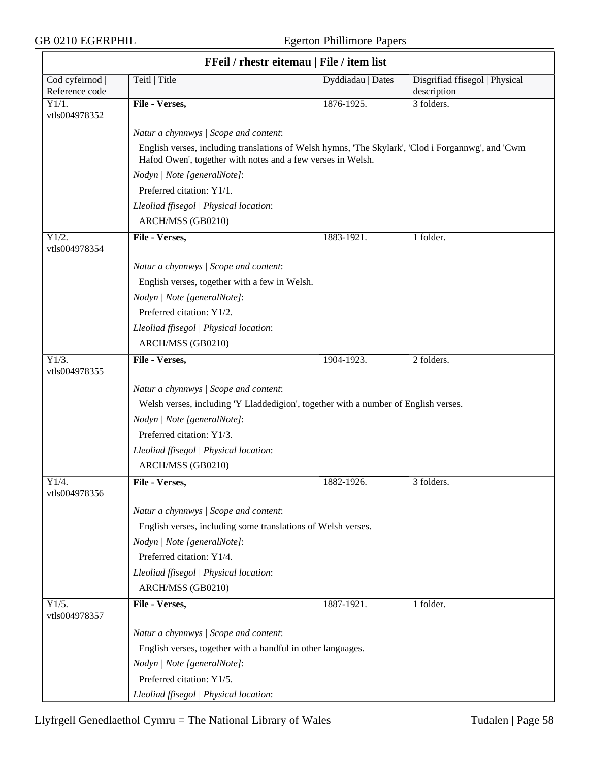## FFeil / rhestr eitemau | File / item list

| Cod cyfeirnod \| Reference code | Teitl \| Title | Dyddiadau \| Dates | Disgrifiad ffisegol \| Physical description |
|---|---|---|---|
| Y1/1. vtls004978352 | **File - Verses,** | 1876-1925. | 3 folders. |

*Natur a chynnwys | Scope and content*:

English verses, including translations of Welsh hymns, 'The Skylark', 'Clod i Forgannwg', and 'Cwm Hafod Owen', together with notes and a few verses in Welsh.

*Nodyn | Note [generalNote]*:

Preferred citation: Y1/1.

*Lleoliad ffisegol | Physical location*:

ARCH/MSS (GB0210)

| Cod cyfeirnod \| Reference code | Teitl \| Title | Dyddiadau \| Dates | Disgrifiad ffisegol \| Physical description |
|---|---|---|---|
| Y1/2. vtls004978354 | **File - Verses,** | 1883-1921. | 1 folder. |

*Natur a chynnwys | Scope and content*:

English verses, together with a few in Welsh.

*Nodyn | Note [generalNote]*:

Preferred citation: Y1/2.

*Lleoliad ffisegol | Physical location*:

ARCH/MSS (GB0210)

| Cod cyfeirnod \| Reference code | Teitl \| Title | Dyddiadau \| Dates | Disgrifiad ffisegol \| Physical description |
|---|---|---|---|
| Y1/3. vtls004978355 | **File - Verses,** | 1904-1923. | 2 folders. |

*Natur a chynnwys | Scope and content*:

Welsh verses, including 'Y Lladdedigion', together with a number of English verses.

*Nodyn | Note [generalNote]*:

Preferred citation: Y1/3.

*Lleoliad ffisegol | Physical location*:

ARCH/MSS (GB0210)

| Cod cyfeirnod \| Reference code | Teitl \| Title | Dyddiadau \| Dates | Disgrifiad ffisegol \| Physical description |
|---|---|---|---|
| Y1/4. vtls004978356 | **File - Verses,** | 1882-1926. | 3 folders. |

*Natur a chynnwys | Scope and content*:

English verses, including some translations of Welsh verses.

*Nodyn | Note [generalNote]*:

Preferred citation: Y1/4.

*Lleoliad ffisegol | Physical location*:

ARCH/MSS (GB0210)

| Cod cyfeirnod \| Reference code | Teitl \| Title | Dyddiadau \| Dates | Disgrifiad ffisegol \| Physical description |
|---|---|---|---|
| Y1/5. vtls004978357 | **File - Verses,** | 1887-1921. | 1 folder. |

*Natur a chynnwys | Scope and content*:

English verses, together with a handful in other languages.

*Nodyn | Note [generalNote]*:

Preferred citation: Y1/5.

*Lleoliad ffisegol | Physical location*: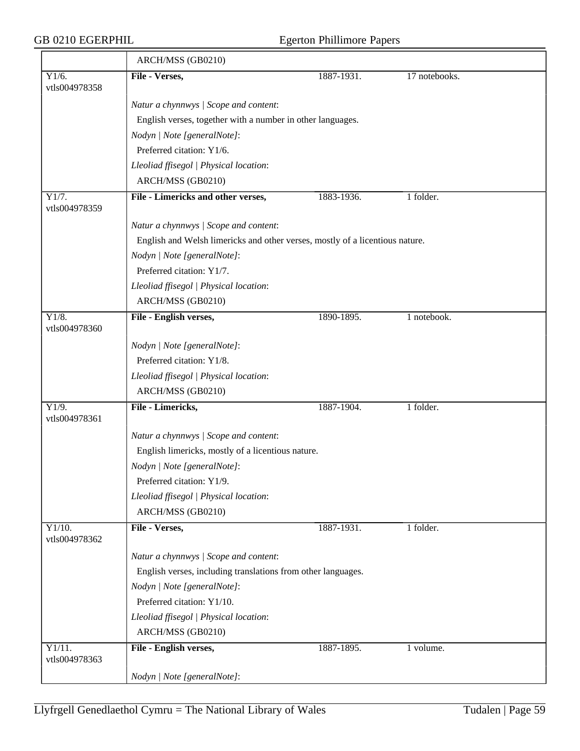| | ARCH/MSS (GB0210) | | |
|---|---|---|---|
| Y1/6. vtls004978358 | **File - Verses,** | 1887-1931. | 17 notebooks. |
| | *Natur a chynnwys \| Scope and content*: English verses, together with a number in other languages. *Nodyn \| Note [generalNote]*: Preferred citation: Y1/6. *Lleoliad ffisegol \| Physical location*: ARCH/MSS (GB0210) | | |
| Y1/7. vtls004978359 | **File - Limericks and other verses,** | 1883-1936. | 1 folder. |
| | *Natur a chynnwys \| Scope and content*: English and Welsh limericks and other verses, mostly of a licentious nature. *Nodyn \| Note [generalNote]*: Preferred citation: Y1/7. *Lleoliad ffisegol \| Physical location*: ARCH/MSS (GB0210) | | |
| Y1/8. vtls004978360 | **File - English verses,** | 1890-1895. | 1 notebook. |
| | *Nodyn \| Note [generalNote]*: Preferred citation: Y1/8. *Lleoliad ffisegol \| Physical location*: ARCH/MSS (GB0210) | | |
| Y1/9. vtls004978361 | **File - Limericks,** | 1887-1904. | 1 folder. |
| | *Natur a chynnwys \| Scope and content*: English limericks, mostly of a licentious nature. *Nodyn \| Note [generalNote]*: Preferred citation: Y1/9. *Lleoliad ffisegol \| Physical location*: ARCH/MSS (GB0210) | | |
| Y1/10. vtls004978362 | **File - Verses,** | 1887-1931. | 1 folder. |
| | *Natur a chynnwys \| Scope and content*: English verses, including translations from other languages. *Nodyn \| Note [generalNote]*: Preferred citation: Y1/10. *Lleoliad ffisegol \| Physical location*: ARCH/MSS (GB0210) | | |
| Y1/11. vtls004978363 | **File - English verses,** | 1887-1895. | 1 volume. |
| | *Nodyn \| Note [generalNote]*: | | |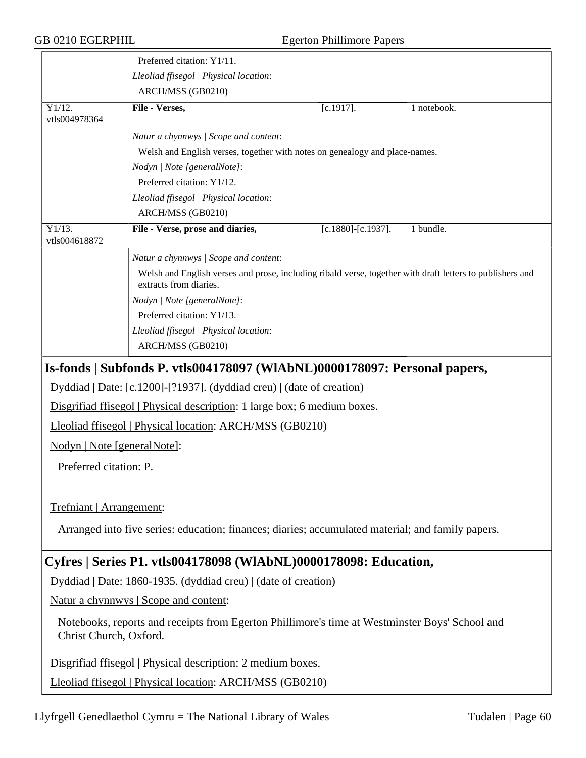Preferred citation: Y1/11.

*Lleoliad ffisegol | Physical location*:

ARCH/MSS (GB0210)

| Y1/12. vtls004978364 | **File - Verses,** | [c.1917]. | 1 notebook. |
|---|---|---|---|

*Natur a chynnwys | Scope and content*:

Welsh and English verses, together with notes on genealogy and place-names.

*Nodyn | Note [generalNote]*:

Preferred citation: Y1/12.

*Lleoliad ffisegol | Physical location*:

ARCH/MSS (GB0210)

| Y1/13. vtls004618872 | **File - Verse, prose and diaries,** | [c.1880]-[c.1937]. | 1 bundle. |
|---|---|---|---|

*Natur a chynnwys | Scope and content*:

Welsh and English verses and prose, including ribald verse, together with draft letters to publishers and extracts from diaries.

*Nodyn | Note [generalNote]*:

Preferred citation: Y1/13.

*Lleoliad ffisegol | Physical location*:

ARCH/MSS (GB0210)

## Is-fonds | Subfonds P. vtls004178097 (WlAbNL)0000178097: Personal papers,

Dyddiad | Date: [c.1200]-[?1937]. (dyddiad creu) | (date of creation)

Disgrifiad ffisegol | Physical description: 1 large box; 6 medium boxes.

Lleoliad ffisegol | Physical location: ARCH/MSS (GB0210)

Nodyn | Note [generalNote]:

Preferred citation: P.

Trefniant | Arrangement:

Arranged into five series: education; finances; diaries; accumulated material; and family papers.

## Cyfres | Series P1. vtls004178098 (WlAbNL)0000178098: Education,

Dyddiad | Date: 1860-1935. (dyddiad creu) | (date of creation)

Natur a chynnwys | Scope and content:

Notebooks, reports and receipts from Egerton Phillimore's time at Westminster Boys' School and Christ Church, Oxford.

Disgrifiad ffisegol | Physical description: 2 medium boxes.

Lleoliad ffisegol | Physical location: ARCH/MSS (GB0210)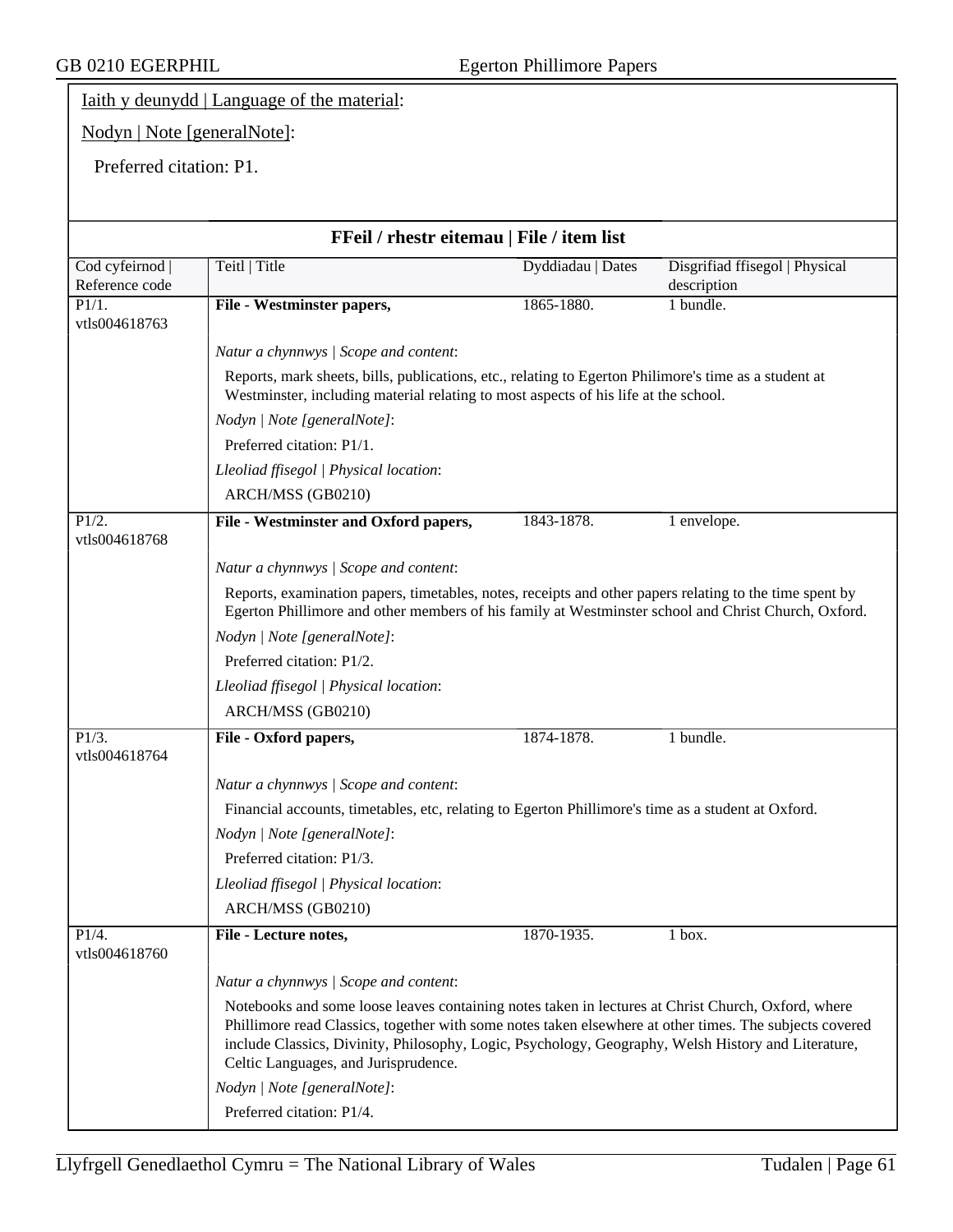Iaith y deunydd | Language of the material:

Nodyn | Note [generalNote]:

Preferred citation: P1.

## FFeil / rhestr eitemau | File / item list

| Cod cyfeirnod \| Reference code | Teitl \| Title | Dyddiadau \| Dates | Disgrifiad ffisegol \| Physical description |
|---|---|---|---|
| P1/1. vtls004618763 | **File - Westminster papers,** | 1865-1880. | 1 bundle. |

*Natur a chynnwys | Scope and content*:

Reports, mark sheets, bills, publications, etc., relating to Egerton Philimore's time as a student at Westminster, including material relating to most aspects of his life at the school.

*Nodyn | Note [generalNote]*:

Preferred citation: P1/1.

*Lleoliad ffisegol | Physical location*:

ARCH/MSS (GB0210)

| Cod cyfeirnod \| Reference code | Teitl \| Title | Dyddiadau \| Dates | Disgrifiad ffisegol \| Physical description |
|---|---|---|---|
| P1/2. vtls004618768 | **File - Westminster and Oxford papers,** | 1843-1878. | 1 envelope. |

*Natur a chynnwys | Scope and content*:

Reports, examination papers, timetables, notes, receipts and other papers relating to the time spent by Egerton Phillimore and other members of his family at Westminster school and Christ Church, Oxford.

*Nodyn | Note [generalNote]*:

Preferred citation: P1/2.

*Lleoliad ffisegol | Physical location*:

ARCH/MSS (GB0210)

| Cod cyfeirnod \| Reference code | Teitl \| Title | Dyddiadau \| Dates | Disgrifiad ffisegol \| Physical description |
|---|---|---|---|
| P1/3. vtls004618764 | **File - Oxford papers,** | 1874-1878. | 1 bundle. |

*Natur a chynnwys | Scope and content*:

Financial accounts, timetables, etc, relating to Egerton Phillimore's time as a student at Oxford.

*Nodyn | Note [generalNote]*:

Preferred citation: P1/3.

*Lleoliad ffisegol | Physical location*:

ARCH/MSS (GB0210)

| Cod cyfeirnod \| Reference code | Teitl \| Title | Dyddiadau \| Dates | Disgrifiad ffisegol \| Physical description |
|---|---|---|---|
| P1/4. vtls004618760 | **File - Lecture notes,** | 1870-1935. | 1 box. |

*Natur a chynnwys | Scope and content*:

Notebooks and some loose leaves containing notes taken in lectures at Christ Church, Oxford, where Phillimore read Classics, together with some notes taken elsewhere at other times. The subjects covered include Classics, Divinity, Philosophy, Logic, Psychology, Geography, Welsh History and Literature, Celtic Languages, and Jurisprudence.

*Nodyn | Note [generalNote]*:

Preferred citation: P1/4.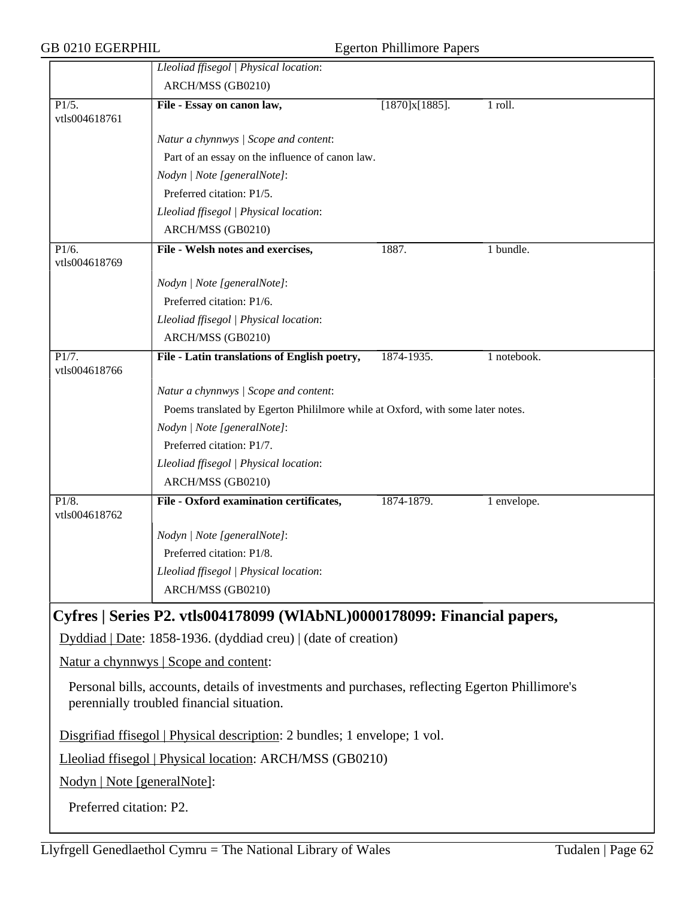| | | | |
|---|---|---|---|
| | *Lleoliad ffisegol \| Physical location*: ARCH/MSS (GB0210) | | |
| P1/5. vtls004618761 | **File - Essay on canon law,** | [1870]x[1885]. | 1 roll. |
| | *Natur a chynnwys \| Scope and content*: Part of an essay on the influence of canon law. *Nodyn \| Note [generalNote]*: Preferred citation: P1/5. *Lleoliad ffisegol \| Physical location*: ARCH/MSS (GB0210) | | |
| P1/6. vtls004618769 | **File - Welsh notes and exercises,** | 1887. | 1 bundle. |
| | *Nodyn \| Note [generalNote]*: Preferred citation: P1/6. *Lleoliad ffisegol \| Physical location*: ARCH/MSS (GB0210) | | |
| P1/7. vtls004618766 | **File - Latin translations of English poetry,** | 1874-1935. | 1 notebook. |
| | *Natur a chynnwys \| Scope and content*: Poems translated by Egerton Phililmore while at Oxford, with some later notes. *Nodyn \| Note [generalNote]*: Preferred citation: P1/7. *Lleoliad ffisegol \| Physical location*: ARCH/MSS (GB0210) | | |
| P1/8. vtls004618762 | **File - Oxford examination certificates,** | 1874-1879. | 1 envelope. |
| | *Nodyn \| Note [generalNote]*: Preferred citation: P1/8. *Lleoliad ffisegol \| Physical location*: ARCH/MSS (GB0210) | | |

## Cyfres | Series P2. vtls004178099 (WlAbNL)0000178099: Financial papers,

Dyddiad | Date: 1858-1936. (dyddiad creu) | (date of creation)

Natur a chynnwys | Scope and content:

Personal bills, accounts, details of investments and purchases, reflecting Egerton Phillimore's perennially troubled financial situation.

Disgrifiad ffisegol | Physical description: 2 bundles; 1 envelope; 1 vol.

Lleoliad ffisegol | Physical location: ARCH/MSS (GB0210)

Nodyn | Note [generalNote]:

Preferred citation: P2.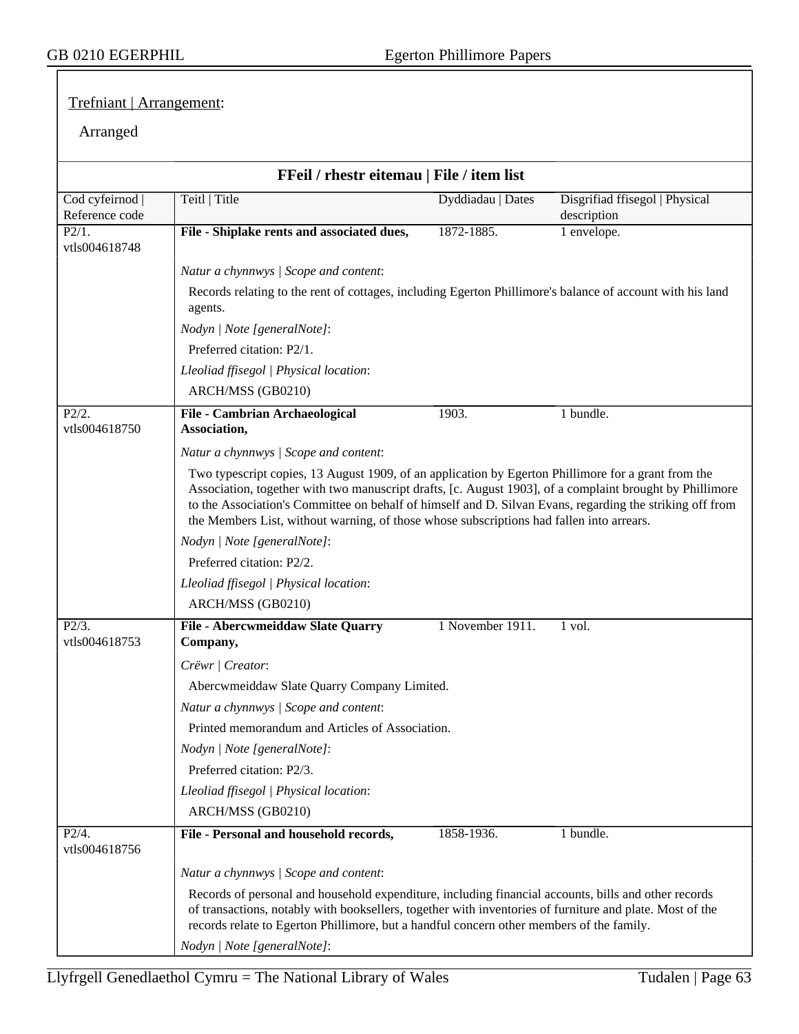Trefniant | Arrangement:

Arranged

**FFeil / rhestr eitemau | File / item list**

| Cod cyfeirnod \| Reference code | Teitl \| Title | Dyddiadau \| Dates | Disgrifiad ffisegol \| Physical description |
|---|---|---|---|
| P2/1. vtls004618748 | **File - Shiplake rents and associated dues,** | 1872-1885. | 1 envelope. |

*Natur a chynnwys | Scope and content*:

Records relating to the rent of cottages, including Egerton Phillimore's balance of account with his land agents.

*Nodyn | Note [generalNote]*:

Preferred citation: P2/1.

*Lleoliad ffisegol | Physical location*:

ARCH/MSS (GB0210)

| Cod cyfeirnod \| Reference code | Teitl \| Title | Dyddiadau \| Dates | Disgrifiad ffisegol \| Physical description |
|---|---|---|---|
| P2/2. vtls004618750 | **File - Cambrian Archaeological Association,** | 1903. | 1 bundle. |

*Natur a chynnwys | Scope and content*:

Two typescript copies, 13 August 1909, of an application by Egerton Phillimore for a grant from the Association, together with two manuscript drafts, [c. August 1903], of a complaint brought by Phillimore to the Association's Committee on behalf of himself and D. Silvan Evans, regarding the striking off from the Members List, without warning, of those whose subscriptions had fallen into arrears.

*Nodyn | Note [generalNote]*:

Preferred citation: P2/2.

*Lleoliad ffisegol | Physical location*:

ARCH/MSS (GB0210)

| Cod cyfeirnod \| Reference code | Teitl \| Title | Dyddiadau \| Dates | Disgrifiad ffisegol \| Physical description |
|---|---|---|---|
| P2/3. vtls004618753 | **File - Abercwmeiddaw Slate Quarry Company,** | 1 November 1911. | 1 vol. |

*Crëwr | Creator*:

Abercwmeiddaw Slate Quarry Company Limited.

*Natur a chynnwys | Scope and content*:

Printed memorandum and Articles of Association.

*Nodyn | Note [generalNote]*:

Preferred citation: P2/3.

*Lleoliad ffisegol | Physical location*:

ARCH/MSS (GB0210)

| Cod cyfeirnod \| Reference code | Teitl \| Title | Dyddiadau \| Dates | Disgrifiad ffisegol \| Physical description |
|---|---|---|---|
| P2/4. vtls004618756 | **File - Personal and household records,** | 1858-1936. | 1 bundle. |

*Natur a chynnwys | Scope and content*:

Records of personal and household expenditure, including financial accounts, bills and other records of transactions, notably with booksellers, together with inventories of furniture and plate. Most of the records relate to Egerton Phillimore, but a handful concern other members of the family.

*Nodyn | Note [generalNote]*: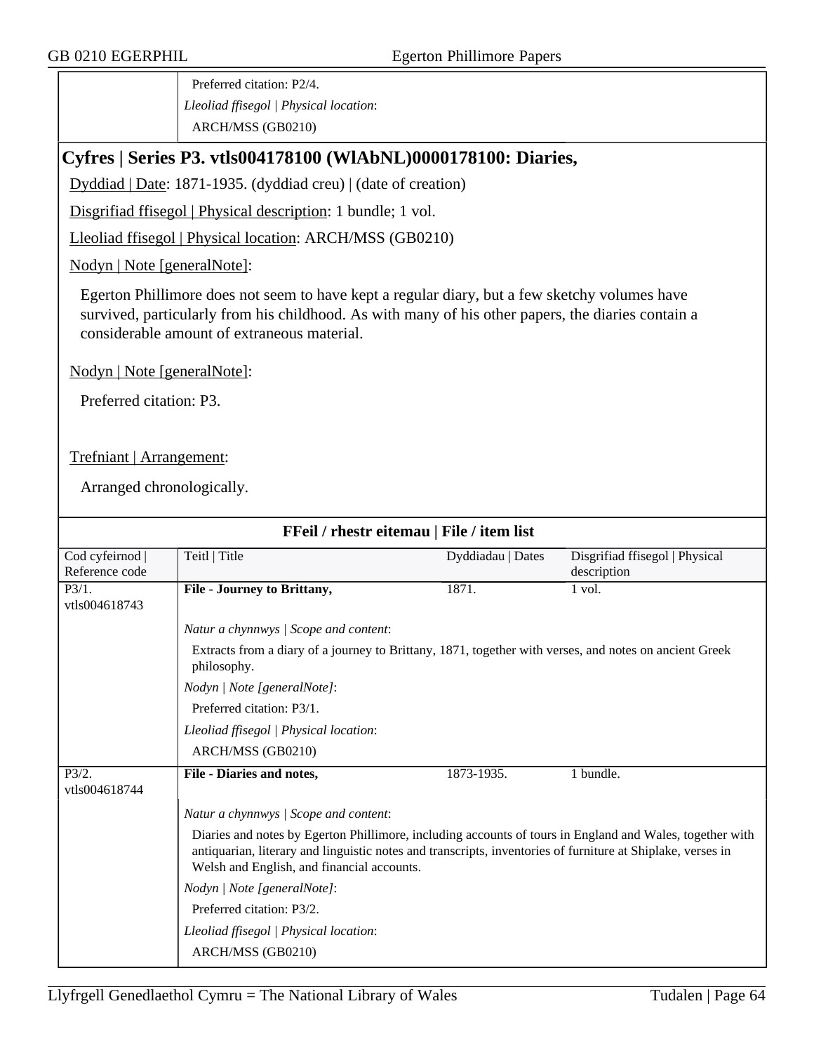Preferred citation: P2/4.

*Lleoliad ffisegol | Physical location*:

ARCH/MSS (GB0210)

## Cyfres | Series P3. vtls004178100 (WlAbNL)0000178100: Diaries,

Dyddiad | Date: 1871-1935. (dyddiad creu) | (date of creation)

Disgrifiad ffisegol | Physical description: 1 bundle; 1 vol.

Lleoliad ffisegol | Physical location: ARCH/MSS (GB0210)

Nodyn | Note [generalNote]:

Egerton Phillimore does not seem to have kept a regular diary, but a few sketchy volumes have survived, particularly from his childhood. As with many of his other papers, the diaries contain a considerable amount of extraneous material.

Nodyn | Note [generalNote]:

Preferred citation: P3.

Trefniant | Arrangement:

Arranged chronologically.

### FFeil / rhestr eitemau | File / item list

| Cod cyfeirnod \| Reference code | Teitl \| Title | Dyddiadau \| Dates | Disgrifiad ffisegol \| Physical description |
|---|---|---|---|
| P3/1. vtls004618743 | **File - Journey to Brittany,** | 1871. | 1 vol. |

*Natur a chynnwys | Scope and content*:

Extracts from a diary of a journey to Brittany, 1871, together with verses, and notes on ancient Greek philosophy.

*Nodyn | Note [generalNote]*:

Preferred citation: P3/1.

*Lleoliad ffisegol | Physical location*:

ARCH/MSS (GB0210)

| Cod cyfeirnod \| Reference code | Teitl \| Title | Dyddiadau \| Dates | Disgrifiad ffisegol \| Physical description |
|---|---|---|---|
| P3/2. vtls004618744 | **File - Diaries and notes,** | 1873-1935. | 1 bundle. |

*Natur a chynnwys | Scope and content*:

Diaries and notes by Egerton Phillimore, including accounts of tours in England and Wales, together with antiquarian, literary and linguistic notes and transcripts, inventories of furniture at Shiplake, verses in Welsh and English, and financial accounts.

*Nodyn | Note [generalNote]*:

Preferred citation: P3/2.

*Lleoliad ffisegol | Physical location*:

ARCH/MSS (GB0210)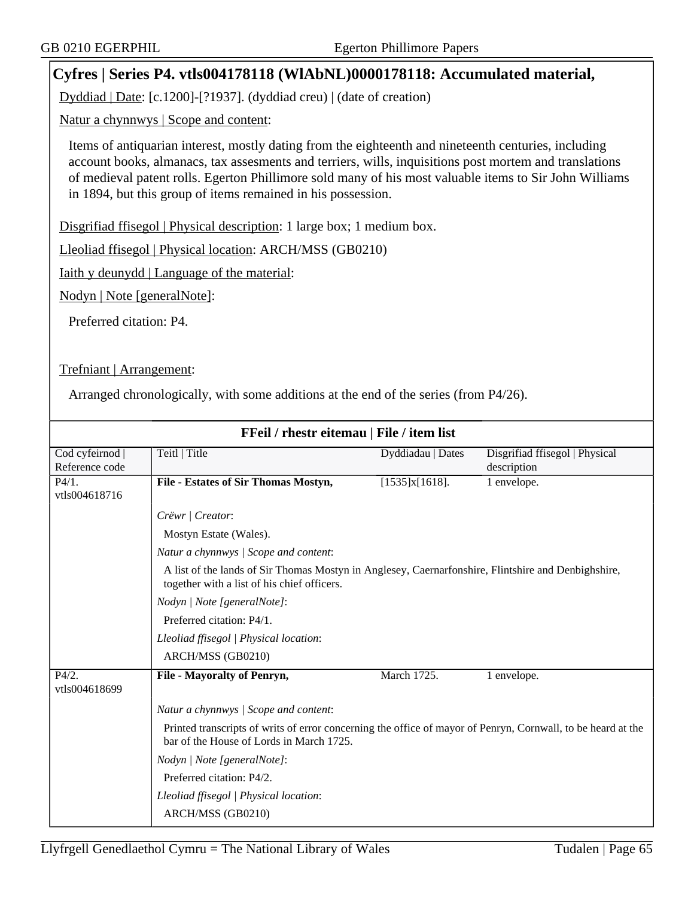## Cyfres | Series P4. vtls004178118 (WlAbNL)0000178118: Accumulated material,

Dyddiad | Date: [c.1200]-[?1937]. (dyddiad creu) | (date of creation)

Natur a chynnwys | Scope and content:

Items of antiquarian interest, mostly dating from the eighteenth and nineteenth centuries, including account books, almanacs, tax assesments and terriers, wills, inquisitions post mortem and translations of medieval patent rolls. Egerton Phillimore sold many of his most valuable items to Sir John Williams in 1894, but this group of items remained in his possession.

Disgrifiad ffisegol | Physical description: 1 large box; 1 medium box.

Lleoliad ffisegol | Physical location: ARCH/MSS (GB0210)

Iaith y deunydd | Language of the material:

Nodyn | Note [generalNote]:

Preferred citation: P4.

Trefniant | Arrangement:

Arranged chronologically, with some additions at the end of the series (from P4/26).

### FFeil / rhestr eitemau | File / item list

| Cod cyfeirnod \| Reference code | Teitl \| Title | Dyddiadau \| Dates | Disgrifiad ffisegol \| Physical description |
|---|---|---|---|
| P4/1. vtls004618716 | **File - Estates of Sir Thomas Mostyn,** | [1535]x[1618]. | 1 envelope. |
| | *Crëwr \| Creator*: Mostyn Estate (Wales). *Natur a chynnwys \| Scope and content*: A list of the lands of Sir Thomas Mostyn in Anglesey, Caernarfonshire, Flintshire and Denbighshire, together with a list of his chief officers. *Nodyn \| Note [generalNote]*: Preferred citation: P4/1. *Lleoliad ffisegol \| Physical location*: ARCH/MSS (GB0210) | | |
| P4/2. vtls004618699 | **File - Mayoralty of Penryn,** | March 1725. | 1 envelope. |
| | *Natur a chynnwys \| Scope and content*: Printed transcripts of writs of error concerning the office of mayor of Penryn, Cornwall, to be heard at the bar of the House of Lords in March 1725. *Nodyn \| Note [generalNote]*: Preferred citation: P4/2. *Lleoliad ffisegol \| Physical location*: ARCH/MSS (GB0210) | | |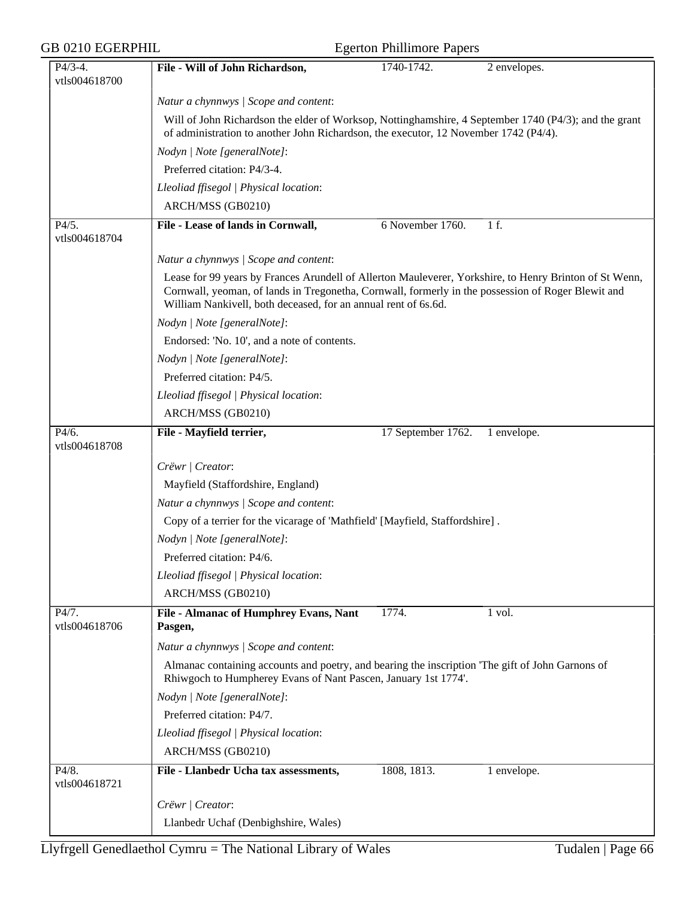| P4/3-4. vtls004618700 | **File - Will of John Richardson,** | 1740-1742. | 2 envelopes. |
|---|---|---|---|
| | *Natur a chynnwys \| Scope and content*: | | |
| | Will of John Richardson the elder of Worksop, Nottinghamshire, 4 September 1740 (P4/3); and the grant of administration to another John Richardson, the executor, 12 November 1742 (P4/4). | | |
| | *Nodyn \| Note [generalNote]*: | | |
| | Preferred citation: P4/3-4. | | |
| | *Lleoliad ffisegol \| Physical location*: | | |
| | ARCH/MSS (GB0210) | | |
| P4/5. vtls004618704 | **File - Lease of lands in Cornwall,** | 6 November 1760. | 1 f. |
| | *Natur a chynnwys \| Scope and content*: | | |
| | Lease for 99 years by Frances Arundell of Allerton Mauleverer, Yorkshire, to Henry Brinton of St Wenn, Cornwall, yeoman, of lands in Tregonetha, Cornwall, formerly in the possession of Roger Blewit and William Nankivell, both deceased, for an annual rent of 6s.6d. | | |
| | *Nodyn \| Note [generalNote]*: | | |
| | Endorsed: 'No. 10', and a note of contents. | | |
| | *Nodyn \| Note [generalNote]*: | | |
| | Preferred citation: P4/5. | | |
| | *Lleoliad ffisegol \| Physical location*: | | |
| | ARCH/MSS (GB0210) | | |
| P4/6. vtls004618708 | **File - Mayfield terrier,** | 17 September 1762. | 1 envelope. |
| | *Crëwr \| Creator*: | | |
| | Mayfield (Staffordshire, England) | | |
| | *Natur a chynnwys \| Scope and content*: | | |
| | Copy of a terrier for the vicarage of 'Mathfield' [Mayfield, Staffordshire] . | | |
| | *Nodyn \| Note [generalNote]*: | | |
| | Preferred citation: P4/6. | | |
| | *Lleoliad ffisegol \| Physical location*: | | |
| | ARCH/MSS (GB0210) | | |
| P4/7. vtls004618706 | **File - Almanac of Humphrey Evans, Nant Pasgen,** | 1774. | 1 vol. |
| | *Natur a chynnwys \| Scope and content*: | | |
| | Almanac containing accounts and poetry, and bearing the inscription 'The gift of John Garnons of Rhiwgoch to Humpherey Evans of Nant Pascen, January 1st 1774'. | | |
| | *Nodyn \| Note [generalNote]*: | | |
| | Preferred citation: P4/7. | | |
| | *Lleoliad ffisegol \| Physical location*: | | |
| | ARCH/MSS (GB0210) | | |
| P4/8. vtls004618721 | **File - Llanbedr Ucha tax assessments,** | 1808, 1813. | 1 envelope. |
| | *Crëwr \| Creator*: | | |
| | Llanbedr Uchaf (Denbighshire, Wales) | | |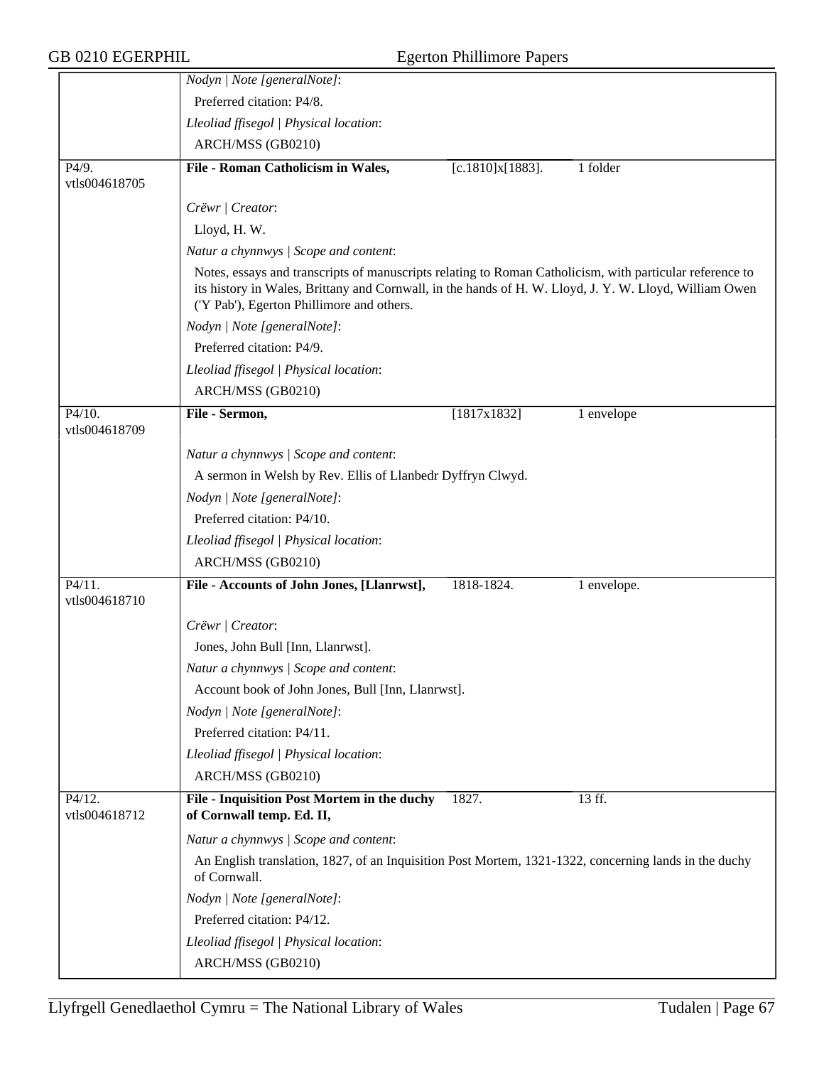*Nodyn | Note [generalNote]*:

Preferred citation: P4/8.

*Lleoliad ffisegol | Physical location*:

ARCH/MSS (GB0210)

---

P4/9. vtls004618705

**File - Roman Catholicism in Wales,** [c.1810]x[1883]. 1 folder

*Crëwr | Creator*:

Lloyd, H. W.

*Natur a chynnwys | Scope and content*:

Notes, essays and transcripts of manuscripts relating to Roman Catholicism, with particular reference to its history in Wales, Brittany and Cornwall, in the hands of H. W. Lloyd, J. Y. W. Lloyd, William Owen ('Y Pab'), Egerton Phillimore and others.

*Nodyn | Note [generalNote]*:

Preferred citation: P4/9.

*Lleoliad ffisegol | Physical location*:

ARCH/MSS (GB0210)

---

P4/10. vtls004618709

**File - Sermon,** [1817x1832] 1 envelope

*Natur a chynnwys | Scope and content*:

A sermon in Welsh by Rev. Ellis of Llanbedr Dyffryn Clwyd.

*Nodyn | Note [generalNote]*:

Preferred citation: P4/10.

*Lleoliad ffisegol | Physical location*:

ARCH/MSS (GB0210)

---

P4/11. vtls004618710

**File - Accounts of John Jones, [Llanrwst],** 1818-1824. 1 envelope.

*Crëwr | Creator*:

Jones, John Bull [Inn, Llanrwst].

*Natur a chynnwys | Scope and content*:

Account book of John Jones, Bull [Inn, Llanrwst].

*Nodyn | Note [generalNote]*:

Preferred citation: P4/11.

*Lleoliad ffisegol | Physical location*:

ARCH/MSS (GB0210)

---

P4/12. vtls004618712

**File - Inquisition Post Mortem in the duchy of Cornwall temp. Ed. II,** 1827. 13 ff.

*Natur a chynnwys | Scope and content*:

An English translation, 1827, of an Inquisition Post Mortem, 1321-1322, concerning lands in the duchy of Cornwall.

*Nodyn | Note [generalNote]*:

Preferred citation: P4/12.

*Lleoliad ffisegol | Physical location*:

ARCH/MSS (GB0210)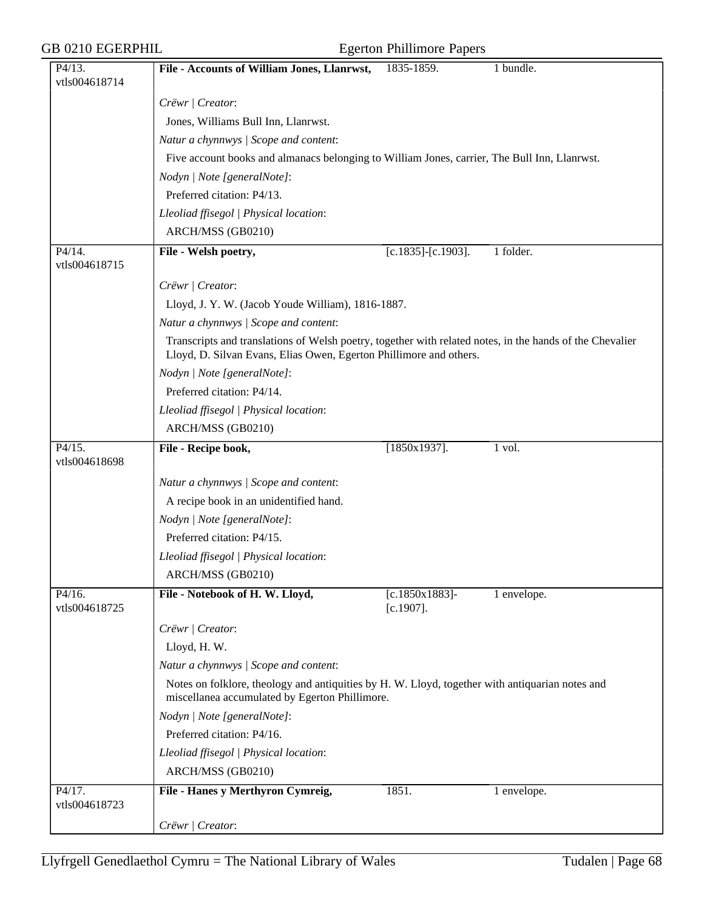| P4/13. vtls004618714 | **File - Accounts of William Jones, Llanrwst,** | 1835-1859. | 1 bundle. |
|---|---|---|---|

*Crëwr | Creator*:

Jones, Williams Bull Inn, Llanrwst.

*Natur a chynnwys | Scope and content*:

Five account books and almanacs belonging to William Jones, carrier, The Bull Inn, Llanrwst.

*Nodyn | Note [generalNote]*:

Preferred citation: P4/13.

*Lleoliad ffisegol | Physical location*:

ARCH/MSS (GB0210)

| P4/14. vtls004618715 | **File - Welsh poetry,** | [c.1835]-[c.1903]. | 1 folder. |
|---|---|---|---|

*Crëwr | Creator*:

Lloyd, J. Y. W. (Jacob Youde William), 1816-1887.

*Natur a chynnwys | Scope and content*:

Transcripts and translations of Welsh poetry, together with related notes, in the hands of the Chevalier Lloyd, D. Silvan Evans, Elias Owen, Egerton Phillimore and others.

*Nodyn | Note [generalNote]*:

Preferred citation: P4/14.

*Lleoliad ffisegol | Physical location*:

ARCH/MSS (GB0210)

| P4/15. vtls004618698 | **File - Recipe book,** | [1850x1937]. | 1 vol. |
|---|---|---|---|

*Natur a chynnwys | Scope and content*:

A recipe book in an unidentified hand.

*Nodyn | Note [generalNote]*:

Preferred citation: P4/15.

*Lleoliad ffisegol | Physical location*:

ARCH/MSS (GB0210)

| P4/16. vtls004618725 | **File - Notebook of H. W. Lloyd,** | [c.1850x1883]-[c.1907]. | 1 envelope. |
|---|---|---|---|

*Crëwr | Creator*:

Lloyd, H. W.

*Natur a chynnwys | Scope and content*:

Notes on folklore, theology and antiquities by H. W. Lloyd, together with antiquarian notes and miscellanea accumulated by Egerton Phillimore.

*Nodyn | Note [generalNote]*:

Preferred citation: P4/16.

*Lleoliad ffisegol | Physical location*:

ARCH/MSS (GB0210)

| P4/17. vtls004618723 | **File - Hanes y Merthyron Cymreig,** | 1851. | 1 envelope. |
|---|---|---|---|

*Crëwr | Creator*: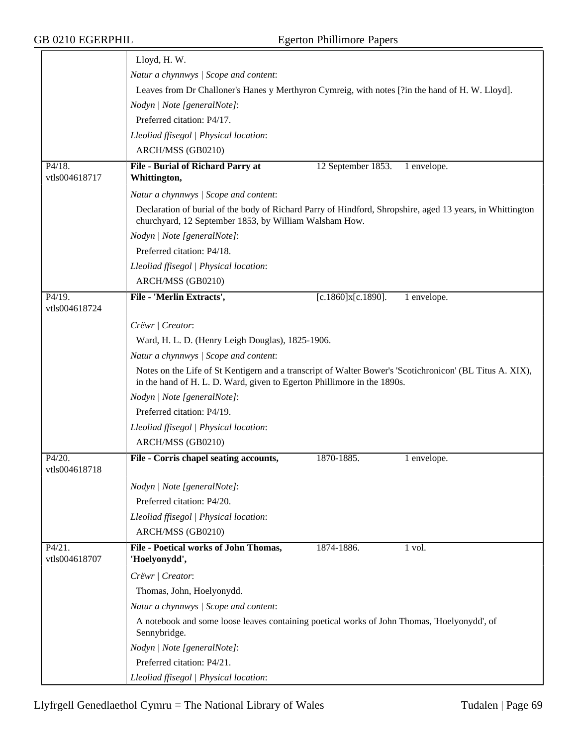Lloyd, H. W.

*Natur a chynnwys | Scope and content*:

Leaves from Dr Challoner's Hanes y Merthyron Cymreig, with notes [?in the hand of H. W. Lloyd].

*Nodyn | Note [generalNote]*:

Preferred citation: P4/17.

*Lleoliad ffisegol | Physical location*:

ARCH/MSS (GB0210)

---

P4/18.
vtls004618717

**File - Burial of Richard Parry at Whittington,** 12 September 1853. 1 envelope.

*Natur a chynnwys | Scope and content*:

Declaration of burial of the body of Richard Parry of Hindford, Shropshire, aged 13 years, in Whittington churchyard, 12 September 1853, by William Walsham How.

*Nodyn | Note [generalNote]*:

Preferred citation: P4/18.

*Lleoliad ffisegol | Physical location*:

ARCH/MSS (GB0210)

---

P4/19.
vtls004618724

**File - 'Merlin Extracts',** [c.1860]x[c.1890]. 1 envelope.

*Crëwr | Creator*:

Ward, H. L. D. (Henry Leigh Douglas), 1825-1906.

*Natur a chynnwys | Scope and content*:

Notes on the Life of St Kentigern and a transcript of Walter Bower's 'Scotichronicon' (BL Titus A. XIX), in the hand of H. L. D. Ward, given to Egerton Phillimore in the 1890s.

*Nodyn | Note [generalNote]*:

Preferred citation: P4/19.

*Lleoliad ffisegol | Physical location*:

ARCH/MSS (GB0210)

---

P4/20.
vtls004618718

**File - Corris chapel seating accounts,** 1870-1885. 1 envelope.

*Nodyn | Note [generalNote]*:

Preferred citation: P4/20.

*Lleoliad ffisegol | Physical location*:

ARCH/MSS (GB0210)

---

P4/21.
vtls004618707

**File - Poetical works of John Thomas, 'Hoelyonydd',** 1874-1886. 1 vol.

*Crëwr | Creator*:

Thomas, John, Hoelyonydd.

*Natur a chynnwys | Scope and content*:

A notebook and some loose leaves containing poetical works of John Thomas, 'Hoelyonydd', of Sennybridge.

*Nodyn | Note [generalNote]*:

Preferred citation: P4/21.

*Lleoliad ffisegol | Physical location*: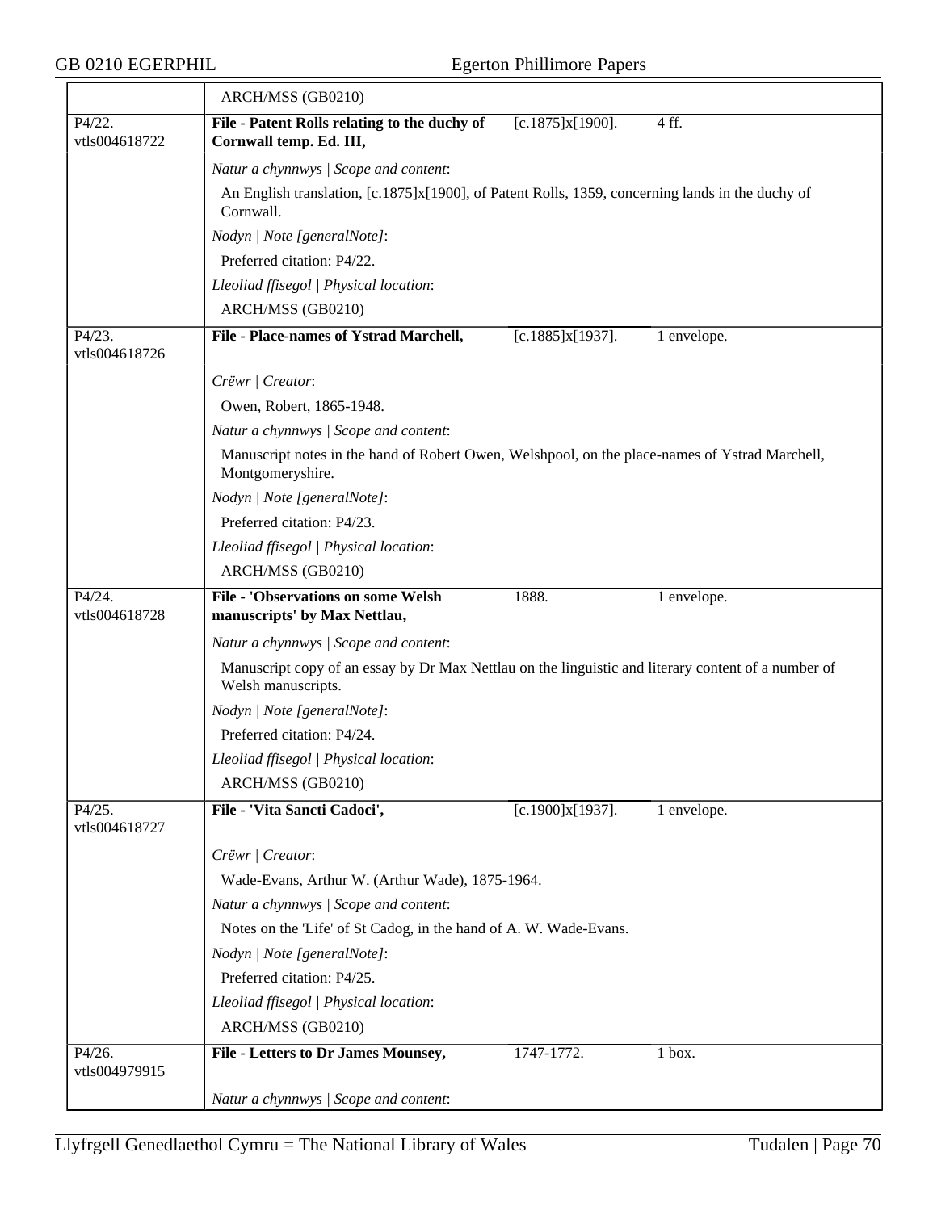ARCH/MSS (GB0210)

| P4/22. vtls004618722 | **File - Patent Rolls relating to the duchy of Cornwall temp. Ed. III,** | [c.1875]x[1900]. | 4 ff. |
|---|---|---|---|

*Natur a chynnwys | Scope and content*:

An English translation, [c.1875]x[1900], of Patent Rolls, 1359, concerning lands in the duchy of Cornwall.

*Nodyn | Note [generalNote]*:

Preferred citation: P4/22.

*Lleoliad ffisegol | Physical location*:

ARCH/MSS (GB0210)

| P4/23. vtls004618726 | **File - Place-names of Ystrad Marchell,** | [c.1885]x[1937]. | 1 envelope. |
|---|---|---|---|

*Crëwr | Creator*:

Owen, Robert, 1865-1948.

*Natur a chynnwys | Scope and content*:

Manuscript notes in the hand of Robert Owen, Welshpool, on the place-names of Ystrad Marchell, Montgomeryshire.

*Nodyn | Note [generalNote]*:

Preferred citation: P4/23.

*Lleoliad ffisegol | Physical location*:

ARCH/MSS (GB0210)

| P4/24. vtls004618728 | **File - 'Observations on some Welsh manuscripts' by Max Nettlau,** | 1888. | 1 envelope. |
|---|---|---|---|

*Natur a chynnwys | Scope and content*:

Manuscript copy of an essay by Dr Max Nettlau on the linguistic and literary content of a number of Welsh manuscripts.

*Nodyn | Note [generalNote]*:

Preferred citation: P4/24.

*Lleoliad ffisegol | Physical location*:

ARCH/MSS (GB0210)

| P4/25. vtls004618727 | **File - 'Vita Sancti Cadoci',** | [c.1900]x[1937]. | 1 envelope. |
|---|---|---|---|

*Crëwr | Creator*:

Wade-Evans, Arthur W. (Arthur Wade), 1875-1964.

*Natur a chynnwys | Scope and content*:

Notes on the 'Life' of St Cadog, in the hand of A. W. Wade-Evans.

*Nodyn | Note [generalNote]*:

Preferred citation: P4/25.

*Lleoliad ffisegol | Physical location*:

ARCH/MSS (GB0210)

| P4/26. vtls004979915 | **File - Letters to Dr James Mounsey,** | 1747-1772. | 1 box. |
|---|---|---|---|

*Natur a chynnwys | Scope and content*: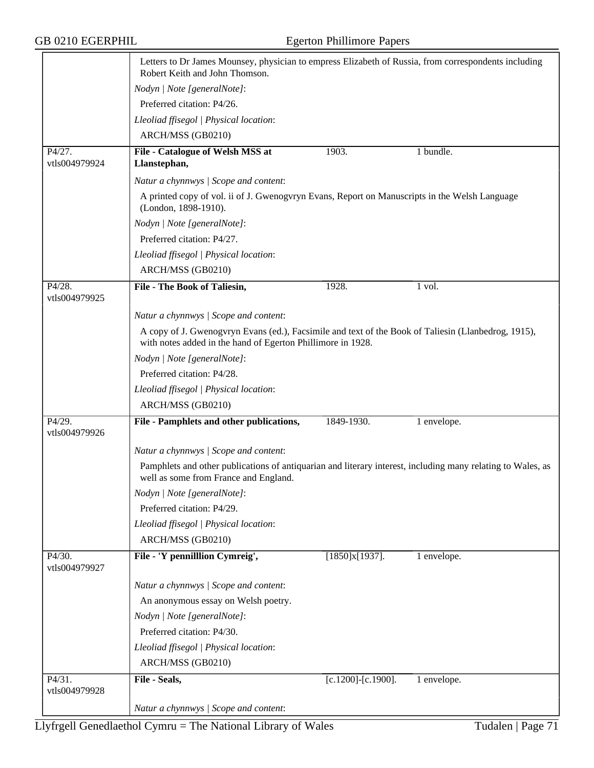Letters to Dr James Mounsey, physician to empress Elizabeth of Russia, from correspondents including Robert Keith and John Thomson.

*Nodyn | Note [generalNote]*:

Preferred citation: P4/26.

*Lleoliad ffisegol | Physical location*:

ARCH/MSS (GB0210)

---

P4/27. vtls004979924 — **File - Catalogue of Welsh MSS at Llanstephan,** — 1903. — 1 bundle.

*Natur a chynnwys | Scope and content*:

A printed copy of vol. ii of J. Gwenogvryn Evans, Report on Manuscripts in the Welsh Language (London, 1898-1910).

*Nodyn | Note [generalNote]*:

Preferred citation: P4/27.

*Lleoliad ffisegol | Physical location*:

ARCH/MSS (GB0210)

---

P4/28. vtls004979925 — **File - The Book of Taliesin,** — 1928. — 1 vol.

*Natur a chynnwys | Scope and content*:

A copy of J. Gwenogvryn Evans (ed.), Facsimile and text of the Book of Taliesin (Llanbedrog, 1915), with notes added in the hand of Egerton Phillimore in 1928.

*Nodyn | Note [generalNote]*:

Preferred citation: P4/28.

*Lleoliad ffisegol | Physical location*:

ARCH/MSS (GB0210)

---

P4/29. vtls004979926 — **File - Pamphlets and other publications,** — 1849-1930. — 1 envelope.

*Natur a chynnwys | Scope and content*:

Pamphlets and other publications of antiquarian and literary interest, including many relating to Wales, as well as some from France and England.

*Nodyn | Note [generalNote]*:

Preferred citation: P4/29.

*Lleoliad ffisegol | Physical location*:

ARCH/MSS (GB0210)

---

P4/30. vtls004979927 — **File - 'Y pennilllion Cymreig',** — [1850]x[1937]. — 1 envelope.

*Natur a chynnwys | Scope and content*:

An anonymous essay on Welsh poetry.

*Nodyn | Note [generalNote]*:

Preferred citation: P4/30.

*Lleoliad ffisegol | Physical location*:

ARCH/MSS (GB0210)

---

P4/31. vtls004979928 — **File - Seals,** — [c.1200]-[c.1900]. — 1 envelope.

*Natur a chynnwys | Scope and content*: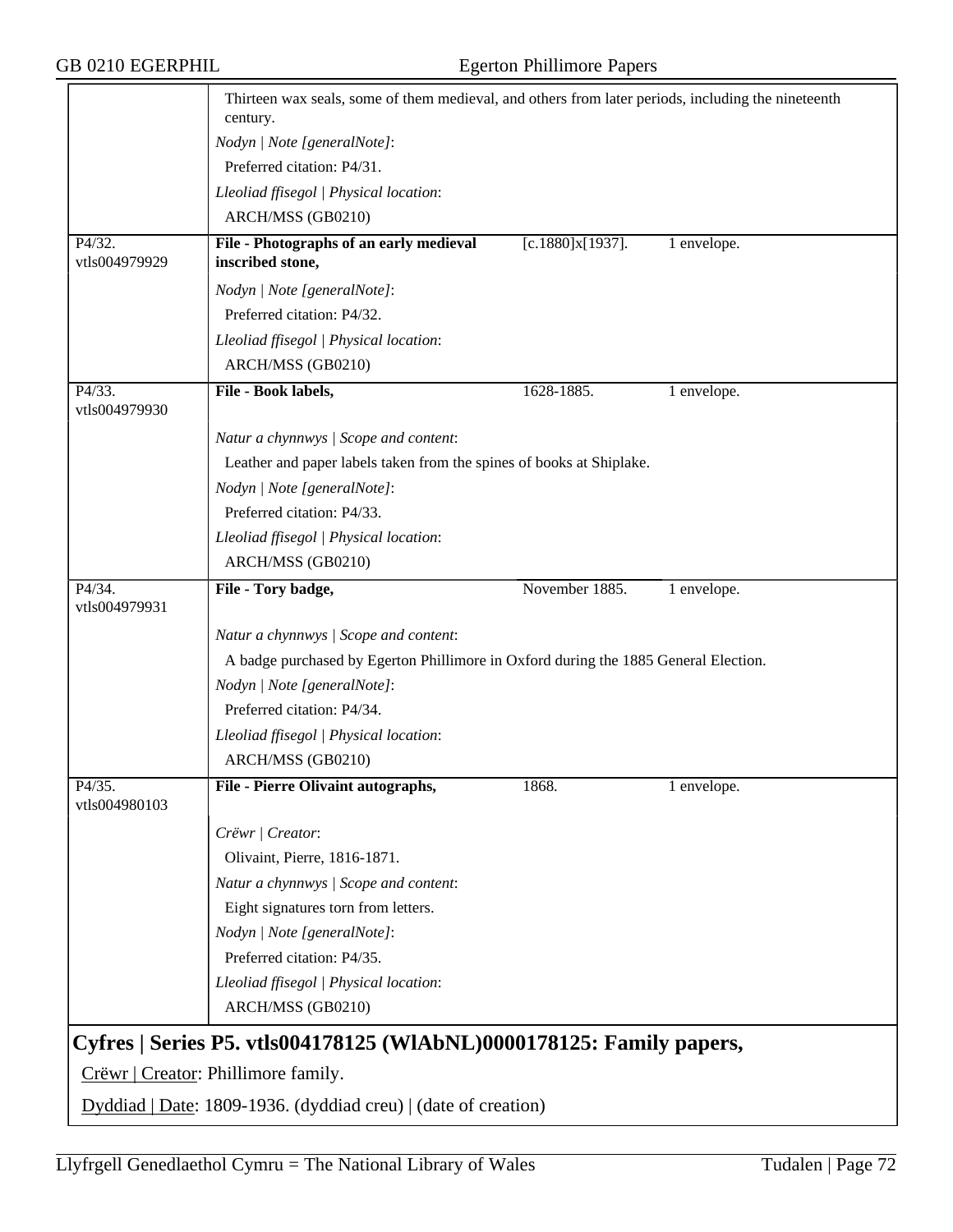Thirteen wax seals, some of them medieval, and others from later periods, including the nineteenth century.

*Nodyn | Note [generalNote]*:

Preferred citation: P4/31.

*Lleoliad ffisegol | Physical location*:

ARCH/MSS (GB0210)

| | | | |
|---|---|---|---|
| P4/32. vtls004979929 | **File - Photographs of an early medieval inscribed stone,** | [c.1880]x[1937]. | 1 envelope. |

*Nodyn | Note [generalNote]*:

Preferred citation: P4/32.

*Lleoliad ffisegol | Physical location*:

ARCH/MSS (GB0210)

| | | | |
|---|---|---|---|
| P4/33. vtls004979930 | **File - Book labels,** | 1628-1885. | 1 envelope. |

*Natur a chynnwys | Scope and content*:

Leather and paper labels taken from the spines of books at Shiplake.

*Nodyn | Note [generalNote]*:

Preferred citation: P4/33.

*Lleoliad ffisegol | Physical location*:

ARCH/MSS (GB0210)

| | | | |
|---|---|---|---|
| P4/34. vtls004979931 | **File - Tory badge,** | November 1885. | 1 envelope. |

*Natur a chynnwys | Scope and content*:

A badge purchased by Egerton Phillimore in Oxford during the 1885 General Election.

*Nodyn | Note [generalNote]*:

Preferred citation: P4/34.

*Lleoliad ffisegol | Physical location*:

ARCH/MSS (GB0210)

| | | | |
|---|---|---|---|
| P4/35. vtls004980103 | **File - Pierre Olivaint autographs,** | 1868. | 1 envelope. |

*Crëwr | Creator*:

Olivaint, Pierre, 1816-1871.

*Natur a chynnwys | Scope and content*:

Eight signatures torn from letters.

*Nodyn | Note [generalNote]*:

Preferred citation: P4/35.

*Lleoliad ffisegol | Physical location*:

ARCH/MSS (GB0210)

## Cyfres | Series P5. vtls004178125 (WlAbNL)0000178125: Family papers,

Crëwr | Creator: Phillimore family.

Dyddiad | Date: 1809-1936. (dyddiad creu) | (date of creation)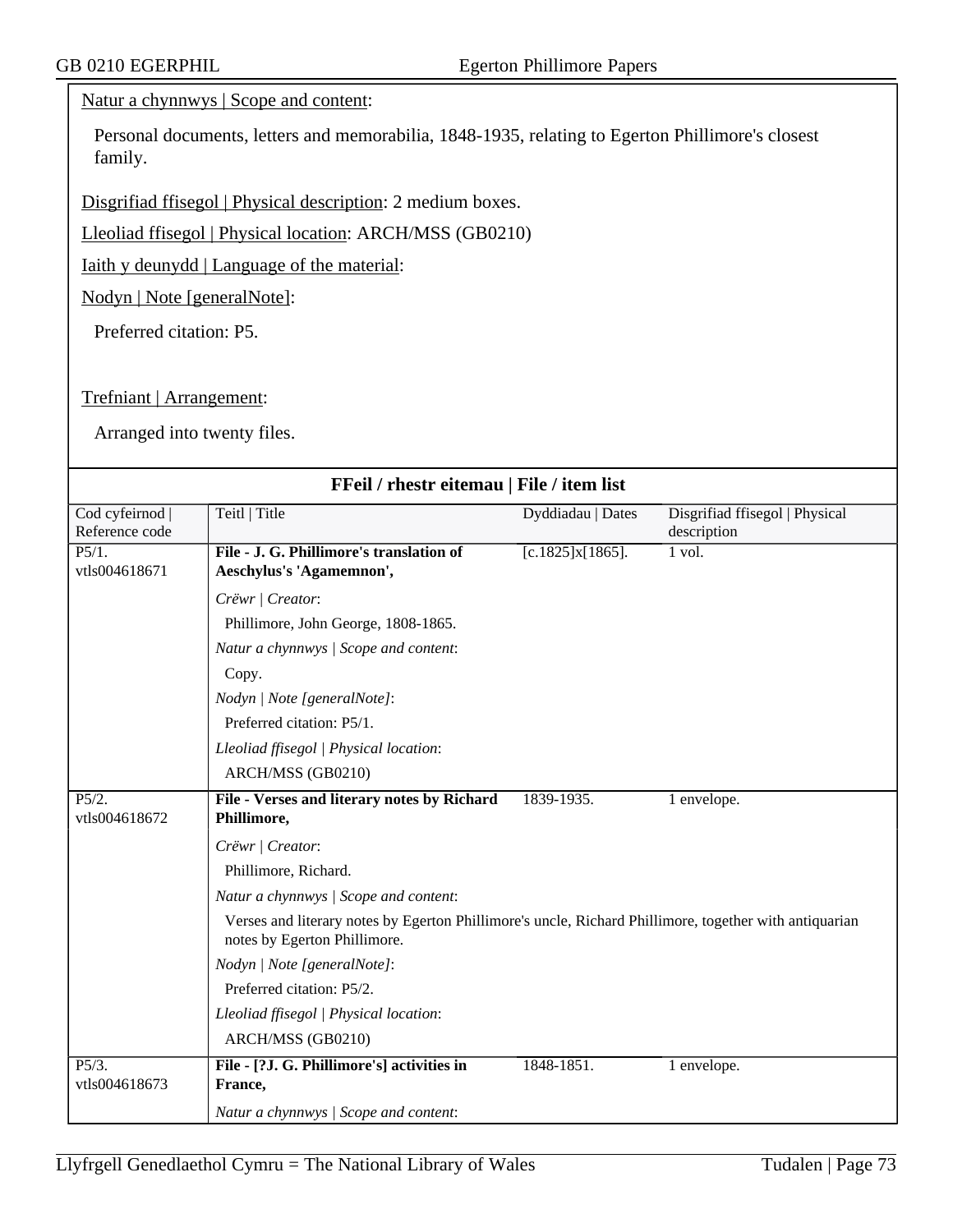Natur a chynnwys | Scope and content:

Personal documents, letters and memorabilia, 1848-1935, relating to Egerton Phillimore's closest family.

Disgrifiad ffisegol | Physical description: 2 medium boxes.

Lleoliad ffisegol | Physical location: ARCH/MSS (GB0210)

Iaith y deunydd | Language of the material:

Nodyn | Note [generalNote]:

Preferred citation: P5.

Trefniant | Arrangement:

Arranged into twenty files.

## FFeil / rhestr eitemau | File / item list

| Cod cyfeirnod \| Reference code | Teitl \| Title | Dyddiadau \| Dates | Disgrifiad ffisegol \| Physical description |
|---|---|---|---|
| P5/1. vtls004618671 | **File - J. G. Phillimore's translation of Aeschylus's 'Agamemnon',**<br>*Crëwr \| Creator*:<br>Phillimore, John George, 1808-1865.<br>*Natur a chynnwys \| Scope and content*:<br>Copy.<br>*Nodyn \| Note [generalNote]*:<br>Preferred citation: P5/1.<br>*Lleoliad ffisegol \| Physical location*:<br>ARCH/MSS (GB0210) | [c.1825]x[1865]. | 1 vol. |
| P5/2. vtls004618672 | **File - Verses and literary notes by Richard Phillimore,**<br>*Crëwr \| Creator*:<br>Phillimore, Richard.<br>*Natur a chynnwys \| Scope and content*:<br>Verses and literary notes by Egerton Phillimore's uncle, Richard Phillimore, together with antiquarian notes by Egerton Phillimore.<br>*Nodyn \| Note [generalNote]*:<br>Preferred citation: P5/2.<br>*Lleoliad ffisegol \| Physical location*:<br>ARCH/MSS (GB0210) | 1839-1935. | 1 envelope. |
| P5/3. vtls004618673 | **File - [?J. G. Phillimore's] activities in France,**<br>*Natur a chynnwys \| Scope and content*: | 1848-1851. | 1 envelope. |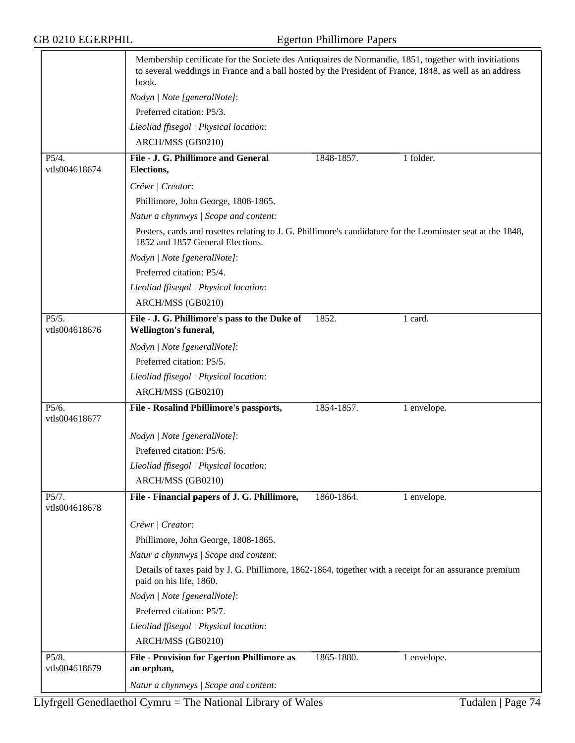Membership certificate for the Societe des Antiquaires de Normandie, 1851, together with invitiations to several weddings in France and a ball hosted by the President of France, 1848, as well as an address book.

*Nodyn | Note [generalNote]*:

Preferred citation: P5/3.

*Lleoliad ffisegol | Physical location*:

ARCH/MSS (GB0210)

---

P5/4. vtls004618674

**File - J. G. Phillimore and General Elections,** 1848-1857. 1 folder.

*Crëwr | Creator*:

Phillimore, John George, 1808-1865.

*Natur a chynnwys | Scope and content*:

Posters, cards and rosettes relating to J. G. Phillimore's candidature for the Leominster seat at the 1848, 1852 and 1857 General Elections.

*Nodyn | Note [generalNote]*:

Preferred citation: P5/4.

*Lleoliad ffisegol | Physical location*:

ARCH/MSS (GB0210)

---

P5/5. vtls004618676

**File - J. G. Phillimore's pass to the Duke of Wellington's funeral,** 1852. 1 card.

*Nodyn | Note [generalNote]*:

Preferred citation: P5/5.

*Lleoliad ffisegol | Physical location*:

ARCH/MSS (GB0210)

---

P5/6. vtls004618677

**File - Rosalind Phillimore's passports,** 1854-1857. 1 envelope.

*Nodyn | Note [generalNote]*:

Preferred citation: P5/6.

*Lleoliad ffisegol | Physical location*:

ARCH/MSS (GB0210)

---

P5/7. vtls004618678

**File - Financial papers of J. G. Phillimore,** 1860-1864. 1 envelope.

*Crëwr | Creator*:

Phillimore, John George, 1808-1865.

*Natur a chynnwys | Scope and content*:

Details of taxes paid by J. G. Phillimore, 1862-1864, together with a receipt for an assurance premium paid on his life, 1860.

*Nodyn | Note [generalNote]*:

Preferred citation: P5/7.

*Lleoliad ffisegol | Physical location*:

ARCH/MSS (GB0210)

---

P5/8. vtls004618679

**File - Provision for Egerton Phillimore as an orphan,** 1865-1880. 1 envelope.

*Natur a chynnwys | Scope and content*: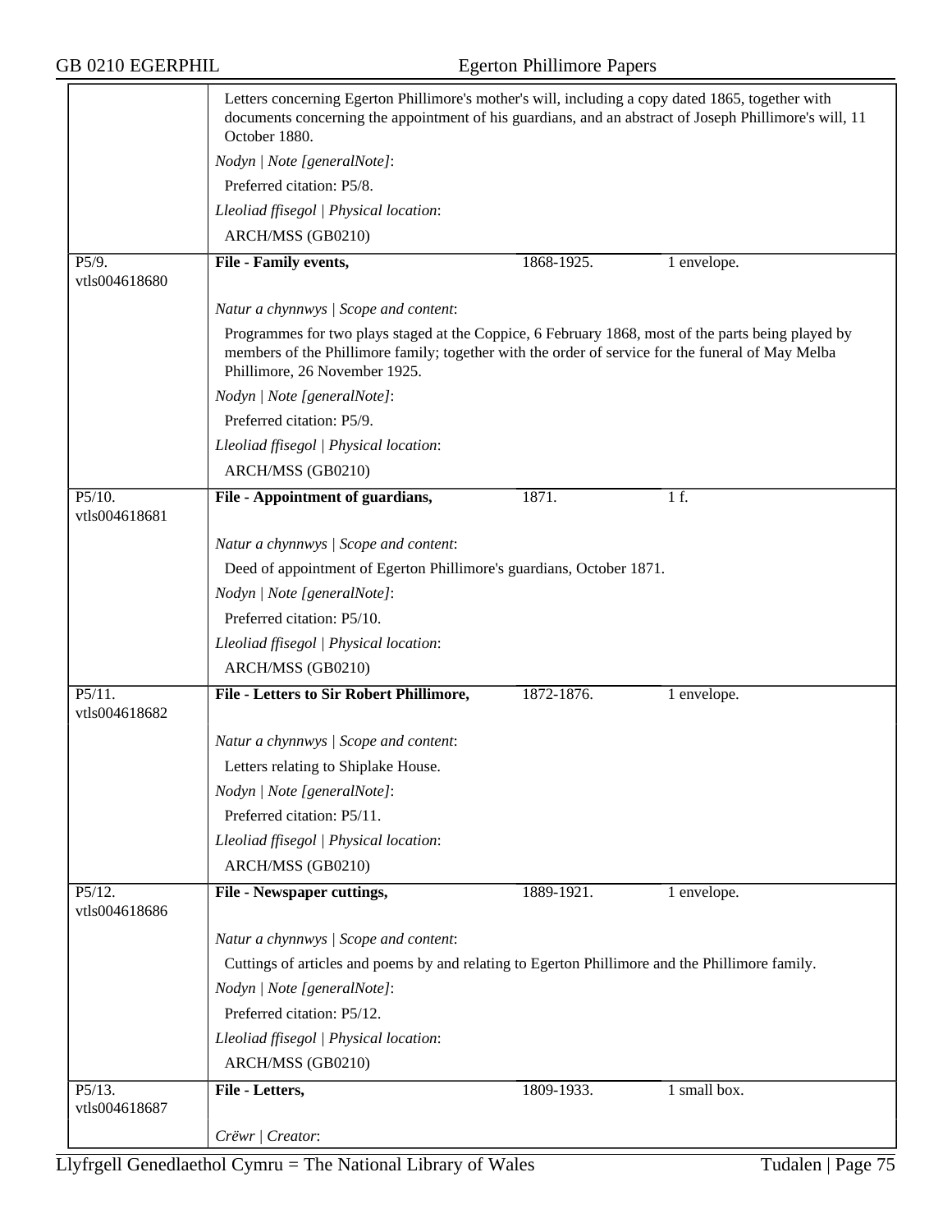Letters concerning Egerton Phillimore's mother's will, including a copy dated 1865, together with documents concerning the appointment of his guardians, and an abstract of Joseph Phillimore's will, 11 October 1880.

*Nodyn | Note [generalNote]*:

Preferred citation: P5/8.

*Lleoliad ffisegol | Physical location*:

ARCH/MSS (GB0210)

---

P5/9. vtls004618680

**File - Family events,** 1868-1925. 1 envelope.

*Natur a chynnwys | Scope and content*:

Programmes for two plays staged at the Coppice, 6 February 1868, most of the parts being played by members of the Phillimore family; together with the order of service for the funeral of May Melba Phillimore, 26 November 1925.

*Nodyn | Note [generalNote]*:

Preferred citation: P5/9.

*Lleoliad ffisegol | Physical location*:

ARCH/MSS (GB0210)

---

P5/10. vtls004618681

**File - Appointment of guardians,** 1871. 1 f.

*Natur a chynnwys | Scope and content*:

Deed of appointment of Egerton Phillimore's guardians, October 1871.

*Nodyn | Note [generalNote]*:

Preferred citation: P5/10.

*Lleoliad ffisegol | Physical location*:

ARCH/MSS (GB0210)

---

P5/11. vtls004618682

**File - Letters to Sir Robert Phillimore,** 1872-1876. 1 envelope.

*Natur a chynnwys | Scope and content*:

Letters relating to Shiplake House.

*Nodyn | Note [generalNote]*:

Preferred citation: P5/11.

*Lleoliad ffisegol | Physical location*:

ARCH/MSS (GB0210)

---

P5/12. vtls004618686

**File - Newspaper cuttings,** 1889-1921. 1 envelope.

*Natur a chynnwys | Scope and content*:

Cuttings of articles and poems by and relating to Egerton Phillimore and the Phillimore family.

*Nodyn | Note [generalNote]*:

Preferred citation: P5/12.

*Lleoliad ffisegol | Physical location*:

ARCH/MSS (GB0210)

---

P5/13. vtls004618687

**File - Letters,** 1809-1933. 1 small box.

*Crëwr | Creator*: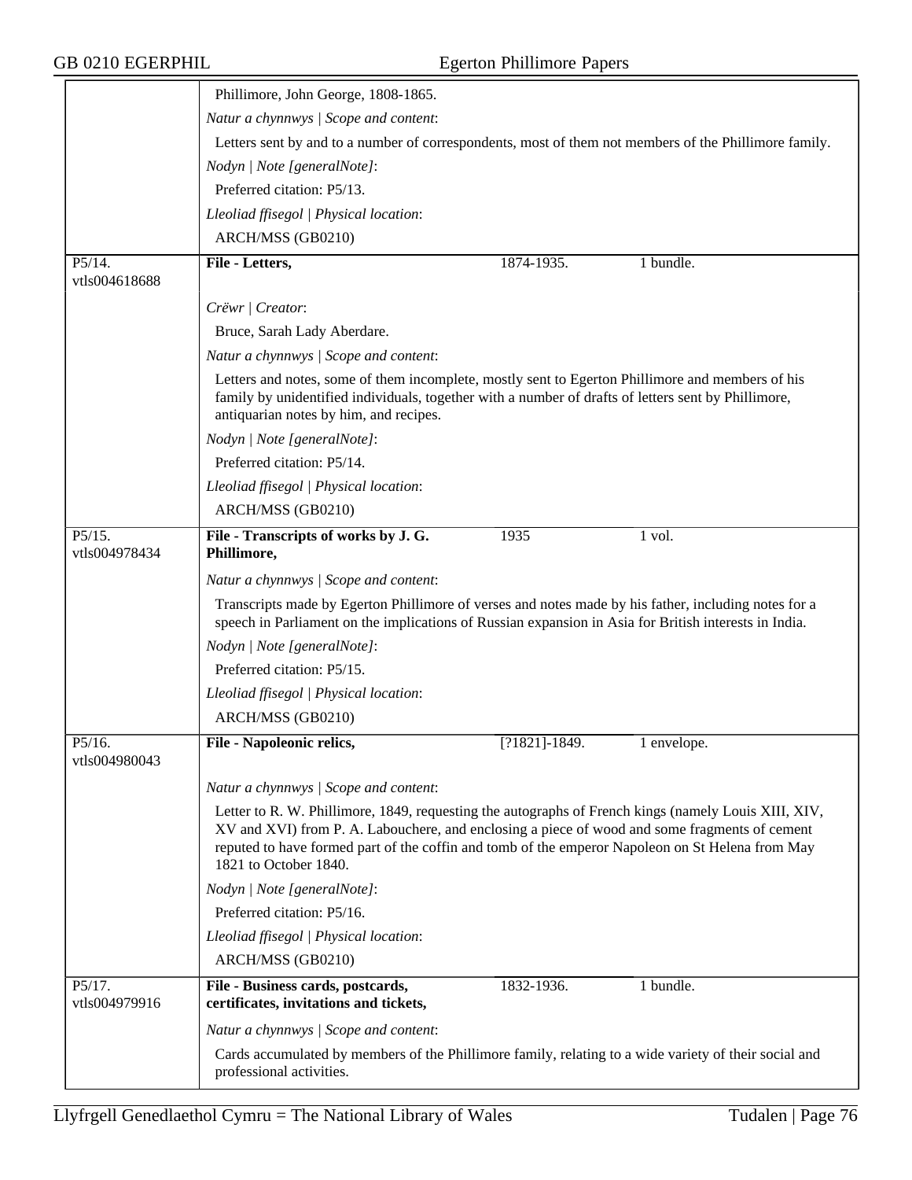Phillimore, John George, 1808-1865.

*Natur a chynnwys | Scope and content*:

Letters sent by and to a number of correspondents, most of them not members of the Phillimore family.

*Nodyn | Note [generalNote]*:

Preferred citation: P5/13.

*Lleoliad ffisegol | Physical location*:

ARCH/MSS (GB0210)

---

P5/14.
vtls004618688

**File - Letters,** 1874-1935. 1 bundle.

*Crëwr | Creator*:

Bruce, Sarah Lady Aberdare.

*Natur a chynnwys | Scope and content*:

Letters and notes, some of them incomplete, mostly sent to Egerton Phillimore and members of his family by unidentified individuals, together with a number of drafts of letters sent by Phillimore, antiquarian notes by him, and recipes.

*Nodyn | Note [generalNote]*:

Preferred citation: P5/14.

*Lleoliad ffisegol | Physical location*:

ARCH/MSS (GB0210)

---

P5/15.
vtls004978434

**File - Transcripts of works by J. G. Phillimore,** 1935 1 vol.

*Natur a chynnwys | Scope and content*:

Transcripts made by Egerton Phillimore of verses and notes made by his father, including notes for a speech in Parliament on the implications of Russian expansion in Asia for British interests in India.

*Nodyn | Note [generalNote]*:

Preferred citation: P5/15.

*Lleoliad ffisegol | Physical location*:

ARCH/MSS (GB0210)

---

P5/16.
vtls004980043

**File - Napoleonic relics,** [?1821]-1849. 1 envelope.

*Natur a chynnwys | Scope and content*:

Letter to R. W. Phillimore, 1849, requesting the autographs of French kings (namely Louis XIII, XIV, XV and XVI) from P. A. Labouchere, and enclosing a piece of wood and some fragments of cement reputed to have formed part of the coffin and tomb of the emperor Napoleon on St Helena from May 1821 to October 1840.

*Nodyn | Note [generalNote]*:

Preferred citation: P5/16.

*Lleoliad ffisegol | Physical location*:

ARCH/MSS (GB0210)

---

P5/17.
vtls004979916

**File - Business cards, postcards, certificates, invitations and tickets,** 1832-1936. 1 bundle.

*Natur a chynnwys | Scope and content*:

Cards accumulated by members of the Phillimore family, relating to a wide variety of their social and professional activities.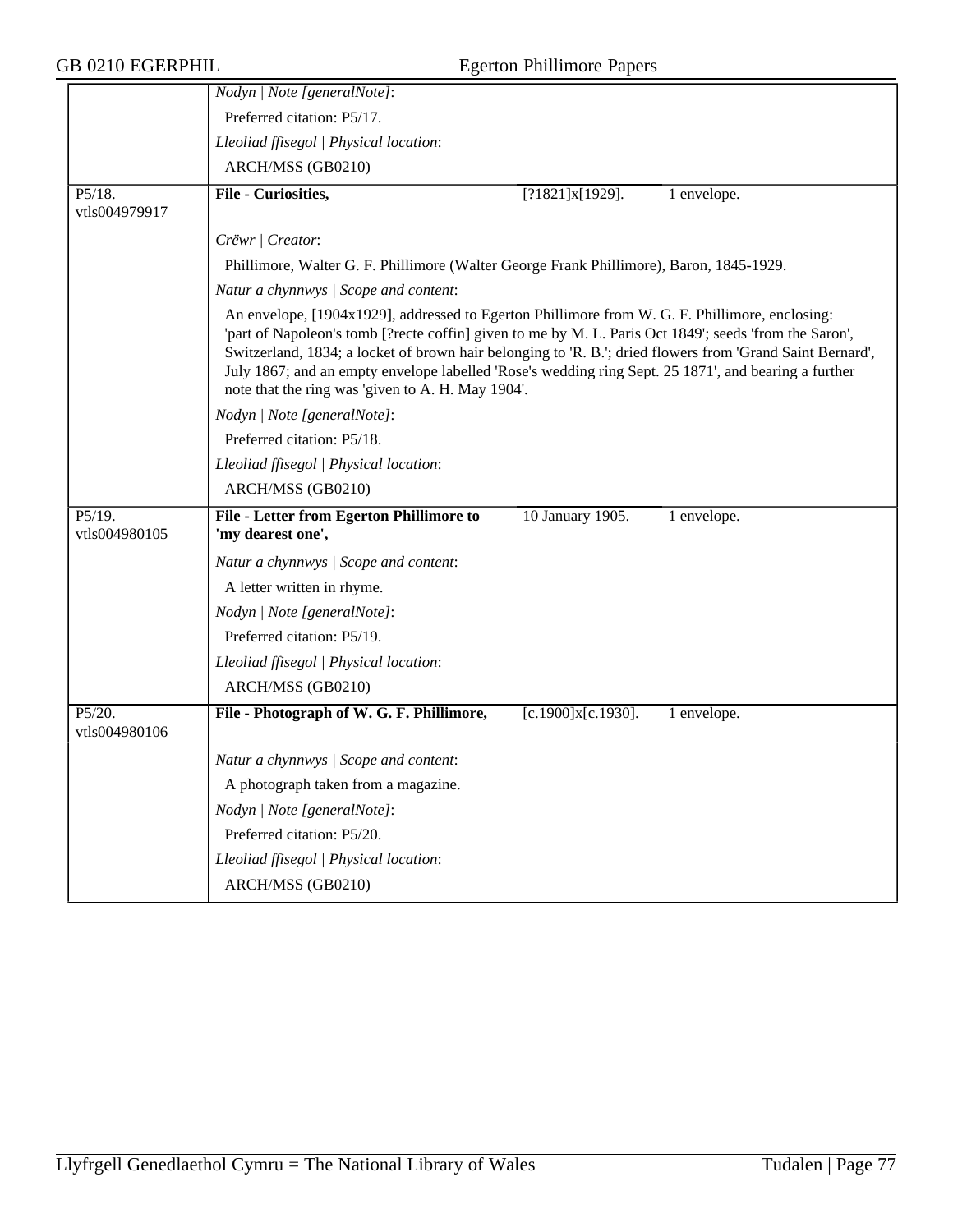*Nodyn | Note [generalNote]*:

Preferred citation: P5/17.

*Lleoliad ffisegol | Physical location*:

ARCH/MSS (GB0210)

| | | | |
|---|---|---|---|
| P5/18. vtls004979917 | **File - Curiosities,** | [?1821]x[1929]. | 1 envelope. |

*Crëwr | Creator*:

Phillimore, Walter G. F. Phillimore (Walter George Frank Phillimore), Baron, 1845-1929.

*Natur a chynnwys | Scope and content*:

An envelope, [1904x1929], addressed to Egerton Phillimore from W. G. F. Phillimore, enclosing: 'part of Napoleon's tomb [?recte coffin] given to me by M. L. Paris Oct 1849'; seeds 'from the Saron', Switzerland, 1834; a locket of brown hair belonging to 'R. B.'; dried flowers from 'Grand Saint Bernard', July 1867; and an empty envelope labelled 'Rose's wedding ring Sept. 25 1871', and bearing a further note that the ring was 'given to A. H. May 1904'.

*Nodyn | Note [generalNote]*:

Preferred citation: P5/18.

*Lleoliad ffisegol | Physical location*:

ARCH/MSS (GB0210)

| | | | |
|---|---|---|---|
| P5/19. vtls004980105 | **File - Letter from Egerton Phillimore to 'my dearest one',** | 10 January 1905. | 1 envelope. |

*Natur a chynnwys | Scope and content*:

A letter written in rhyme.

*Nodyn | Note [generalNote]*:

Preferred citation: P5/19.

*Lleoliad ffisegol | Physical location*:

ARCH/MSS (GB0210)

| | | | |
|---|---|---|---|
| P5/20. vtls004980106 | **File - Photograph of W. G. F. Phillimore,** | [c.1900]x[c.1930]. | 1 envelope. |

*Natur a chynnwys | Scope and content*:

A photograph taken from a magazine.

*Nodyn | Note [generalNote]*:

Preferred citation: P5/20.

*Lleoliad ffisegol | Physical location*:

ARCH/MSS (GB0210)